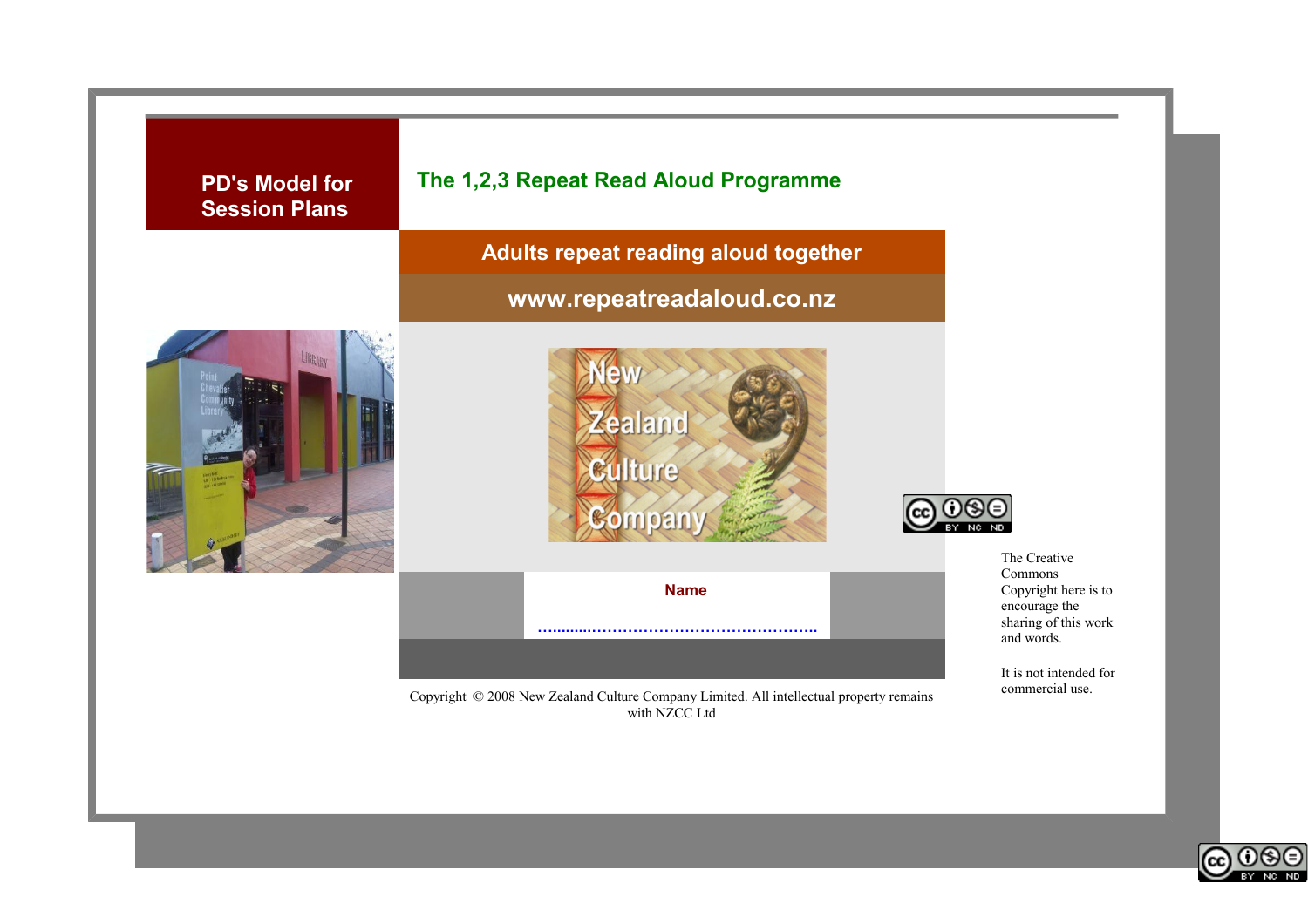**PD's Model for Session Plans**

# The 1,2,3 Repeat Read Aloud Programme

## Adults repeat reading aloud together

## www.repeatreadaloud.co.nz

New Zealand Culture Company

**Name**

…………………………………………………

Copyright © 2008 New Zealand Culture Company Limited. All intellectual property remains with NZCC Ltd

The Creative Commons Copyright here is to encourage the sharing of this work and words.

It is not intended for commercial use.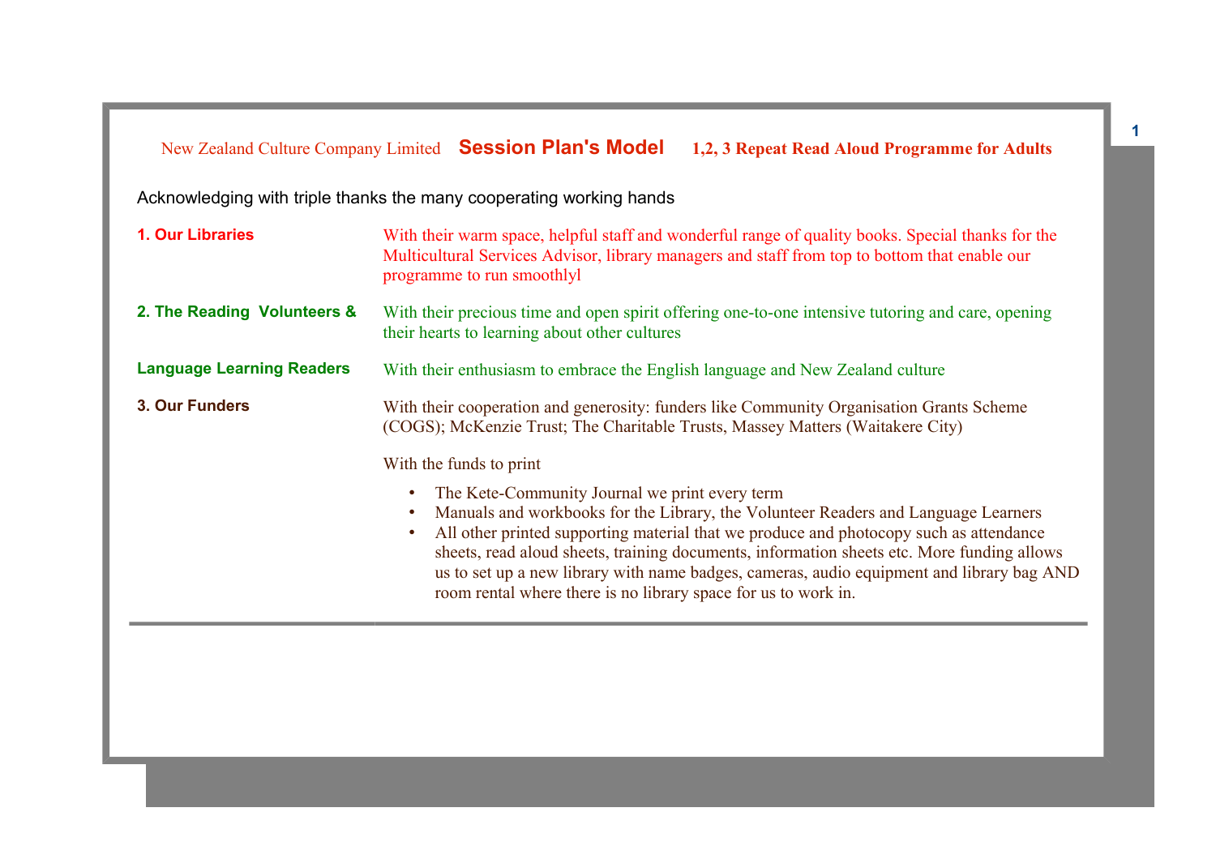New Zealand Culture Company Limited **Session Plan's Model** **1,2, 3 Repeat Read Aloud Programme for Adults**

Acknowledging with triple thanks the many cooperating working hands

**1. Our Libraries**

With their warm space, helpful staff and wonderful range of quality books. Special thanks for the Multicultural Services Advisor, library managers and staff from top to bottom that enable our programme to run smoothlyl

**2. The Reading Volunteers &**

With their precious time and open spirit offering one-to-one intensive tutoring and care, opening their hearts to learning about other cultures

**Language Learning Readers**

With their enthusiasm to embrace the English language and New Zealand culture

**3. Our Funders**

With their cooperation and generosity: funders like Community Organisation Grants Scheme (COGS); McKenzie Trust; The Charitable Trusts, Massey Matters (Waitakere City)

With the funds to print

- The Kete-Community Journal we print every term
- Manuals and workbooks for the Library, the Volunteer Readers and Language Learners
- All other printed supporting material that we produce and photocopy such as attendance sheets, read aloud sheets, training documents, information sheets etc. More funding allows us to set up a new library with name badges, cameras, audio equipment and library bag AND room rental where there is no library space for us to work in.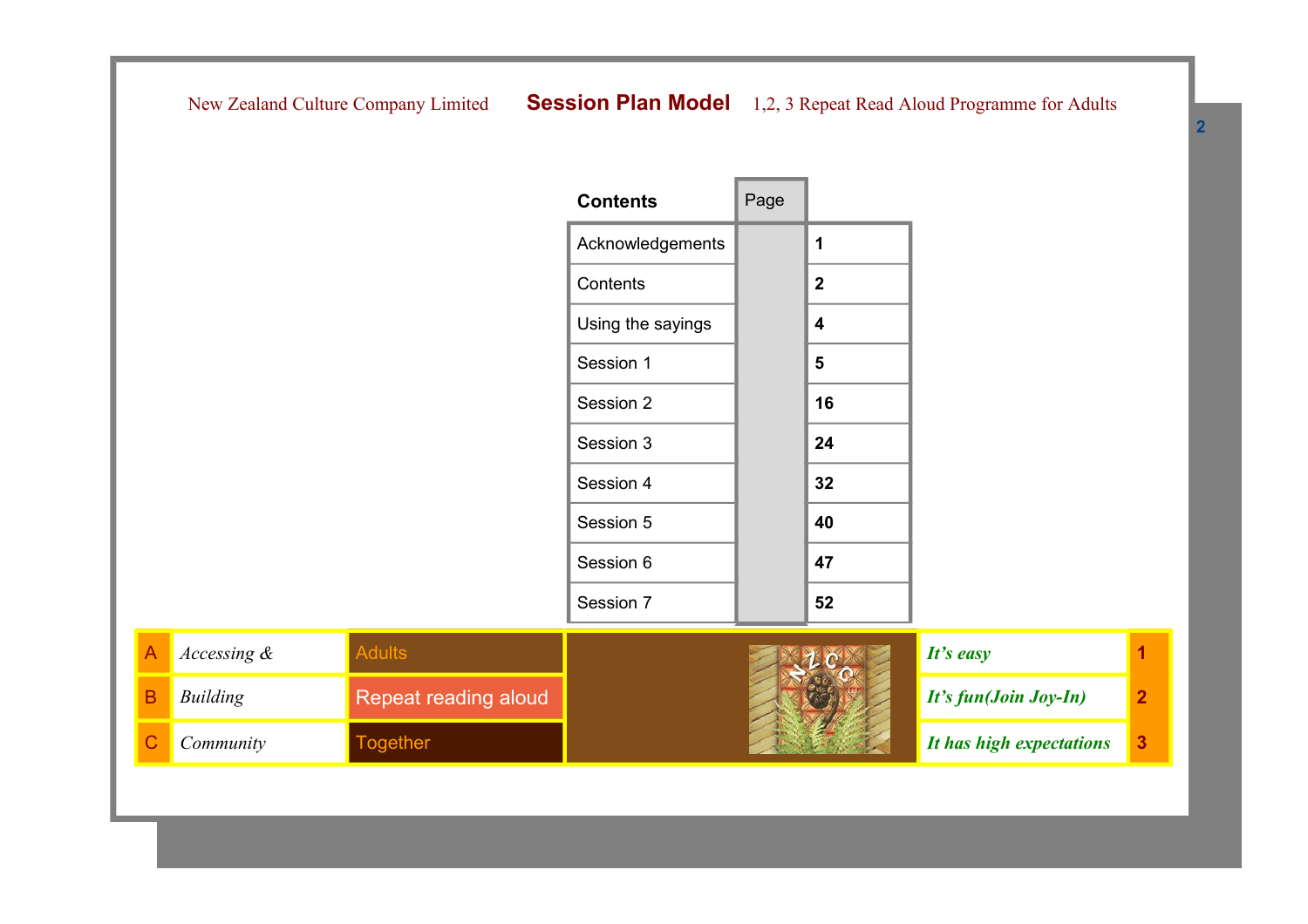| Contents | Page |
| --- | --- |
| Acknowledgements | 1 |
| Contents | 2 |
| Using the sayings | 4 |
| Session 1 | 5 |
| Session 2 | 16 |
| Session 3 | 24 |
| Session 4 | 32 |
| Session 5 | 40 |
| Session 6 | 47 |
| Session 7 | 52 |

| | | | | |
| --- | --- | --- | --- | --- |
| A | *Accessing &* | Adults | ***It's easy*** | 1 |
| B | *Building* | Repeat reading aloud | ***It's fun(Join Joy-In)*** | 2 |
| C | *Community* | Together | ***It has high expectations*** | 3 |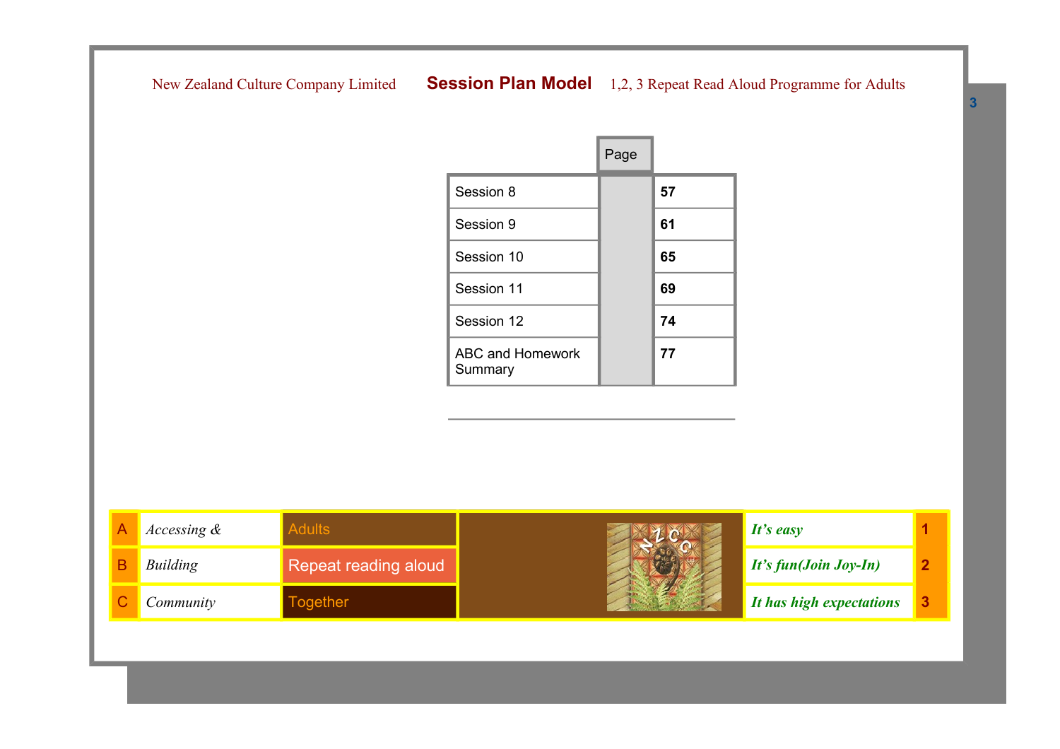| | Page | |
|---|---|---|
| Session 8 | | **57** |
| Session 9 | | **61** |
| Session 10 | | **65** |
| Session 11 | | **69** |
| Session 12 | | **74** |
| ABC and Homework Summary | | **77** |

---

| | | | |
|---|---|---|---|
| A | *Accessing &* | Adults | *It's easy* | 1 |
| B | *Building* | Repeat reading aloud | *It's fun(Join Joy-In)* | 2 |
| C | *Community* | Together | *It has high expectations* | 3 |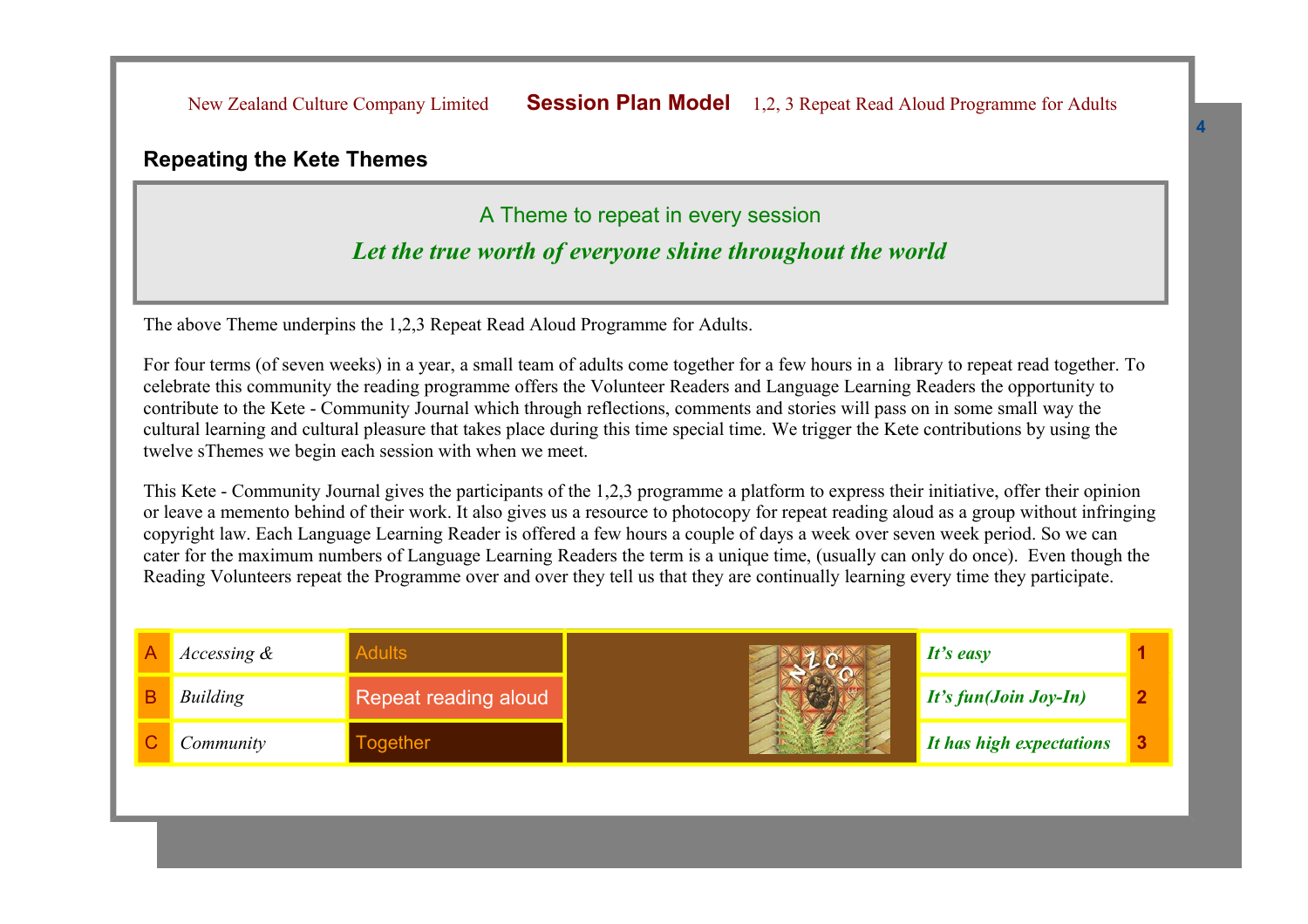## Repeating the Kete Themes

A Theme to repeat in every session

***Let the true worth of everyone shine throughout the world***

The above Theme underpins the 1,2,3 Repeat Read Aloud Programme for Adults.

For four terms (of seven weeks) in a year, a small team of adults come together for a few hours in a library to repeat read together. To celebrate this community the reading programme offers the Volunteer Readers and Language Learning Readers the opportunity to contribute to the Kete - Community Journal which through reflections, comments and stories will pass on in some small way the cultural learning and cultural pleasure that takes place during this time special time. We trigger the Kete contributions by using the twelve sThemes we begin each session with when we meet.

This Kete - Community Journal gives the participants of the 1,2,3 programme a platform to express their initiative, offer their opinion or leave a memento behind of their work. It also gives us a resource to photocopy for repeat reading aloud as a group without infringing copyright law. Each Language Learning Reader is offered a few hours a couple of days a week over seven week period. So we can cater for the maximum numbers of Language Learning Readers the term is a unique time, (usually can only do once). Even though the Reading Volunteers repeat the Programme over and over they tell us that they are continually learning every time they participate.

| A | *Accessing &* | Adults | | ***It's easy*** | **1** |
|---|---|---|---|---|---|
| B | *Building* | Repeat reading aloud | | ***It's fun(Join Joy-In)*** | **2** |
| C | *Community* | Together | | ***It has high expectations*** | **3** |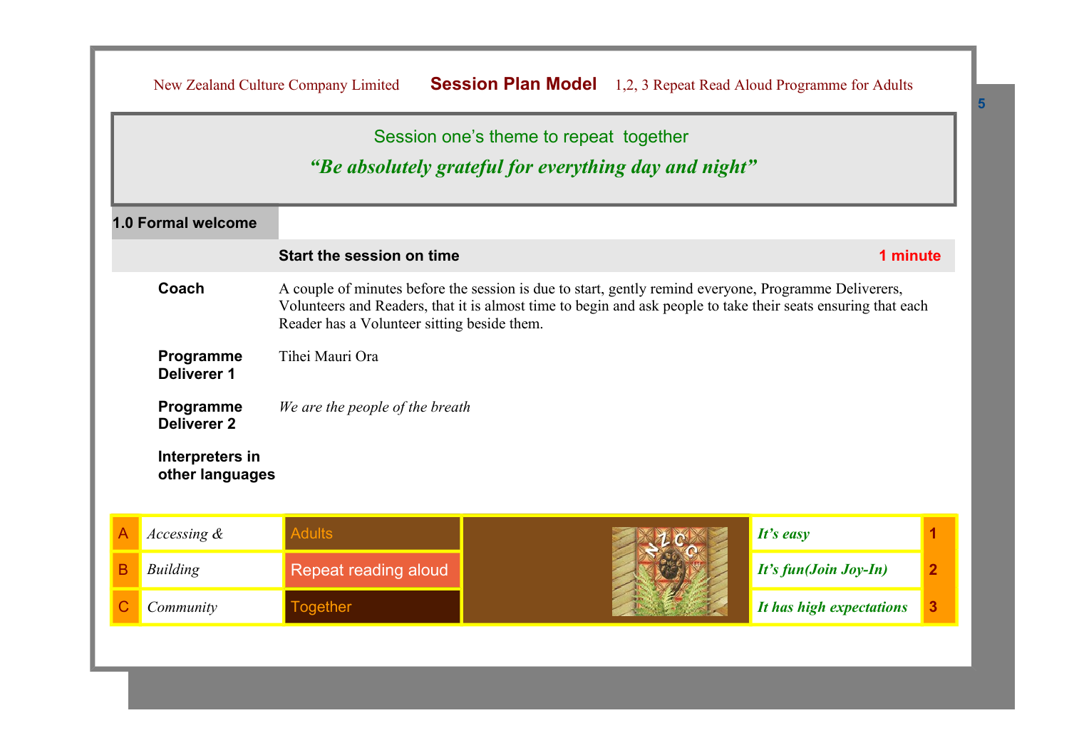## Session one's theme to repeat together

***"Be absolutely grateful for everything day and night"***

### 1.0 Formal welcome

| | Start the session on time | 1 minute |
|---|---|---|
| **Coach** | A couple of minutes before the session is due to start, gently remind everyone, Programme Deliverers, Volunteers and Readers, that it is almost time to begin and ask people to take their seats ensuring that each Reader has a Volunteer sitting beside them. | |
| **Programme Deliverer 1** | Tihei Mauri Ora | |
| **Programme Deliverer 2** | *We are the people of the breath* | |
| **Interpreters in other languages** | | |

| | | | | |
|---|---|---|---|---|
| A | *Accessing &* | Adults | *It's easy* | 1 |
| B | *Building* | Repeat reading aloud | *It's fun(Join Joy-In)* | 2 |
| C | *Community* | Together | *It has high expectations* | 3 |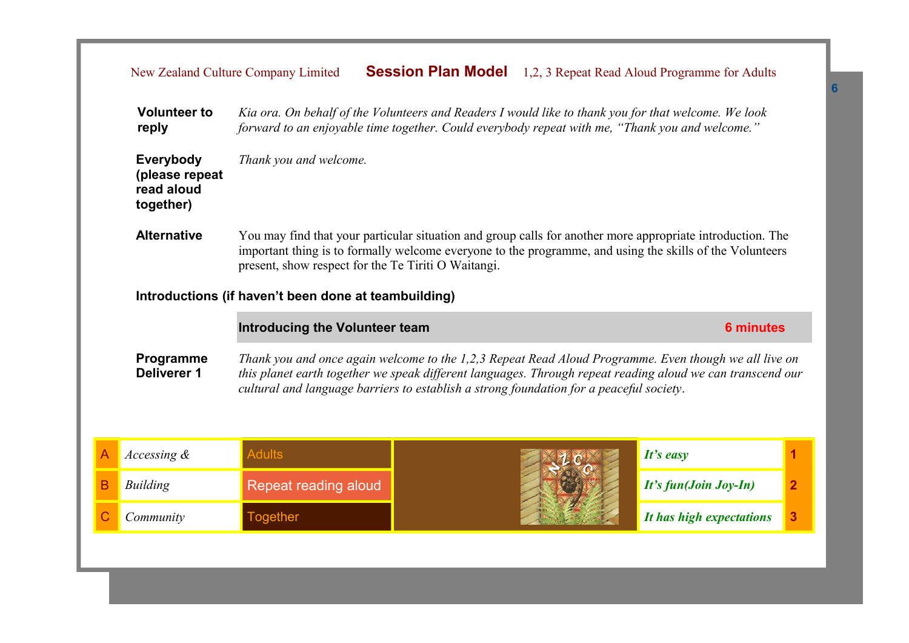**Volunteer to reply** *Kia ora. On behalf of the Volunteers and Readers I would like to thank you for that welcome. We look forward to an enjoyable time together. Could everybody repeat with me, "Thank you and welcome."*

**Everybody (please repeat read aloud together)** *Thank you and welcome.*

**Alternative** You may find that your particular situation and group calls for another more appropriate introduction. The important thing is to formally welcome everyone to the programme, and using the skills of the Volunteers present, show respect for the Te Tiriti O Waitangi.

**Introductions (if haven't been done at teambuilding)**

**Introducing the Volunteer team** **6 minutes**

**Programme Deliverer 1** *Thank you and once again welcome to the 1,2,3 Repeat Read Aloud Programme. Even though we all live on this planet earth together we speak different languages. Through repeat reading aloud we can transcend our cultural and language barriers to establish a strong foundation for a peaceful society.*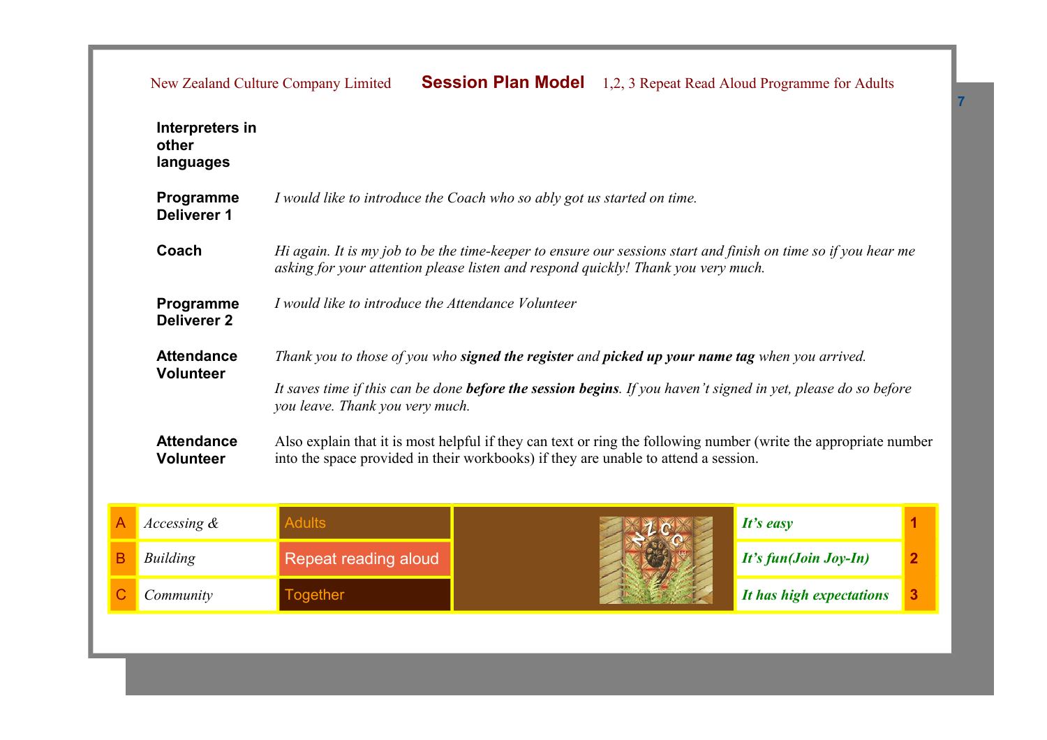| | |
|---|---|
| **Interpreters in other languages** | |
| **Programme Deliverer 1** | *I would like to introduce the Coach who so ably got us started on time.* |
| **Coach** | *Hi again. It is my job to be the time-keeper to ensure our sessions start and finish on time so if you hear me asking for your attention please listen and respond quickly! Thank you very much.* |
| **Programme Deliverer 2** | *I would like to introduce the Attendance Volunteer* |
| **Attendance Volunteer** | *Thank you to those of you who **signed the register** and **picked up your name tag** when you arrived.* <br><br> *It saves time if this can be done **before the session begins**. If you haven't signed in yet, please do so before you leave. Thank you very much.* |
| **Attendance Volunteer** | Also explain that it is most helpful if they can text or ring the following number (write the appropriate number into the space provided in their workbooks) if they are unable to attend a session. |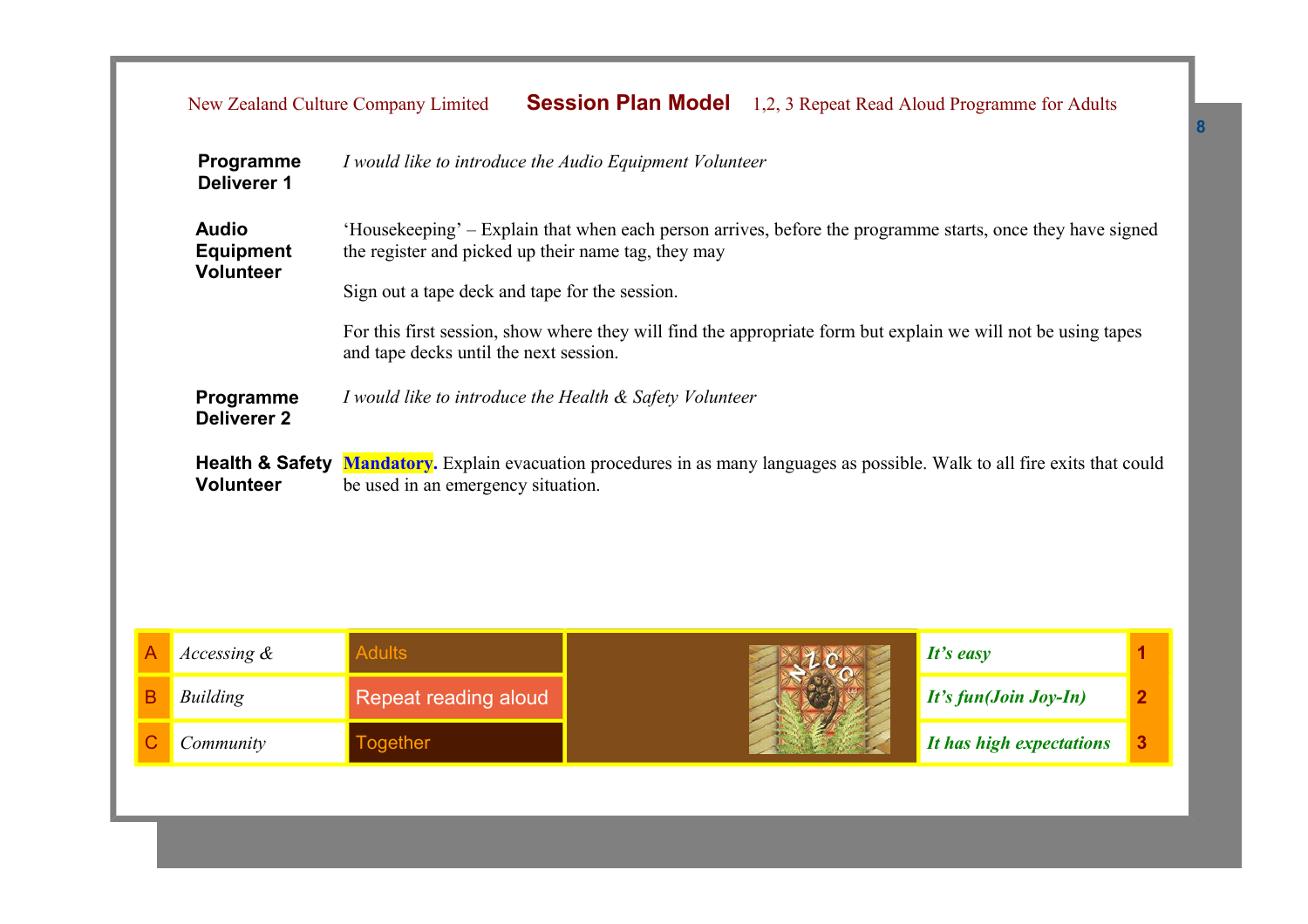| | |
|---|---|
| **Programme Deliverer 1** | *I would like to introduce the Audio Equipment Volunteer* |
| **Audio Equipment Volunteer** | 'Housekeeping' – Explain that when each person arrives, before the programme starts, once they have signed the register and picked up their name tag, they may<br><br>Sign out a tape deck and tape for the session.<br><br>For this first session, show where they will find the appropriate form but explain we will not be using tapes and tape decks until the next session. |
| **Programme Deliverer 2** | *I would like to introduce the Health & Safety Volunteer* |
| **Health & Safety Volunteer** | **Mandatory.** Explain evacuation procedures in as many languages as possible. Walk to all fire exits that could be used in an emergency situation. |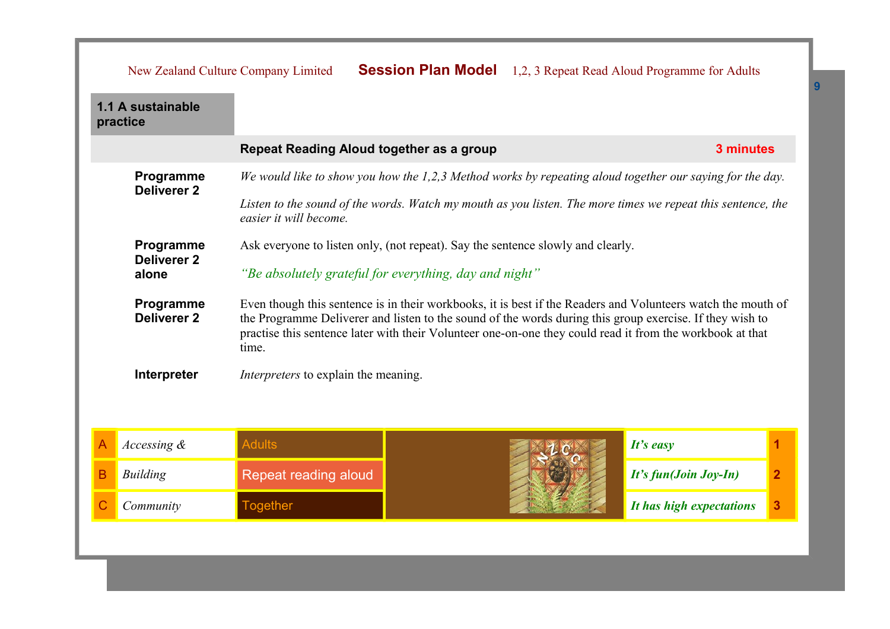## 1.1 A sustainable practice

| | **Repeat Reading Aloud together as a group** | **3 minutes** |
|---|---|---|
| **Programme Deliverer 2** | *We would like to show you how the 1,2,3 Method works by repeating aloud together our saying for the day.*<br><br>*Listen to the sound of the words. Watch my mouth as you listen. The more times we repeat this sentence, the easier it will become.* | |
| **Programme Deliverer 2 alone** | Ask everyone to listen only, (not repeat). Say the sentence slowly and clearly.<br><br>*"Be absolutely grateful for everything, day and night"* | |
| **Programme Deliverer 2** | Even though this sentence is in their workbooks, it is best if the Readers and Volunteers watch the mouth of the Programme Deliverer and listen to the sound of the words during this group exercise. If they wish to practise this sentence later with their Volunteer one-on-one they could read it from the workbook at that time. | |
| **Interpreter** | *Interpreters* to explain the meaning. | |

| | | | | |
|---|---|---|---|---|
| A | *Accessing &* | Adults | ***It's easy*** | 1 |
| B | *Building* | Repeat reading aloud | ***It's fun(Join Joy-In)*** | 2 |
| C | *Community* | Together | ***It has high expectations*** | 3 |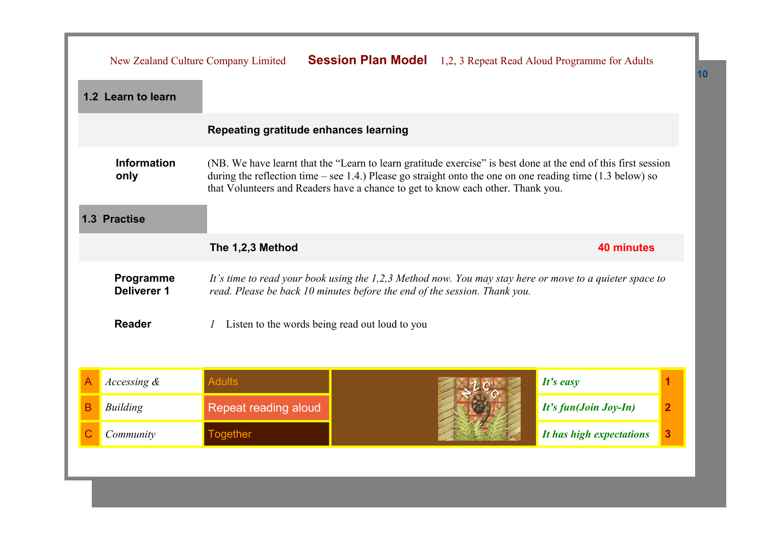## 1.2 Learn to learn

**Repeating gratitude enhances learning**

**Information only**

(NB. We have learnt that the "Learn to learn gratitude exercise" is best done at the end of this first session during the reflection time – see 1.4.) Please go straight onto the one on one reading time (1.3 below) so that Volunteers and Readers have a chance to get to know each other. Thank you.

## 1.3 Practise

**The 1,2,3 Method** **40 minutes**

**Programme Deliverer 1**

*It's time to read your book using the 1,2,3 Method now. You may stay here or move to a quieter space to read. Please be back 10 minutes before the end of the session. Thank you.*

**Reader**

*1* Listen to the words being read out loud to you

| | | | | |
|---|---|---|---|---|
| A | *Accessing &* | Adults | ***It's easy*** | 1 |
| B | *Building* | Repeat reading aloud | ***It's fun(Join Joy-In)*** | 2 |
| C | *Community* | Together | ***It has high expectations*** | 3 |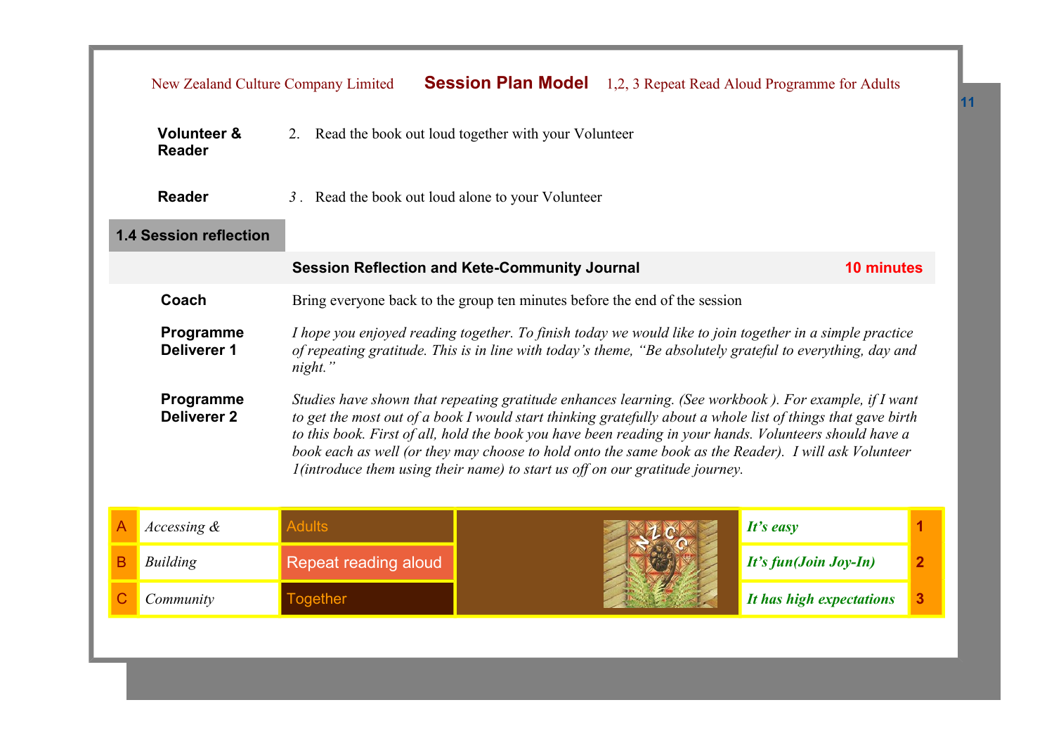| | |
|---|---|
| **Volunteer & Reader** | 2. Read the book out loud together with your Volunteer |
| **Reader** | *3* . Read the book out loud alone to your Volunteer |

## 1.4 Session reflection

| | **Session Reflection and Kete-Community Journal** | **10 minutes** |
|---|---|---|
| **Coach** | Bring everyone back to the group ten minutes before the end of the session | |
| **Programme Deliverer 1** | *I hope you enjoyed reading together. To finish today we would like to join together in a simple practice of repeating gratitude. This is in line with today's theme, "Be absolutely grateful to everything, day and night."* | |
| **Programme Deliverer 2** | *Studies have shown that repeating gratitude enhances learning. (See workbook ). For example, if I want to get the most out of a book I would start thinking gratefully about a whole list of things that gave birth to this book. First of all, hold the book you have been reading in your hands. Volunteers should have a book each as well (or they may choose to hold onto the same book as the Reader). I will ask Volunteer 1(introduce them using their name) to start us off on our gratitude journey.* | |

| | | | | |
|---|---|---|---|---|
| A | *Accessing &* | Adults | ***It's easy*** | **1** |
| B | *Building* | Repeat reading aloud | ***It's fun(Join Joy-In)*** | **2** |
| C | *Community* | Together | ***It has high expectations*** | **3** |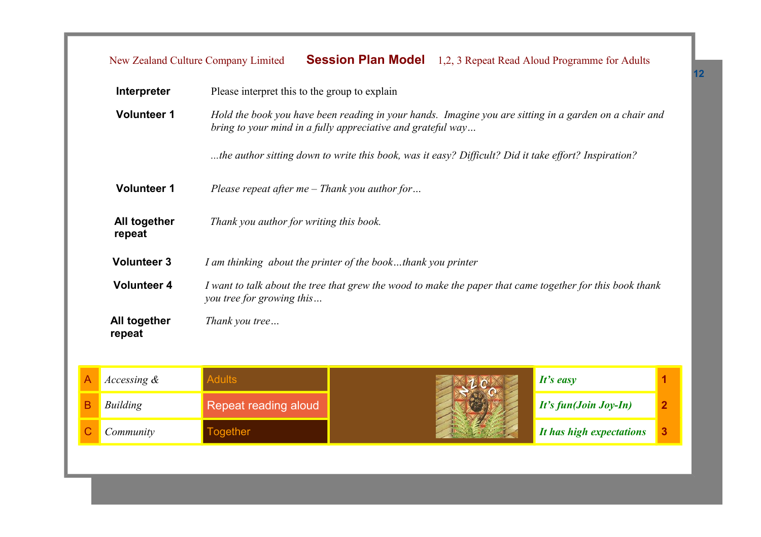New Zealand Culture Company Limited **Session Plan Model** 1,2, 3 Repeat Read Aloud Programme for Adults

| | |
|---|---|
| **Interpreter** | Please interpret this to the group to explain |
| **Volunteer 1** | *Hold the book you have been reading in your hands. Imagine you are sitting in a garden on a chair and bring to your mind in a fully appreciative and grateful way…*<br><br>*…the author sitting down to write this book, was it easy? Difficult? Did it take effort? Inspiration?* |
| **Volunteer 1** | *Please repeat after me – Thank you author for…* |
| **All together repeat** | *Thank you author for writing this book.* |
| **Volunteer 3** | *I am thinking about the printer of the book…thank you printer* |
| **Volunteer 4** | *I want to talk about the tree that grew the wood to make the paper that came together for this book thank you tree for growing this…* |
| **All together repeat** | *Thank you tree…* |

| | | | | | |
|---|---|---|---|---|---|
| A | *Accessing &* | Adults | | ***It's easy*** | **1** |
| B | *Building* | Repeat reading aloud | | ***It's fun(Join Joy-In)*** | **2** |
| C | *Community* | Together | | ***It has high expectations*** | **3** |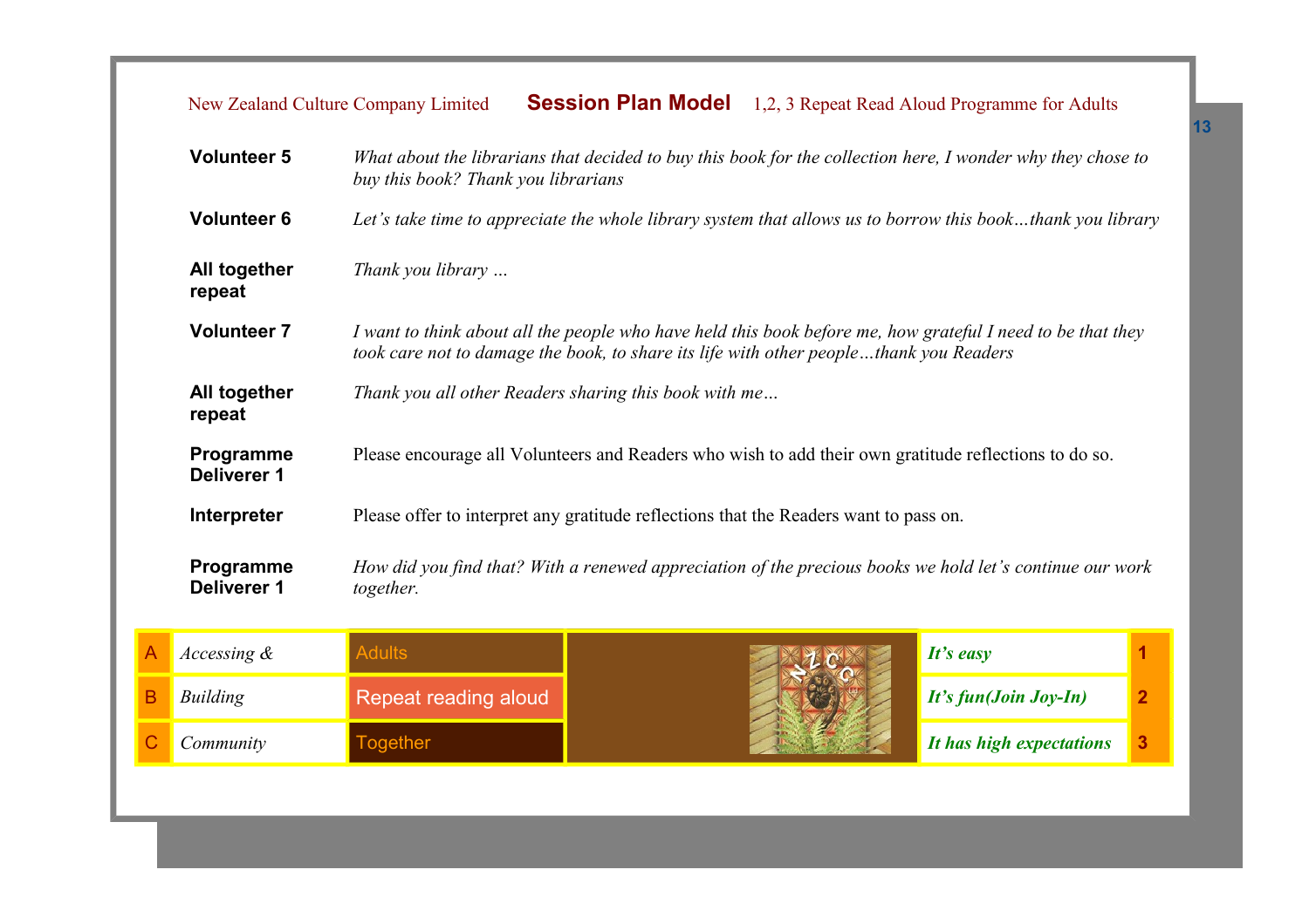| | |
|---|---|
| **Volunteer 5** | *What about the librarians that decided to buy this book for the collection here, I wonder why they chose to buy this book? Thank you librarians* |
| **Volunteer 6** | *Let's take time to appreciate the whole library system that allows us to borrow this book…thank you library* |
| **All together repeat** | *Thank you library …* |
| **Volunteer 7** | *I want to think about all the people who have held this book before me, how grateful I need to be that they took care not to damage the book, to share its life with other people…thank you Readers* |
| **All together repeat** | *Thank you all other Readers sharing this book with me…* |
| **Programme Deliverer 1** | Please encourage all Volunteers and Readers who wish to add their own gratitude reflections to do so. |
| **Interpreter** | Please offer to interpret any gratitude reflections that the Readers want to pass on. |
| **Programme Deliverer 1** | *How did you find that? With a renewed appreciation of the precious books we hold let's continue our work together.* |

| | | | | | |
|---|---|---|---|---|---|
| A | *Accessing &* | Adults | | ***It's easy*** | 1 |
| B | *Building* | Repeat reading aloud | | ***It's fun(Join Joy-In)*** | 2 |
| C | *Community* | Together | | ***It has high expectations*** | 3 |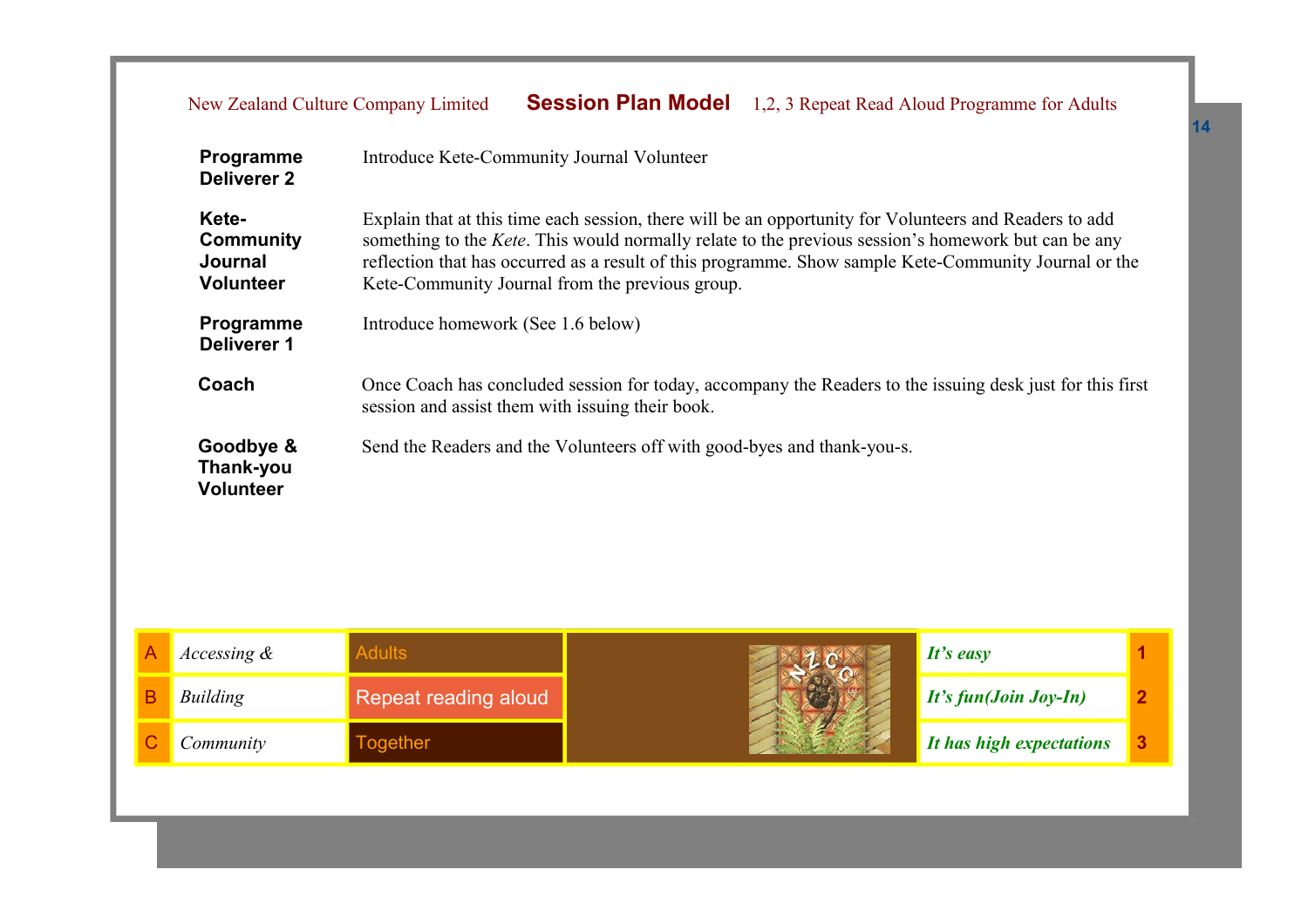| | |
|---|---|
| **Programme Deliverer 2** | Introduce Kete-Community Journal Volunteer |
| **Kete-Community Journal Volunteer** | Explain that at this time each session, there will be an opportunity for Volunteers and Readers to add something to the *Kete*. This would normally relate to the previous session's homework but can be any reflection that has occurred as a result of this programme. Show sample Kete-Community Journal or the Kete-Community Journal from the previous group. |
| **Programme Deliverer 1** | Introduce homework (See 1.6 below) |
| **Coach** | Once Coach has concluded session for today, accompany the Readers to the issuing desk just for this first session and assist them with issuing their book. |
| **Goodbye & Thank-you Volunteer** | Send the Readers and the Volunteers off with good-byes and thank-you-s. |

| | | | | | |
|---|---|---|---|---|---|
| A | *Accessing &* | Adults | | ***It's easy*** | **1** |
| B | *Building* | Repeat reading aloud | | ***It's fun(Join Joy-In)*** | **2** |
| C | *Community* | Together | | ***It has high expectations*** | **3** |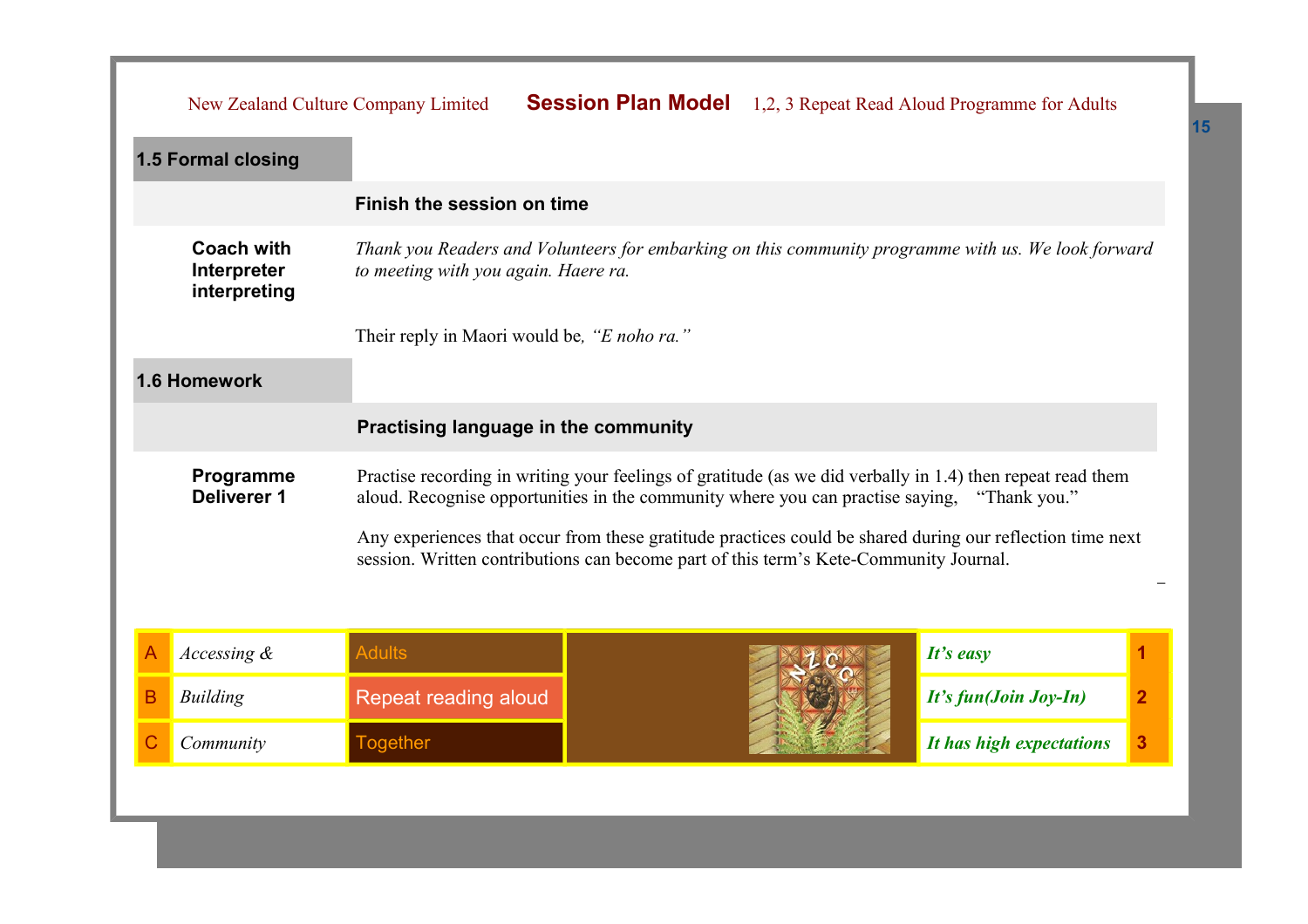## 1.5 Formal closing

**Finish the session on time**

**Coach with Interpreter interpreting**

*Thank you Readers and Volunteers for embarking on this community programme with us. We look forward to meeting with you again. Haere ra.*

Their reply in Maori would be*, "E noho ra."*

## 1.6 Homework

**Practising language in the community**

**Programme Deliverer 1**

Practise recording in writing your feelings of gratitude (as we did verbally in 1.4) then repeat read them aloud. Recognise opportunities in the community where you can practise saying, "Thank you."

Any experiences that occur from these gratitude practices could be shared during our reflection time next session. Written contributions can become part of this term's Kete-Community Journal.

| | | | | |
|---|---|---|---|---|
| A | *Accessing &* | Adults | *It's easy* | 1 |
| B | *Building* | Repeat reading aloud | *It's fun(Join Joy-In)* | 2 |
| C | *Community* | Together | *It has high expectations* | 3 |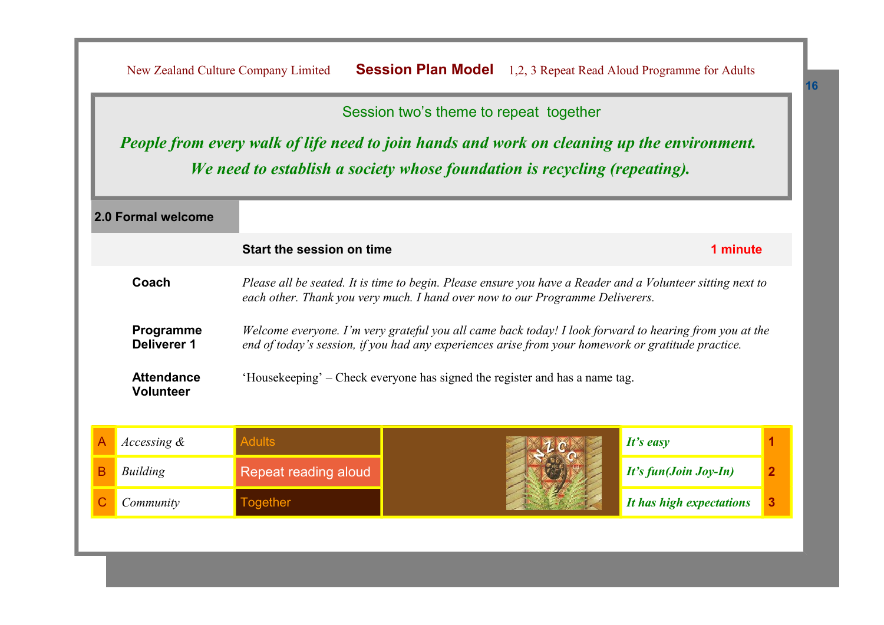Session two's theme to repeat together

***People from every walk of life need to join hands and work on cleaning up the environment.***

***We need to establish a society whose foundation is recycling (repeating).***

## 2.0 Formal welcome

| | **Start the session on time** | **1 minute** |
|---|---|---|
| **Coach** | *Please all be seated. It is time to begin. Please ensure you have a Reader and a Volunteer sitting next to each other. Thank you very much. I hand over now to our Programme Deliverers.* | |
| **Programme Deliverer 1** | *Welcome everyone. I'm very grateful you all came back today! I look forward to hearing from you at the end of today's session, if you had any experiences arise from your homework or gratitude practice.* | |
| **Attendance Volunteer** | 'Housekeeping' – Check everyone has signed the register and has a name tag. | |

| | | | | |
|---|---|---|---|---|
| A | *Accessing &* | Adults | ***It's easy*** | 1 |
| B | *Building* | Repeat reading aloud | ***It's fun(Join Joy-In)*** | 2 |
| C | *Community* | Together | ***It has high expectations*** | 3 |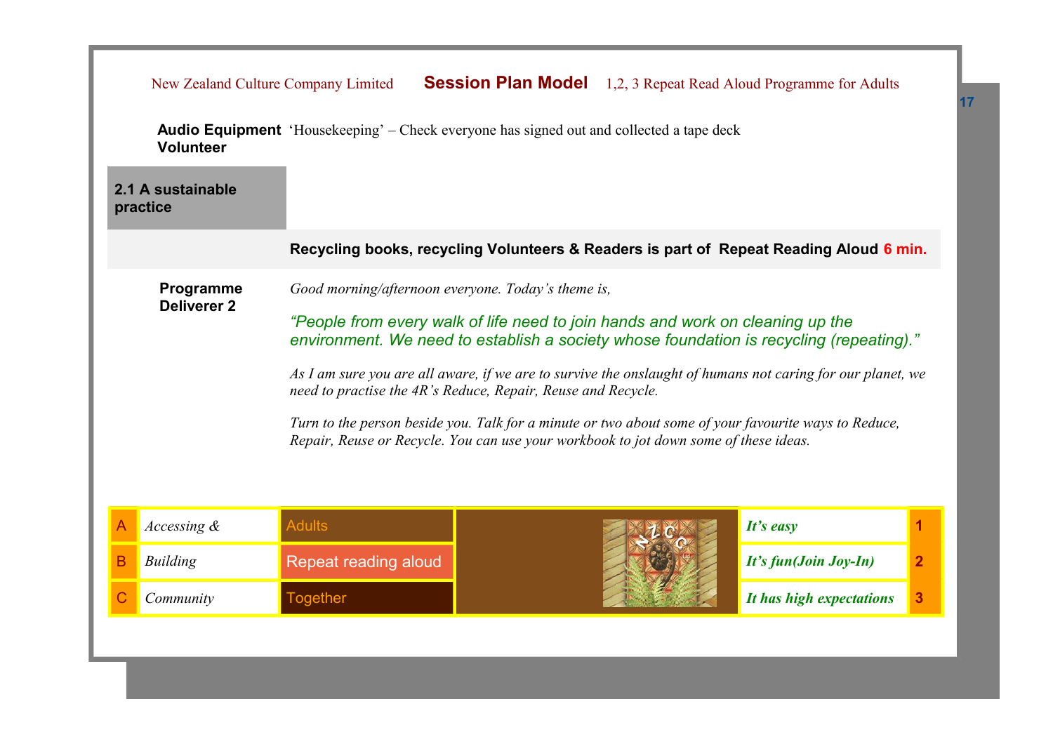**Audio Equipment Volunteer** 'Housekeeping' – Check everyone has signed out and collected a tape deck

## 2.1 A sustainable practice

**Recycling books, recycling Volunteers & Readers is part of Repeat Reading Aloud 6 min.**

**Programme Deliverer 2**

*Good morning/afternoon everyone. Today's theme is,*

*"People from every walk of life need to join hands and work on cleaning up the environment. We need to establish a society whose foundation is recycling (repeating)."*

*As I am sure you are all aware, if we are to survive the onslaught of humans not caring for our planet, we need to practise the 4R's Reduce, Repair, Reuse and Recycle.*

*Turn to the person beside you. Talk for a minute or two about some of your favourite ways to Reduce, Repair, Reuse or Recycle. You can use your workbook to jot down some of these ideas.*

| | | | | |
|---|---|---|---|---|
| A | *Accessing &* | Adults | ***It's easy*** | 1 |
| B | *Building* | Repeat reading aloud | ***It's fun(Join Joy-In)*** | 2 |
| C | *Community* | Together | ***It has high expectations*** | 3 |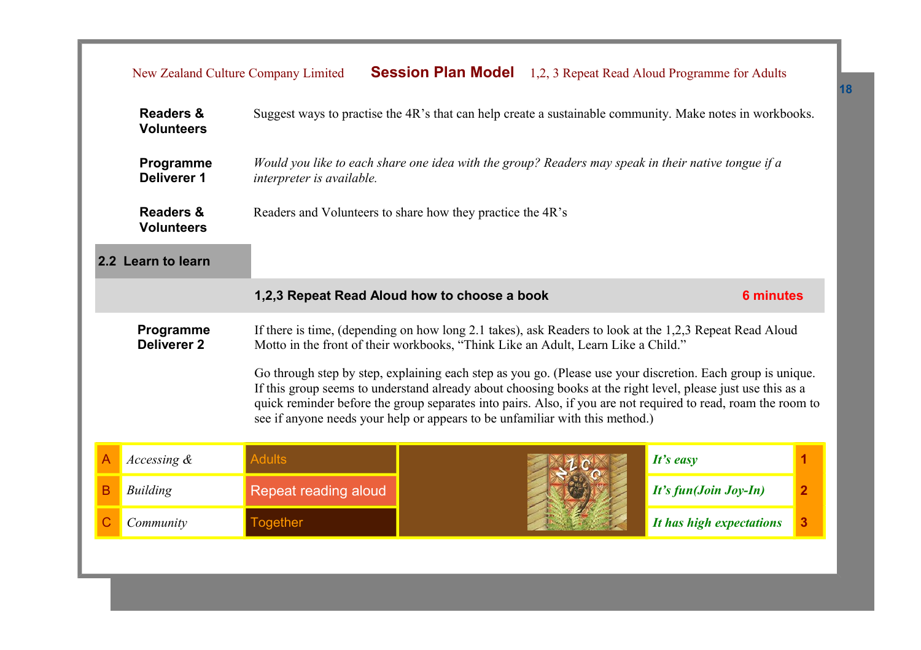| | |
|---|---|
| **Readers & Volunteers** | Suggest ways to practise the 4R's that can help create a sustainable community. Make notes in workbooks. |
| **Programme Deliverer 1** | *Would you like to each share one idea with the group? Readers may speak in their native tongue if a interpreter is available.* |
| **Readers & Volunteers** | Readers and Volunteers to share how they practice the 4R's |

## 2.2 Learn to learn

### 1,2,3 Repeat Read Aloud how to choose a book — 6 minutes

| | |
|---|---|
| **Programme Deliverer 2** | If there is time, (depending on how long 2.1 takes), ask Readers to look at the 1,2,3 Repeat Read Aloud Motto in the front of their workbooks, "Think Like an Adult, Learn Like a Child."<br><br>Go through step by step, explaining each step as you go. (Please use your discretion. Each group is unique. If this group seems to understand already about choosing books at the right level, please just use this as a quick reminder before the group separates into pairs. Also, if you are not required to read, roam the room to see if anyone needs your help or appears to be unfamiliar with this method.) |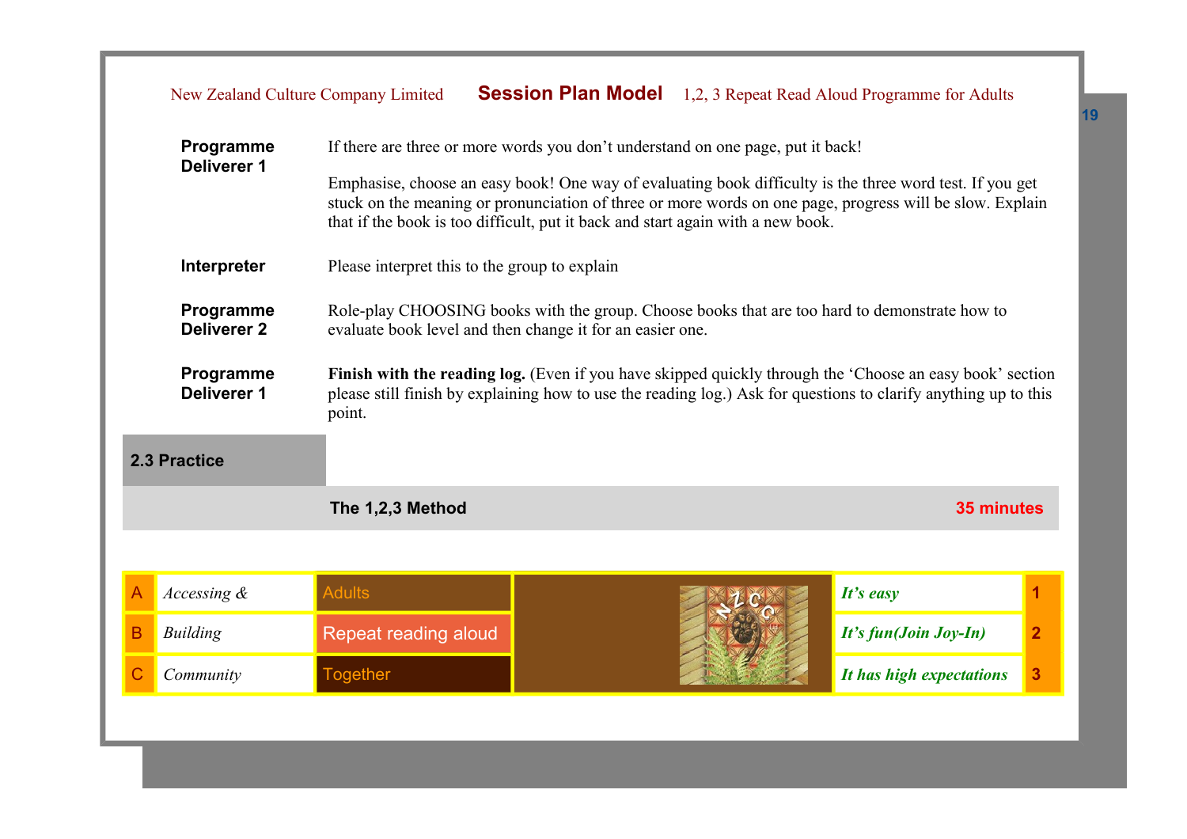| | |
|---|---|
| **Programme Deliverer 1** | If there are three or more words you don't understand on one page, put it back!<br><br>Emphasise, choose an easy book! One way of evaluating book difficulty is the three word test. If you get stuck on the meaning or pronunciation of three or more words on one page, progress will be slow. Explain that if the book is too difficult, put it back and start again with a new book. |
| **Interpreter** | Please interpret this to the group to explain |
| **Programme Deliverer 2** | Role-play CHOOSING books with the group. Choose books that are too hard to demonstrate how to evaluate book level and then change it for an easier one. |
| **Programme Deliverer 1** | **Finish with the reading log.** (Even if you have skipped quickly through the 'Choose an easy book' section please still finish by explaining how to use the reading log.) Ask for questions to clarify anything up to this point. |

## 2.3 Practice

| | **The 1,2,3 Method** | **35 minutes** |
|---|---|---|

| | | | | | |
|---|---|---|---|---|---|
| A | *Accessing &* | Adults | | ***It's easy*** | **1** |
| B | *Building* | Repeat reading aloud | | ***It's fun(Join Joy-In)*** | **2** |
| C | *Community* | Together | | ***It has high expectations*** | **3** |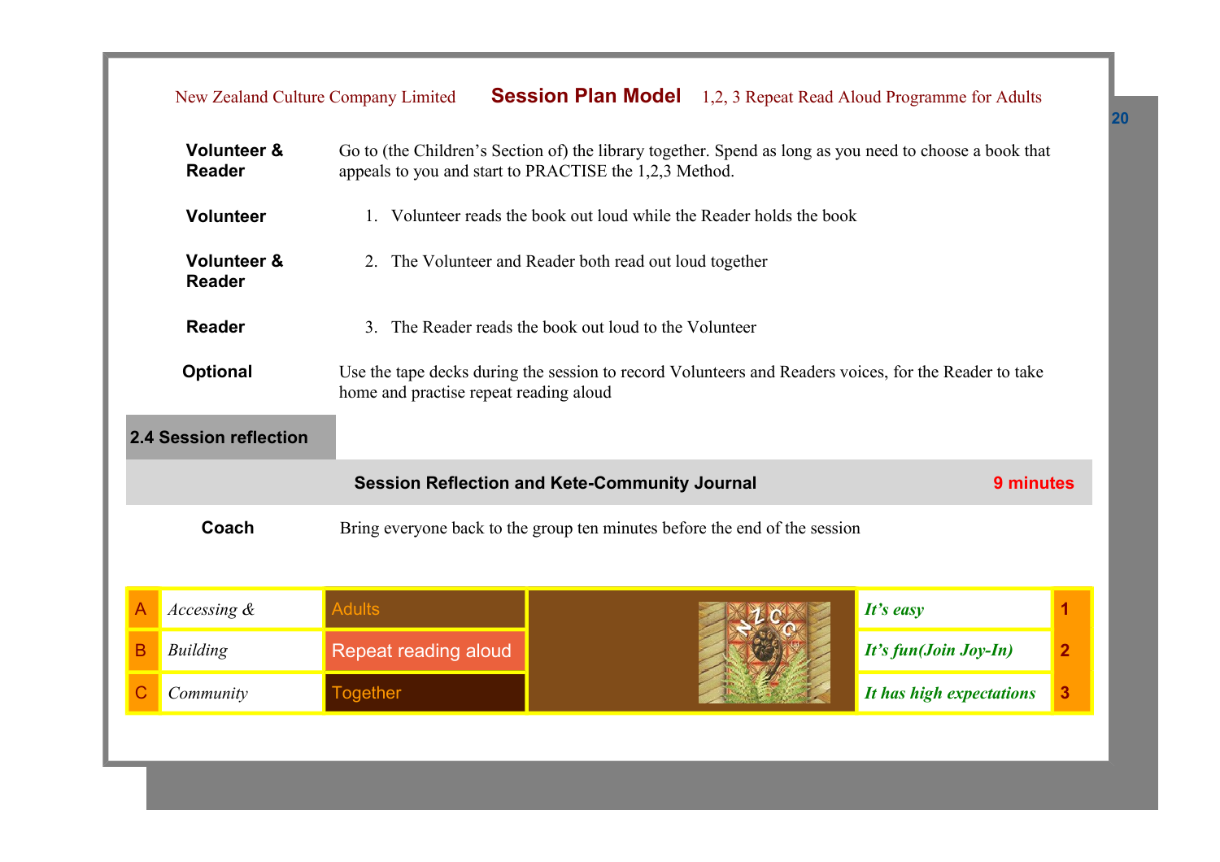| | |
|---|---|
| **Volunteer & Reader** | Go to (the Children's Section of) the library together. Spend as long as you need to choose a book that appeals to you and start to PRACTISE the 1,2,3 Method. |
| **Volunteer** | 1. Volunteer reads the book out loud while the Reader holds the book |
| **Volunteer & Reader** | 2. The Volunteer and Reader both read out loud together |
| **Reader** | 3. The Reader reads the book out loud to the Volunteer |
| **Optional** | Use the tape decks during the session to record Volunteers and Readers voices, for the Reader to take home and practise repeat reading aloud |

## 2.4 Session reflection

| **Session Reflection and Kete-Community Journal** | **9 minutes** |
|---|---|

| | |
|---|---|
| **Coach** | Bring everyone back to the group ten minutes before the end of the session |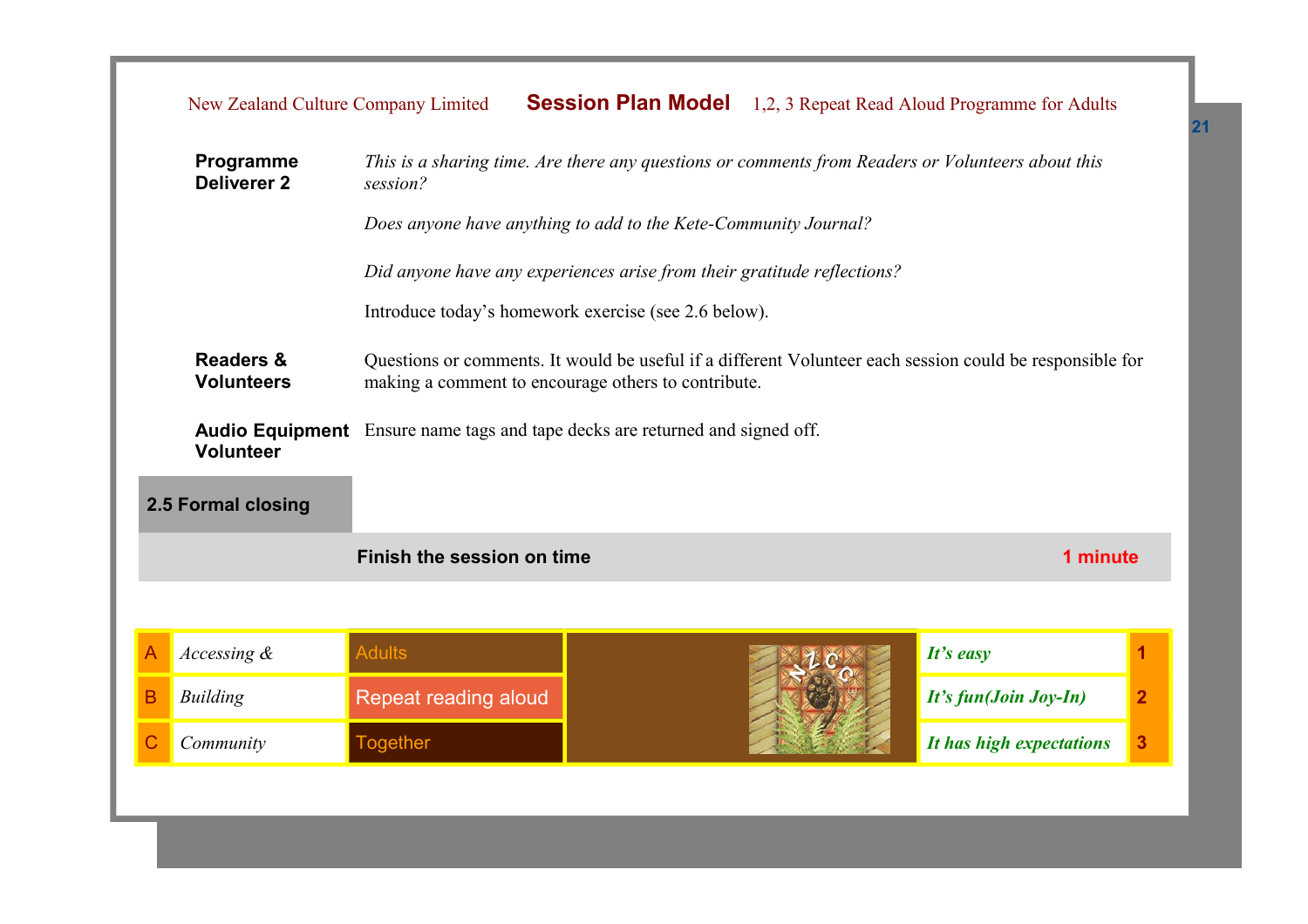| | |
|---|---|
| **Programme Deliverer 2** | *This is a sharing time. Are there any questions or comments from Readers or Volunteers about this session?*<br><br>*Does anyone have anything to add to the Kete-Community Journal?*<br><br>*Did anyone have any experiences arise from their gratitude reflections?*<br><br>Introduce today's homework exercise (see 2.6 below). |
| **Readers & Volunteers** | Questions or comments. It would be useful if a different Volunteer each session could be responsible for making a comment to encourage others to contribute. |
| **Audio Equipment Volunteer** | Ensure name tags and tape decks are returned and signed off. |

## 2.5 Formal closing

| | |
|---|---|
| **Finish the session on time** | **1 minute** |

| | | | | |
|---|---|---|---|---|
| A | *Accessing &* | Adults | *It's easy* | 1 |
| B | *Building* | Repeat reading aloud | *It's fun(Join Joy-In)* | 2 |
| C | *Community* | Together | *It has high expectations* | 3 |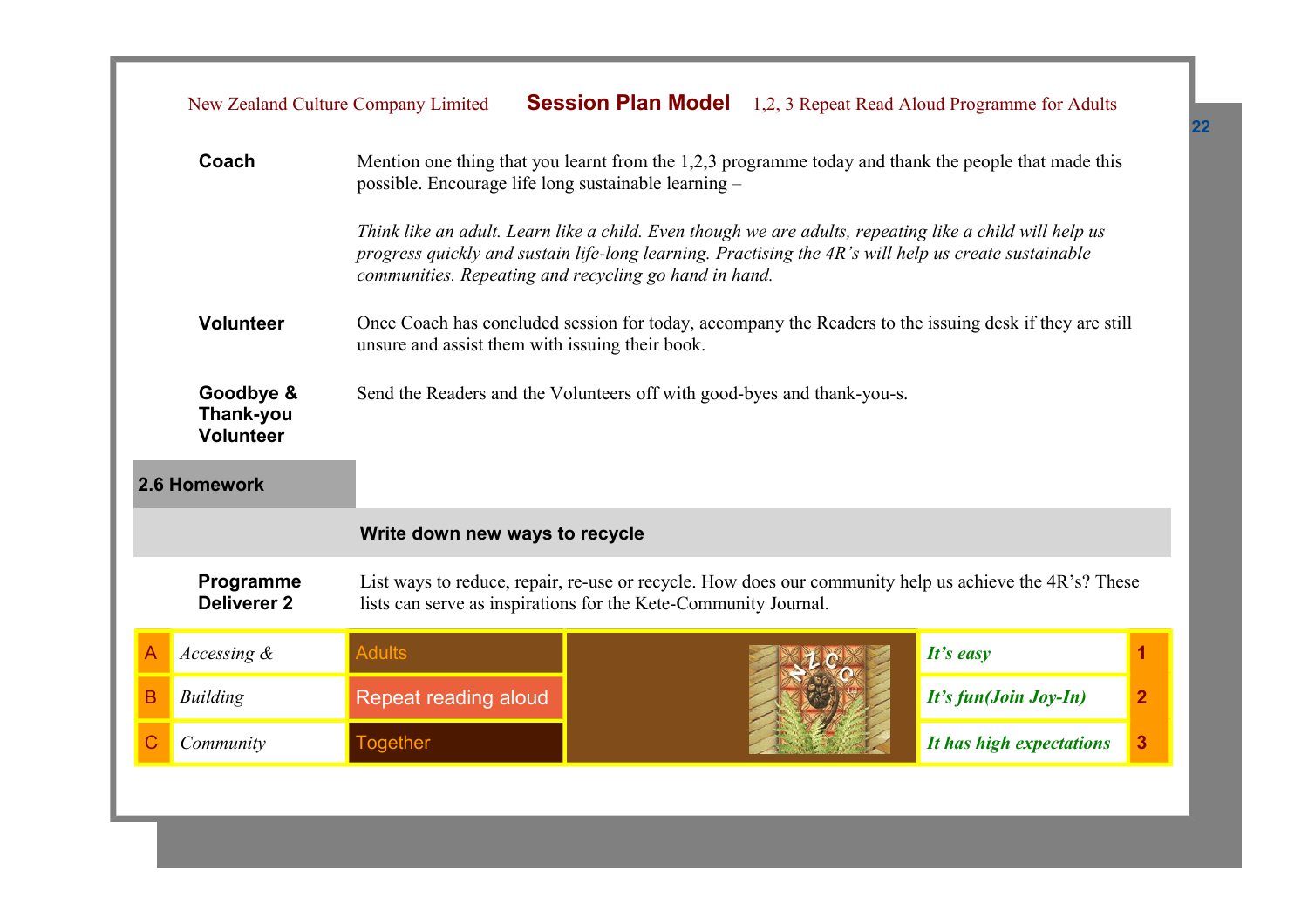**Coach**

Mention one thing that you learnt from the 1,2,3 programme today and thank the people that made this possible. Encourage life long sustainable learning –

*Think like an adult. Learn like a child. Even though we are adults, repeating like a child will help us progress quickly and sustain life-long learning. Practising the 4R's will help us create sustainable communities. Repeating and recycling go hand in hand.*

**Volunteer**

Once Coach has concluded session for today, accompany the Readers to the issuing desk if they are still unsure and assist them with issuing their book.

**Goodbye & Thank-you Volunteer**

Send the Readers and the Volunteers off with good-byes and thank-you-s.

## 2.6 Homework

### Write down new ways to recycle

**Programme Deliverer 2**

List ways to reduce, repair, re-use or recycle. How does our community help us achieve the 4R's? These lists can serve as inspirations for the Kete-Community Journal.

| | | | | |
|---|---|---|---|---|
| A | *Accessing &* | Adults | *It's easy* | 1 |
| B | *Building* | Repeat reading aloud | *It's fun(Join Joy-In)* | 2 |
| C | *Community* | Together | *It has high expectations* | 3 |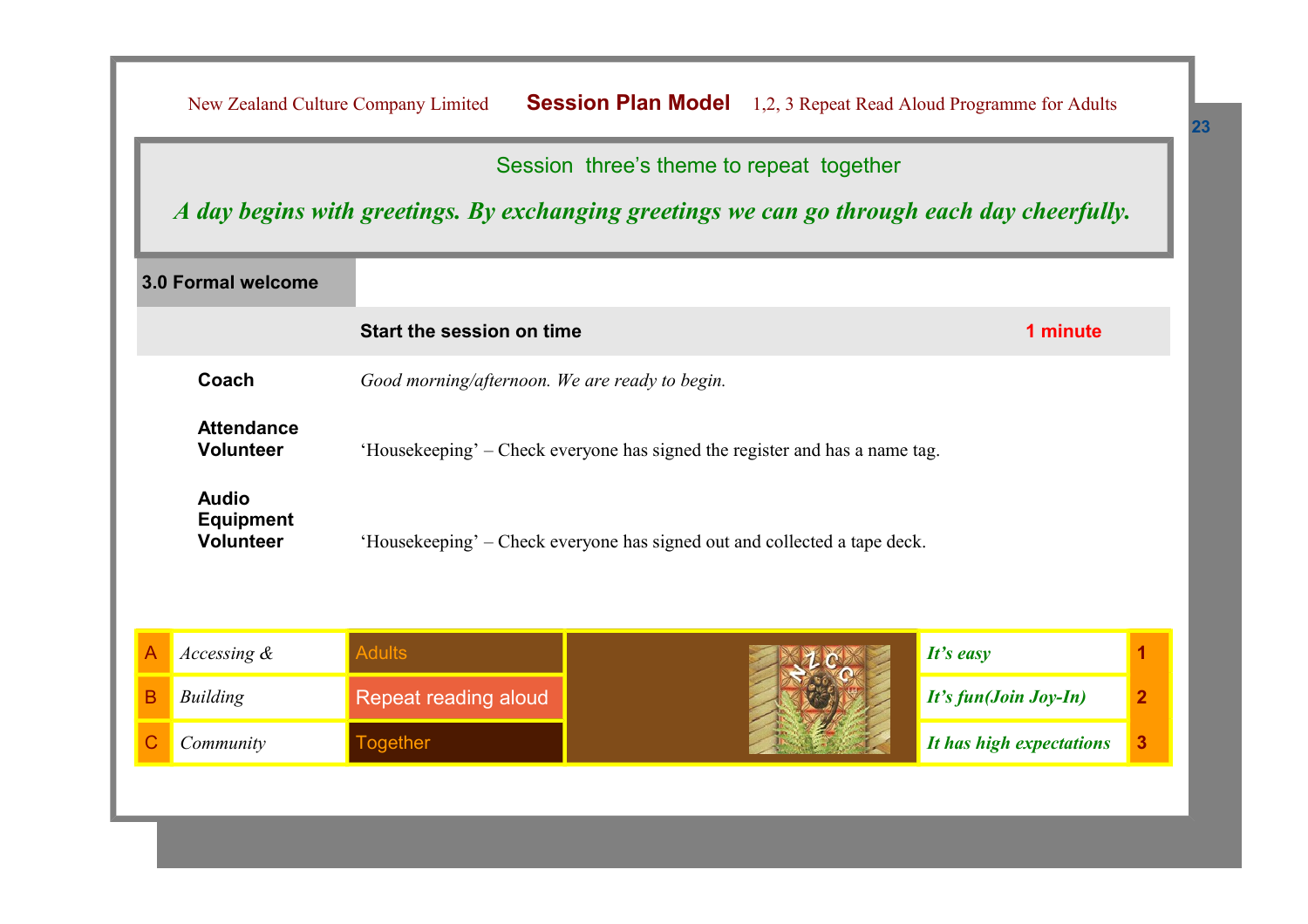## Session three's theme to repeat together

***A day begins with greetings. By exchanging greetings we can go through each day cheerfully.***

### 3.0 Formal welcome

| | | |
|---|---|---|
| | **Start the session on time** | **1 minute** |
| **Coach** | *Good morning/afternoon. We are ready to begin.* | |
| **Attendance Volunteer** | 'Housekeeping' – Check everyone has signed the register and has a name tag. | |
| **Audio Equipment Volunteer** | 'Housekeeping' – Check everyone has signed out and collected a tape deck. | |

| | | | | |
|---|---|---|---|---|
| A | *Accessing &* | Adults | *It's easy* | 1 |
| B | *Building* | Repeat reading aloud | *It's fun(Join Joy-In)* | 2 |
| C | *Community* | Together | *It has high expectations* | 3 |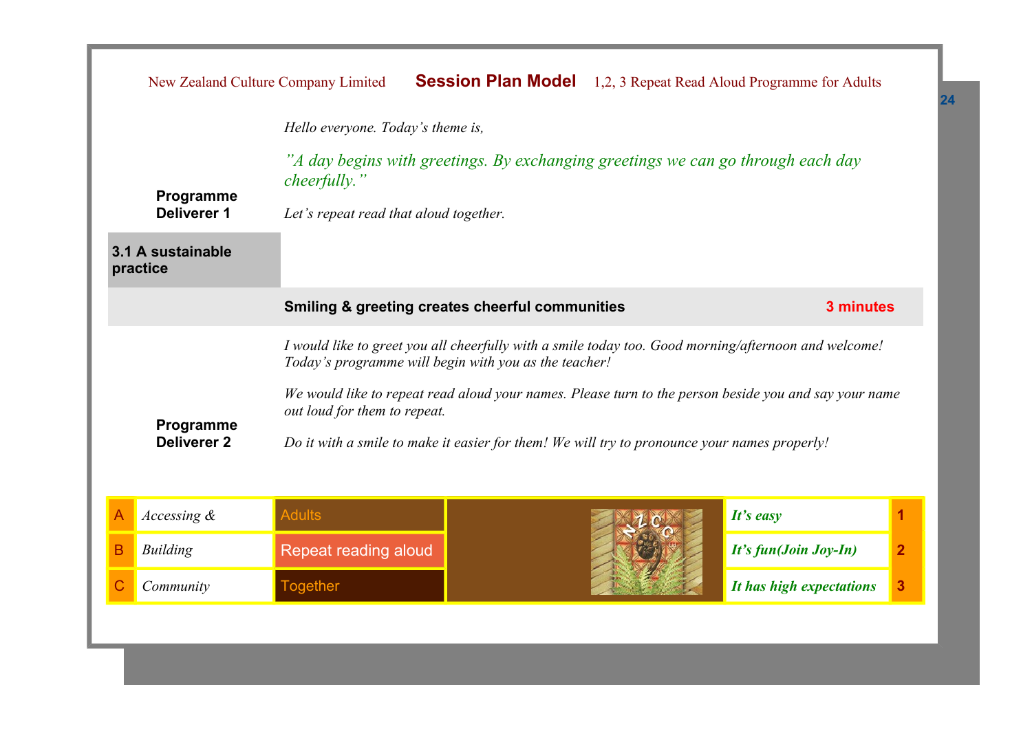**Programme Deliverer 1**

*Hello everyone. Today's theme is,*

*"A day begins with greetings. By exchanging greetings we can go through each day cheerfully."*

*Let's repeat read that aloud together.*

## 3.1 A sustainable practice

### Smiling & greeting creates cheerful communities — 3 minutes

**Programme Deliverer 2**

*I would like to greet you all cheerfully with a smile today too. Good morning/afternoon and welcome! Today's programme will begin with you as the teacher!*

*We would like to repeat read aloud your names. Please turn to the person beside you and say your name out loud for them to repeat.*

*Do it with a smile to make it easier for them! We will try to pronounce your names properly!*

| | | | | |
|---|---|---|---|---|
| A | *Accessing &* | Adults | *It's easy* | 1 |
| B | *Building* | Repeat reading aloud | *It's fun(Join Joy-In)* | 2 |
| C | *Community* | Together | *It has high expectations* | 3 |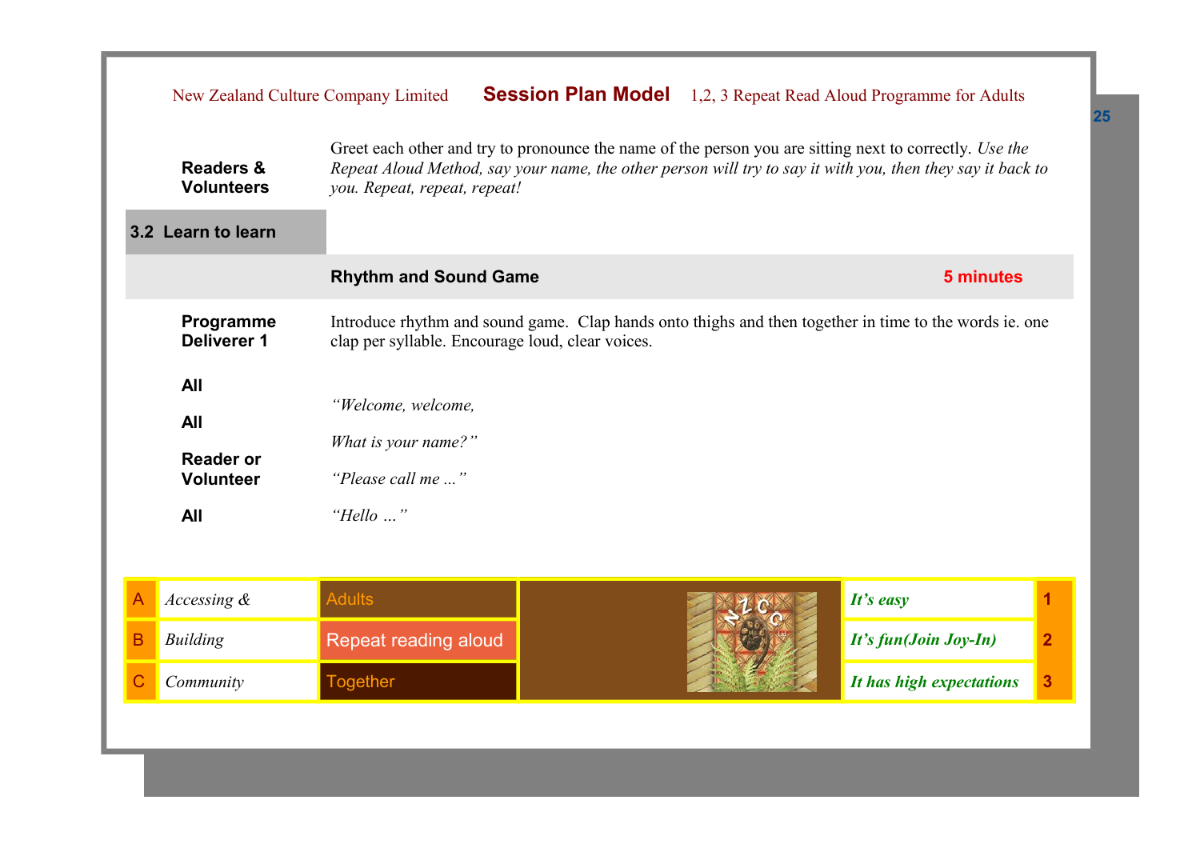| | |
|---|---|
| **Readers & Volunteers** | Greet each other and try to pronounce the name of the person you are sitting next to correctly. *Use the Repeat Aloud Method, say your name, the other person will try to say it with you, then they say it back to you. Repeat, repeat, repeat!* |

## 3.2 Learn to learn

| | | |
|---|---|---|
| | **Rhythm and Sound Game** | **5 minutes** |
| **Programme Deliverer 1** | Introduce rhythm and sound game. Clap hands onto thighs and then together in time to the words ie. one clap per syllable. Encourage loud, clear voices. | |
| **All** | *"Welcome, welcome,* | |
| **All** | *What is your name?"* | |
| **Reader or Volunteer** | *"Please call me ..."* | |
| **All** | *"Hello ..."* | |

| | | | | |
|---|---|---|---|---|
| A | *Accessing &* | Adults | *It's easy* | 1 |
| B | *Building* | Repeat reading aloud | *It's fun(Join Joy-In)* | 2 |
| C | *Community* | Together | *It has high expectations* | 3 |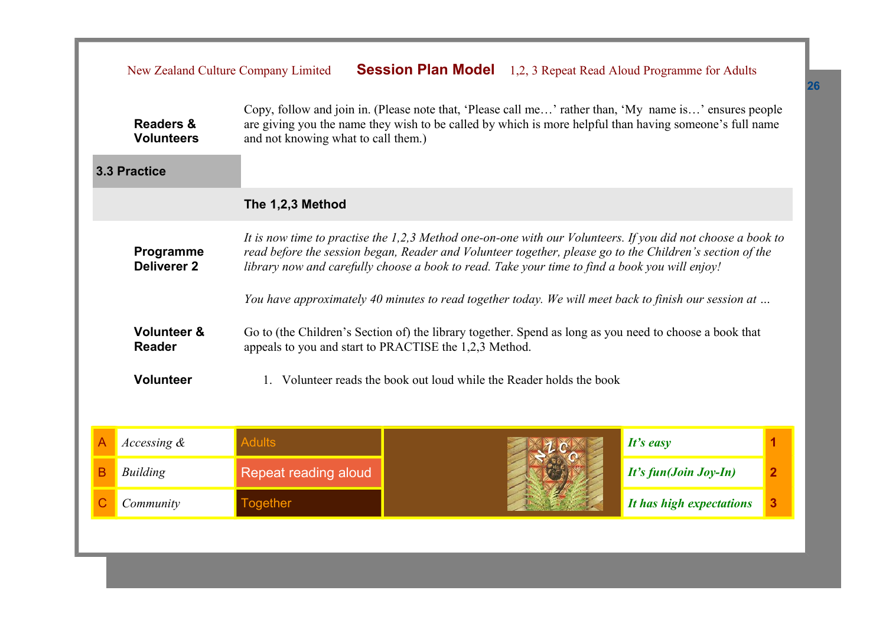| | |
|---|---|
| **Readers & Volunteers** | Copy, follow and join in. (Please note that, 'Please call me…' rather than, 'My name is…' ensures people are giving you the name they wish to be called by which is more helpful than having someone's full name and not knowing what to call them.) |

## 3.3 Practice

### The 1,2,3 Method

| | |
|---|---|
| **Programme Deliverer 2** | *It is now time to practise the 1,2,3 Method one-on-one with our Volunteers. If you did not choose a book to read before the session began, Reader and Volunteer together, please go to the Children's section of the library now and carefully choose a book to read. Take your time to find a book you will enjoy!* <br><br> *You have approximately 40 minutes to read together today. We will meet back to finish our session at …* |
| **Volunteer & Reader** | Go to (the Children's Section of) the library together. Spend as long as you need to choose a book that appeals to you and start to PRACTISE the 1,2,3 Method. |
| **Volunteer** | 1. Volunteer reads the book out loud while the Reader holds the book |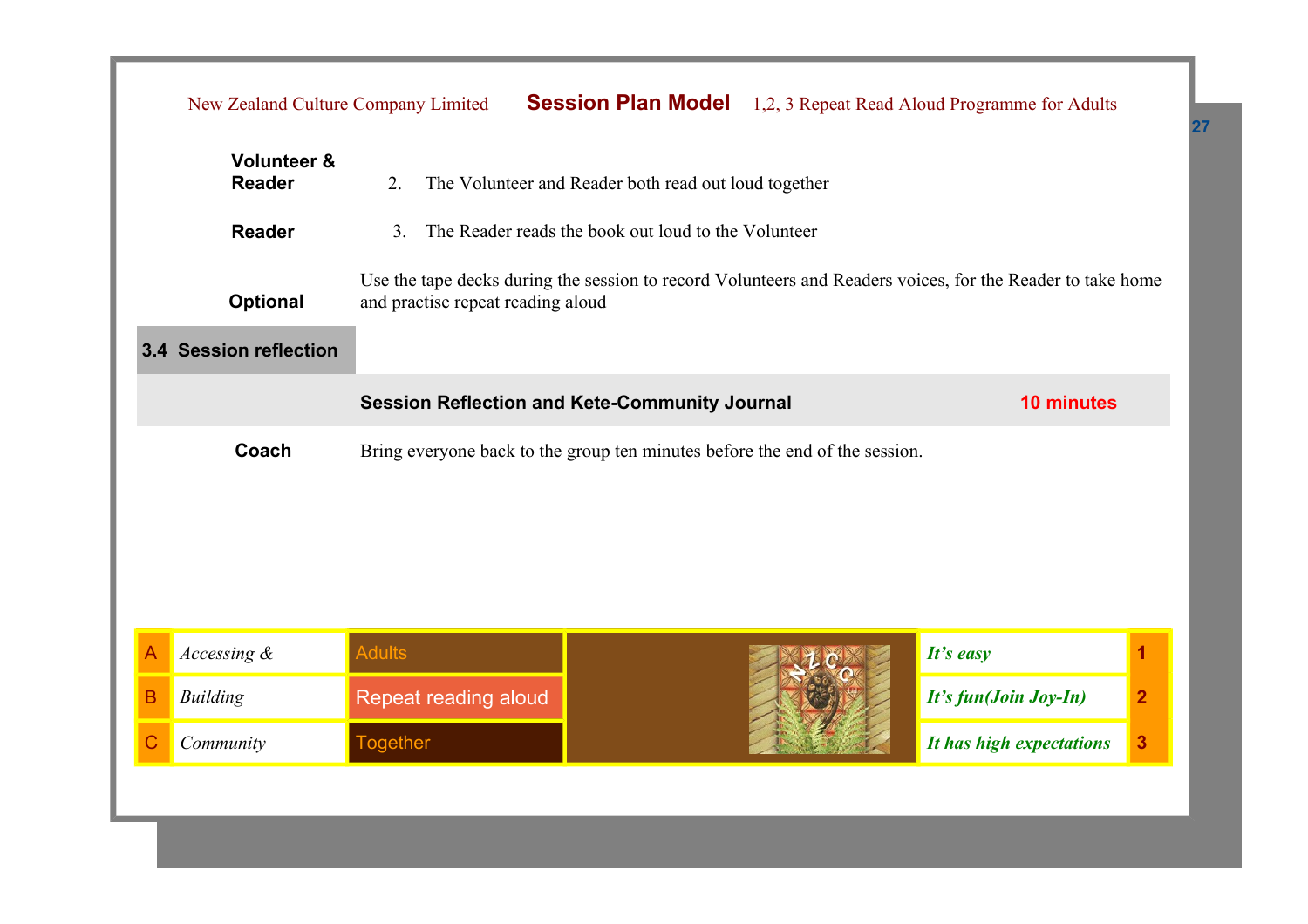**Volunteer & Reader** 2. The Volunteer and Reader both read out loud together

**Reader** 3. The Reader reads the book out loud to the Volunteer

**Optional** Use the tape decks during the session to record Volunteers and Readers voices, for the Reader to take home and practise repeat reading aloud

## 3.4 Session reflection

**Session Reflection and Kete-Community Journal** **10 minutes**

**Coach** Bring everyone back to the group ten minutes before the end of the session.

| | | | | | |
|---|---|---|---|---|---|
| A | *Accessing &* | Adults | | ***It's easy*** | **1** |
| B | *Building* | Repeat reading aloud | | ***It's fun(Join Joy-In)*** | **2** |
| C | *Community* | Together | | ***It has high expectations*** | **3** |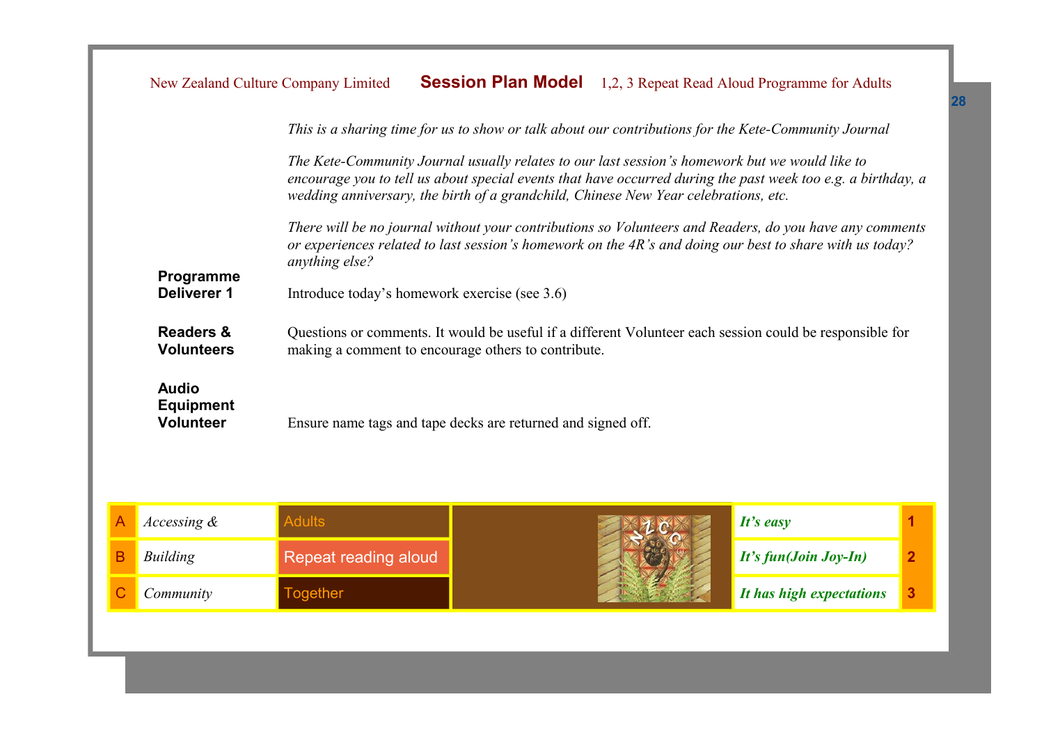*This is a sharing time for us to show or talk about our contributions for the Kete-Community Journal*

*The Kete-Community Journal usually relates to our last session's homework but we would like to encourage you to tell us about special events that have occurred during the past week too e.g. a birthday, a wedding anniversary, the birth of a grandchild, Chinese New Year celebrations, etc.*

*There will be no journal without your contributions so Volunteers and Readers, do you have any comments or experiences related to last session's homework on the 4R's and doing our best to share with us today? anything else?*

**Programme Deliverer 1**
Introduce today's homework exercise (see 3.6)

**Readers & Volunteers**
Questions or comments. It would be useful if a different Volunteer each session could be responsible for making a comment to encourage others to contribute.

**Audio Equipment Volunteer**
Ensure name tags and tape decks are returned and signed off.

| | | | | |
|---|---|---|---|---|
| A | *Accessing &* | Adults | ***It's easy*** | 1 |
| B | *Building* | Repeat reading aloud | ***It's fun(Join Joy-In)*** | 2 |
| C | *Community* | Together | ***It has high expectations*** | 3 |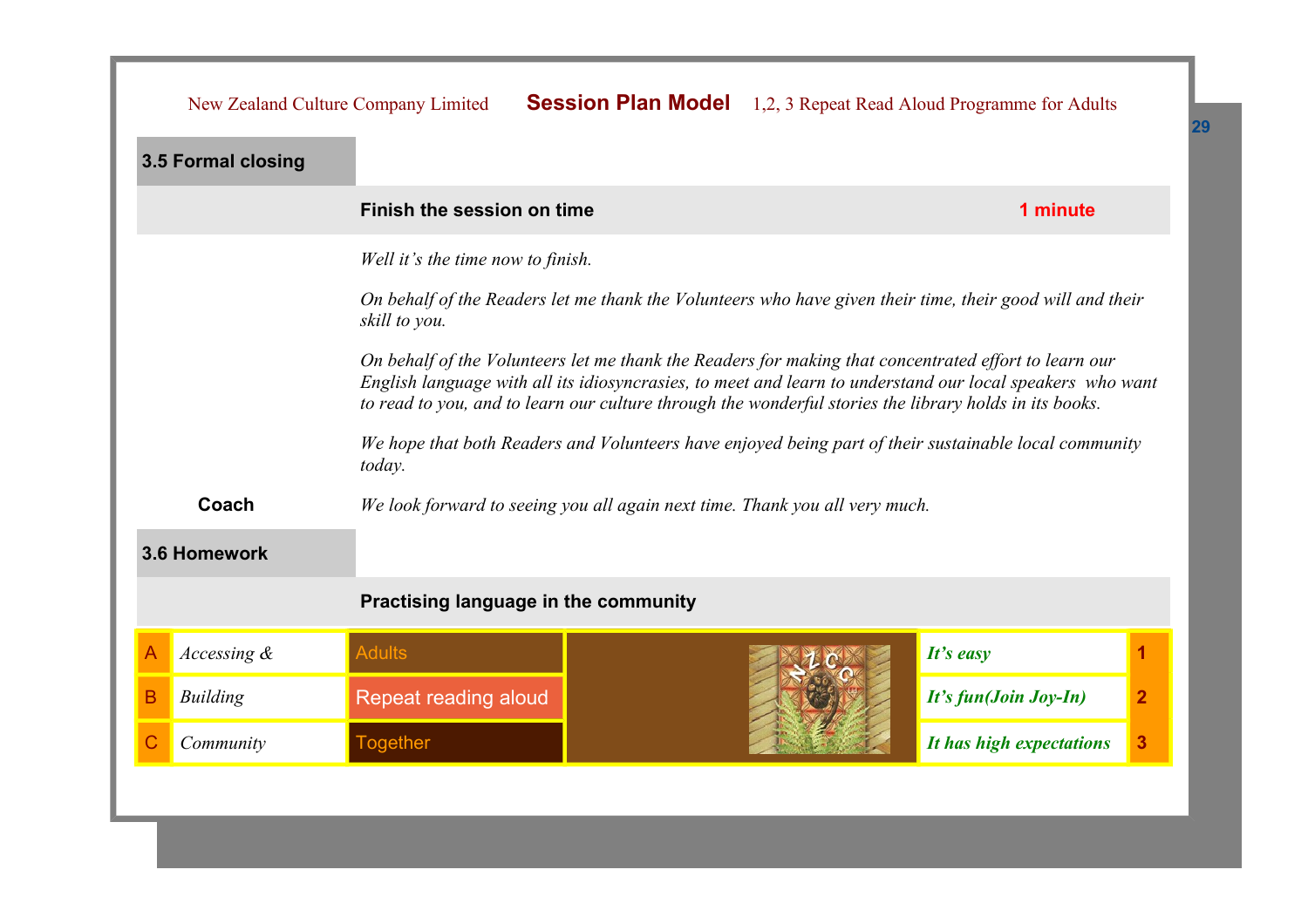## 3.5 Formal closing

| | **Finish the session on time** | **1 minute** |
|---|---|---|
| | *Well it's the time now to finish.* | |
| | *On behalf of the Readers let me thank the Volunteers who have given their time, their good will and their skill to you.* | |
| | *On behalf of the Volunteers let me thank the Readers for making that concentrated effort to learn our English language with all its idiosyncrasies, to meet and learn to understand our local speakers who want to read to you, and to learn our culture through the wonderful stories the library holds in its books.* | |
| | *We hope that both Readers and Volunteers have enjoyed being part of their sustainable local community today.* | |
| **Coach** | *We look forward to seeing you all again next time. Thank you all very much.* | |

## 3.6 Homework

**Practising language in the community**

| | | | | |
|---|---|---|---|---|
| A | *Accessing &* | Adults | ***It's easy*** | **1** |
| B | *Building* | Repeat reading aloud | ***It's fun(Join Joy-In)*** | **2** |
| C | *Community* | Together | ***It has high expectations*** | **3** |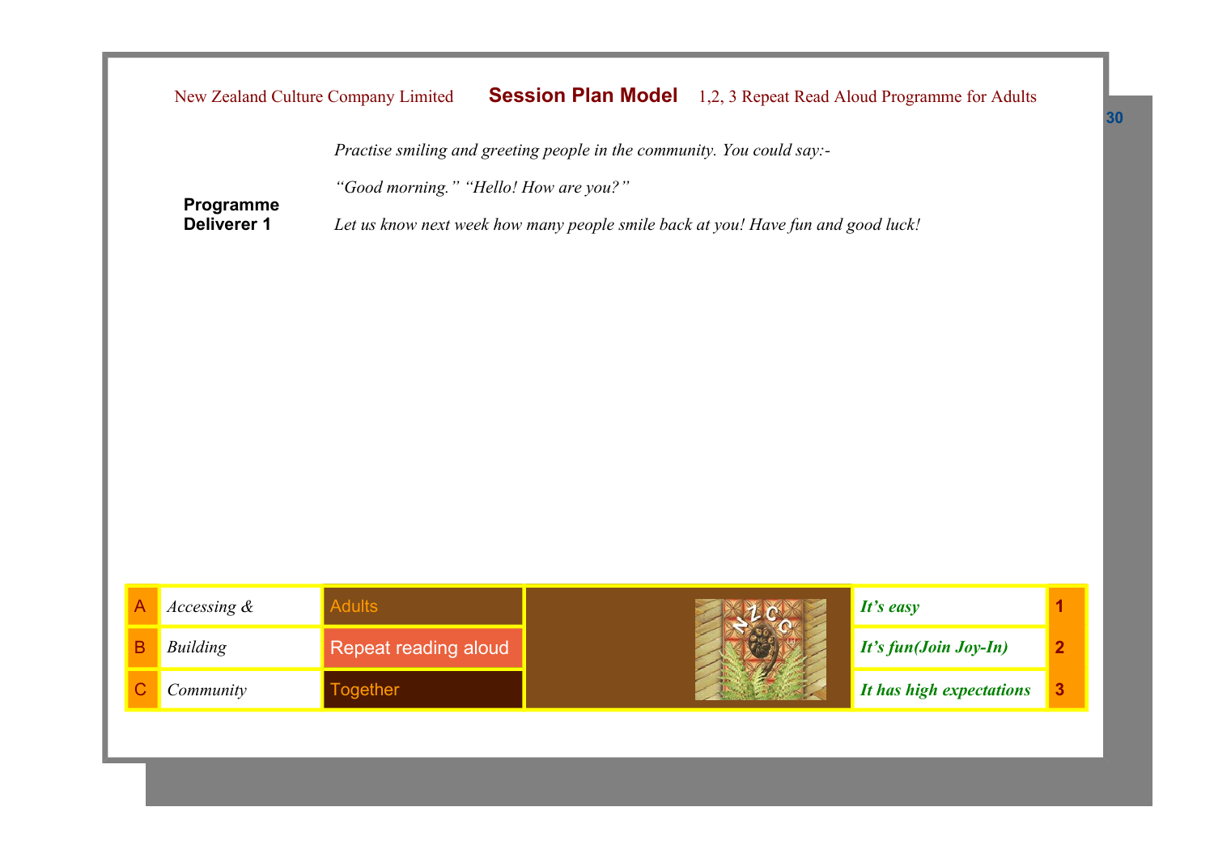**Programme Deliverer 1**

*Practise smiling and greeting people in the community. You could say:-*

*"Good morning." "Hello! How are you?"*

*Let us know next week how many people smile back at you! Have fun and good luck!*

| | | | |
|---|---|---|---|
| A | *Accessing &* | Adults | ***It's easy*** | 1 |
| B | *Building* | Repeat reading aloud | ***It's fun(Join Joy-In)*** | 2 |
| C | *Community* | Together | ***It has high expectations*** | 3 |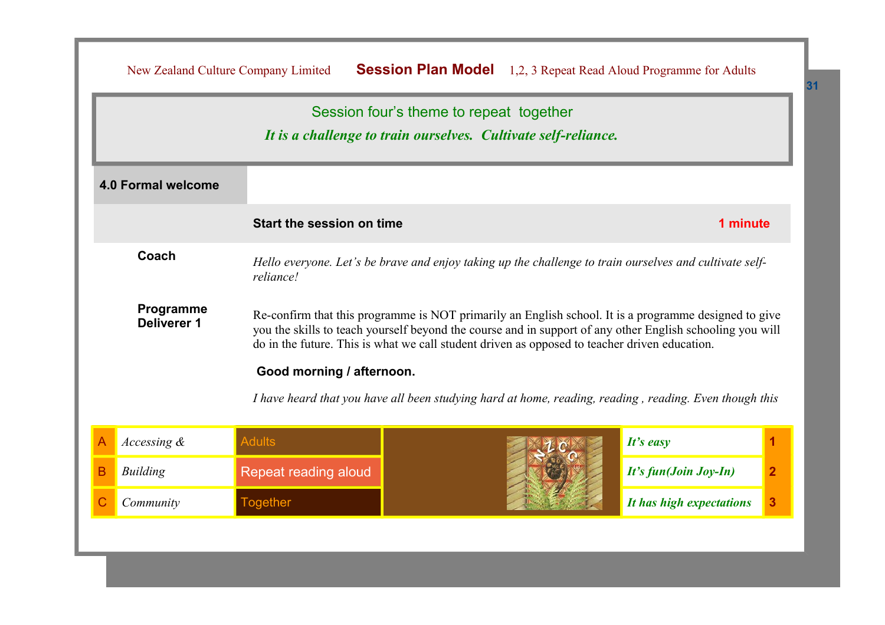## Session four's theme to repeat together

***It is a challenge to train ourselves. Cultivate self-reliance.***

### 4.0 Formal welcome

**Start the session on time** — **1 minute**

**Coach**

*Hello everyone. Let's be brave and enjoy taking up the challenge to train ourselves and cultivate self-reliance!*

**Programme Deliverer 1**

Re-confirm that this programme is NOT primarily an English school. It is a programme designed to give you the skills to teach yourself beyond the course and in support of any other English schooling you will do in the future. This is what we call student driven as opposed to teacher driven education.

**Good morning / afternoon.**

*I have heard that you have all been studying hard at home, reading, reading , reading. Even though this*

| | | | | |
|---|---|---|---|---|
| A | *Accessing &* | Adults | ***It's easy*** | 1 |
| B | *Building* | Repeat reading aloud | ***It's fun(Join Joy-In)*** | 2 |
| C | *Community* | Together | ***It has high expectations*** | 3 |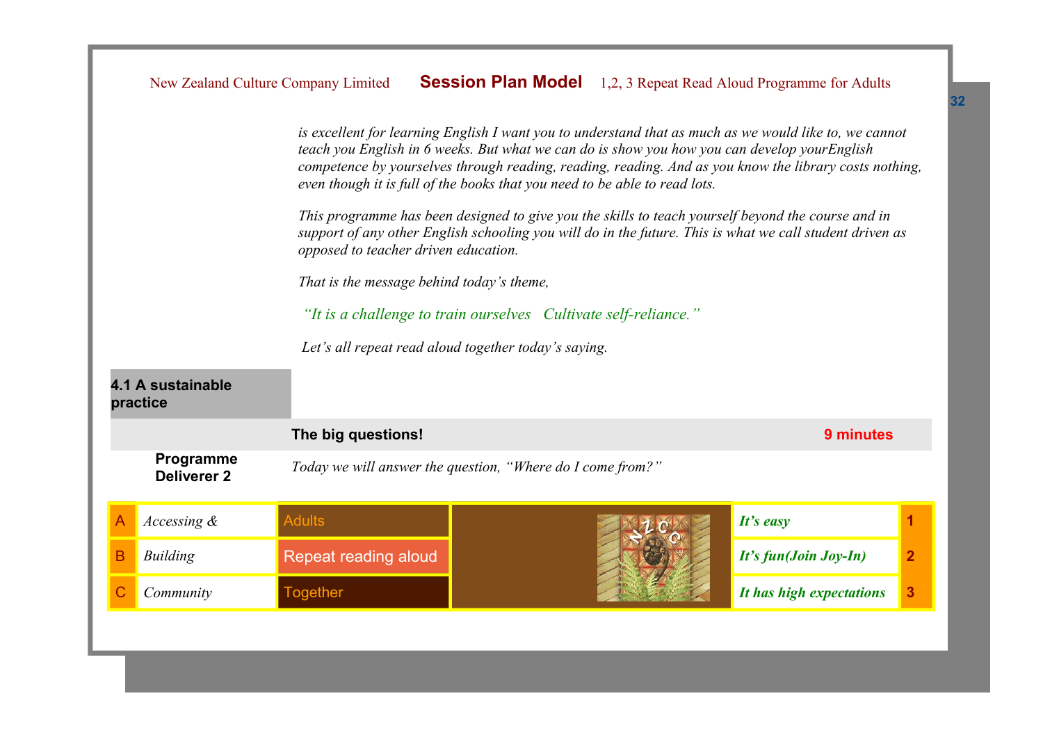*is excellent for learning English I want you to understand that as much as we would like to, we cannot teach you English in 6 weeks. But what we can do is show you how you can develop yourEnglish competence by yourselves through reading, reading, reading. And as you know the library costs nothing, even though it is full of the books that you need to be able to read lots.*

*This programme has been designed to give you the skills to teach yourself beyond the course and in support of any other English schooling you will do in the future. This is what we call student driven as opposed to teacher driven education.*

*That is the message behind today's theme,*

*"It is a challenge to train ourselves   Cultivate self-reliance."*

*Let's all repeat read aloud together today's saying.*

**4.1 A sustainable practice**

| | **The big questions!** | **9 minutes** |
|---|---|---|
| **Programme Deliverer 2** | *Today we will answer the question, "Where do I come from?"* | |

| | | | | |
|---|---|---|---|---|
| A | *Accessing &* | Adults | ***It's easy*** | **1** |
| B | *Building* | Repeat reading aloud | ***It's fun(Join Joy-In)*** | **2** |
| C | *Community* | Together | ***It has high expectations*** | **3** |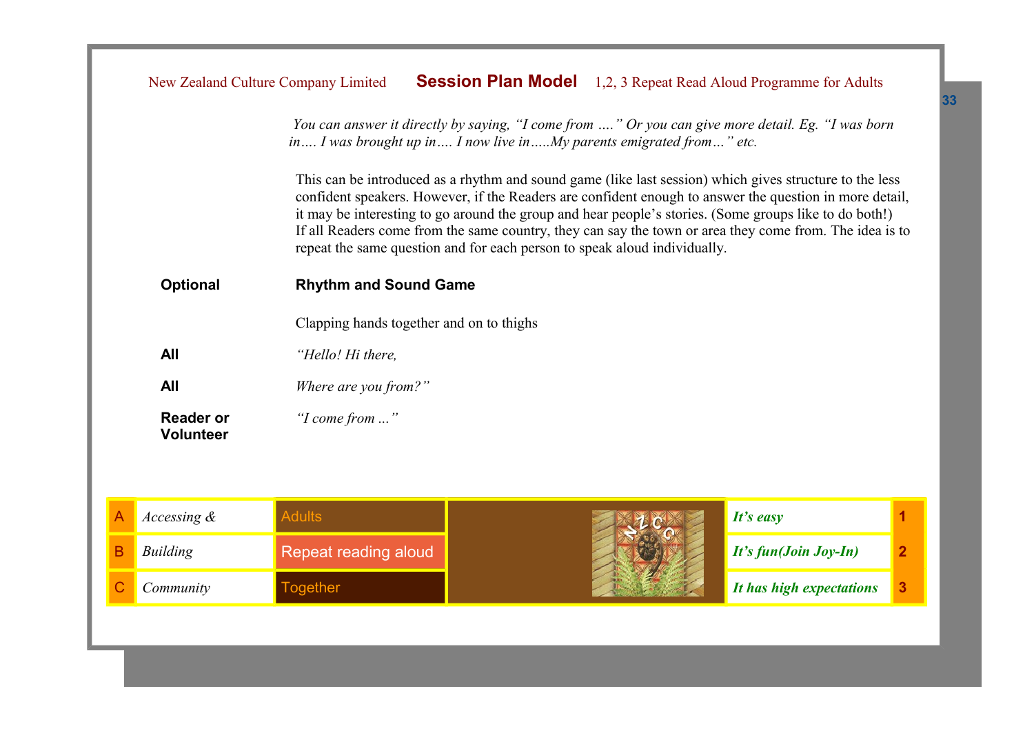*You can answer it directly by saying, "I come from …." Or you can give more detail. Eg. "I was born in…. I was brought up in…. I now live in…..My parents emigrated from…" etc.*

This can be introduced as a rhythm and sound game (like last session) which gives structure to the less confident speakers. However, if the Readers are confident enough to answer the question in more detail, it may be interesting to go around the group and hear people's stories. (Some groups like to do both!) If all Readers come from the same country, they can say the town or area they come from. The idea is to repeat the same question and for each person to speak aloud individually.

**Optional** **Rhythm and Sound Game**

Clapping hands together and on to thighs

**All** *"Hello! Hi there,*

**All** *Where are you from?"*

**Reader or Volunteer** *"I come from ..."*

| A | *Accessing &* | Adults | *It's easy* | 1 |
|---|---|---|---|---|
| B | *Building* | Repeat reading aloud | *It's fun(Join Joy-In)* | 2 |
| C | *Community* | Together | *It has high expectations* | 3 |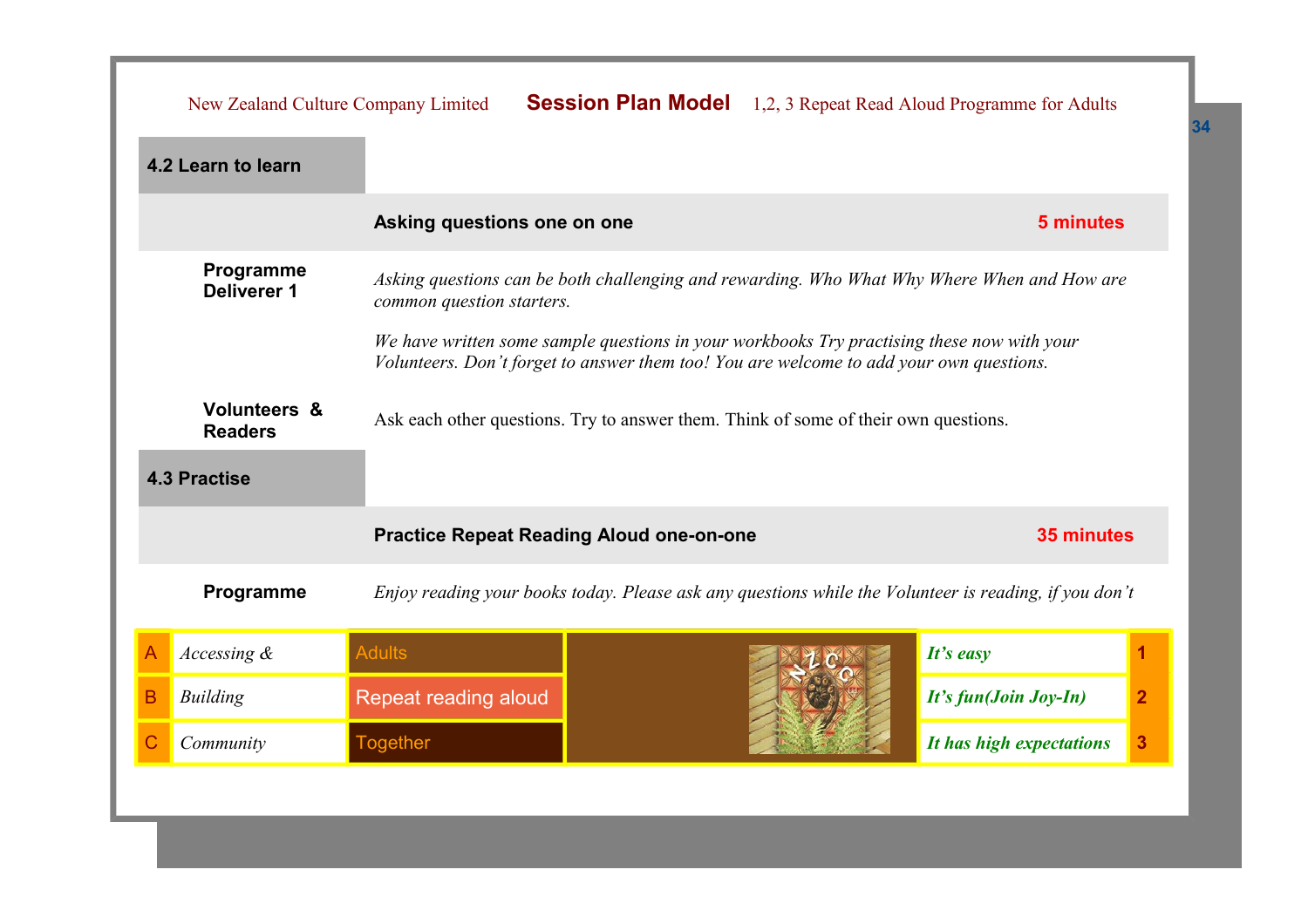## 4.2 Learn to learn

**Asking questions one on one** — **5 minutes**

**Programme Deliverer 1**

*Asking questions can be both challenging and rewarding. Who What Why Where When and How are common question starters.*

*We have written some sample questions in your workbooks Try practising these now with your Volunteers. Don't forget to answer them too! You are welcome to add your own questions.*

**Volunteers & Readers**

Ask each other questions. Try to answer them. Think of some of their own questions.

## 4.3 Practise

**Practice Repeat Reading Aloud one-on-one** — **35 minutes**

**Programme**

*Enjoy reading your books today. Please ask any questions while the Volunteer is reading, if you don't*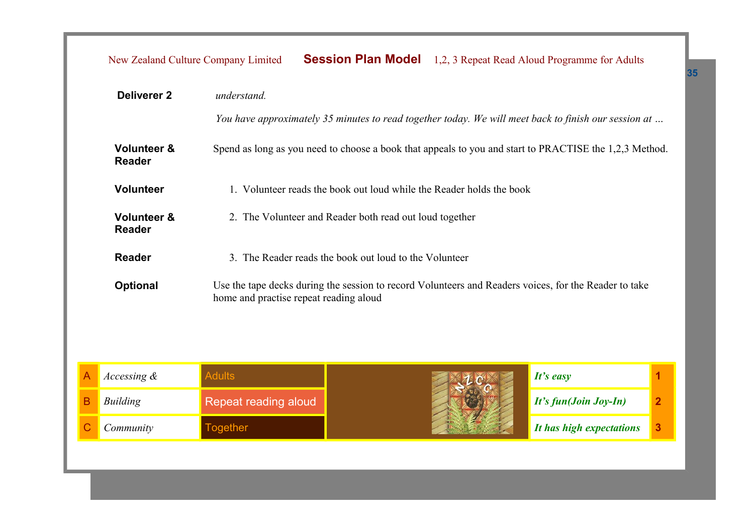| | |
|---|---|
| **Deliverer 2** | *understand.*<br>*You have approximately 35 minutes to read together today. We will meet back to finish our session at …* |
| **Volunteer & Reader** | Spend as long as you need to choose a book that appeals to you and start to PRACTISE the 1,2,3 Method. |
| **Volunteer** | 1. Volunteer reads the book out loud while the Reader holds the book |
| **Volunteer & Reader** | 2. The Volunteer and Reader both read out loud together |
| **Reader** | 3. The Reader reads the book out loud to the Volunteer |
| **Optional** | Use the tape decks during the session to record Volunteers and Readers voices, for the Reader to take home and practise repeat reading aloud |

| | | | | | |
|---|---|---|---|---|---|
| A | *Accessing &* | Adults | | ***It's easy*** | **1** |
| B | *Building* | Repeat reading aloud | | ***It's fun(Join Joy-In)*** | **2** |
| C | *Community* | Together | | ***It has high expectations*** | **3** |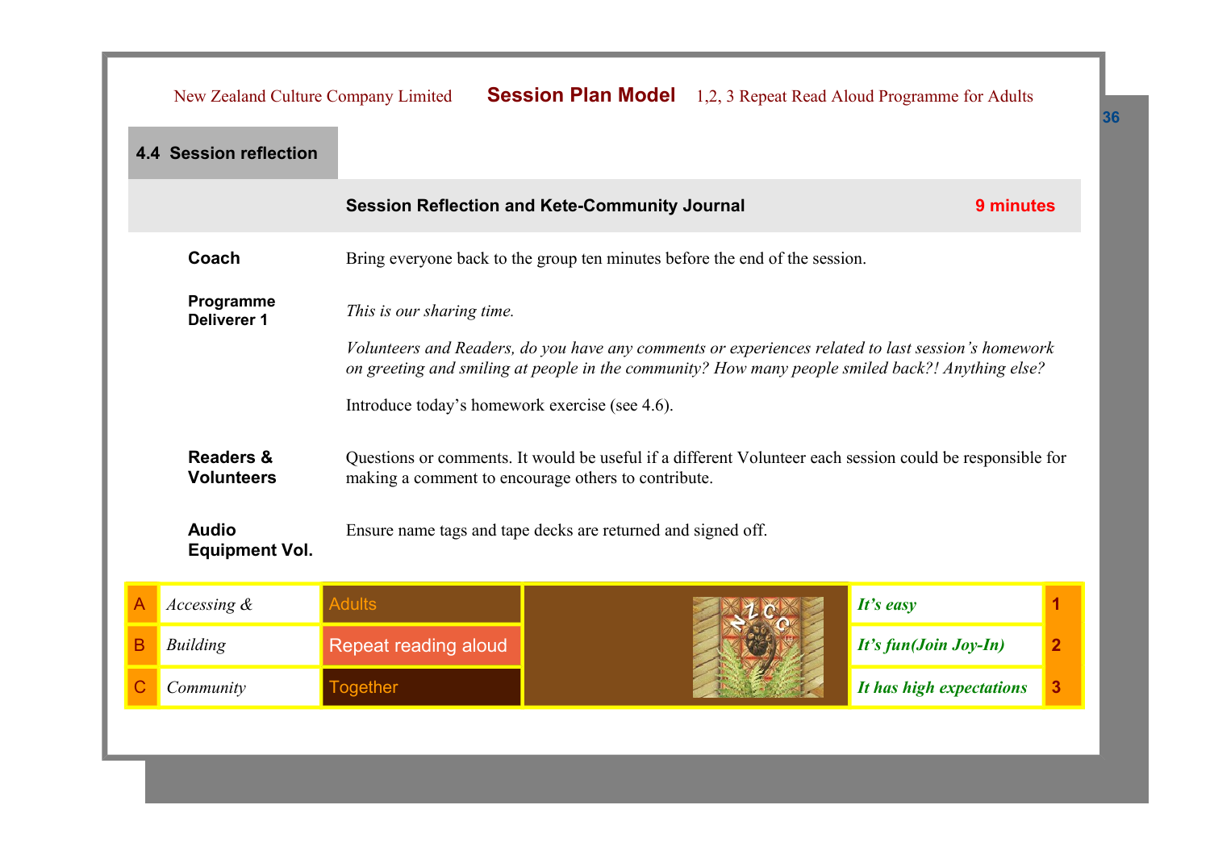## 4.4 Session reflection

| | **Session Reflection and Kete-Community Journal** | **9 minutes** |
|---|---|---|
| **Coach** | Bring everyone back to the group ten minutes before the end of the session. | |
| **Programme Deliverer 1** | *This is our sharing time.*<br><br>*Volunteers and Readers, do you have any comments or experiences related to last session's homework on greeting and smiling at people in the community? How many people smiled back?! Anything else?*<br><br>Introduce today's homework exercise (see 4.6). | |
| **Readers & Volunteers** | Questions or comments. It would be useful if a different Volunteer each session could be responsible for making a comment to encourage others to contribute. | |
| **Audio Equipment Vol.** | Ensure name tags and tape decks are returned and signed off. | |

| | | | | | |
|---|---|---|---|---|---|
| A | *Accessing &* | Adults | | ***It's easy*** | 1 |
| B | *Building* | Repeat reading aloud | | ***It's fun(Join Joy-In)*** | 2 |
| C | *Community* | Together | | ***It has high expectations*** | 3 |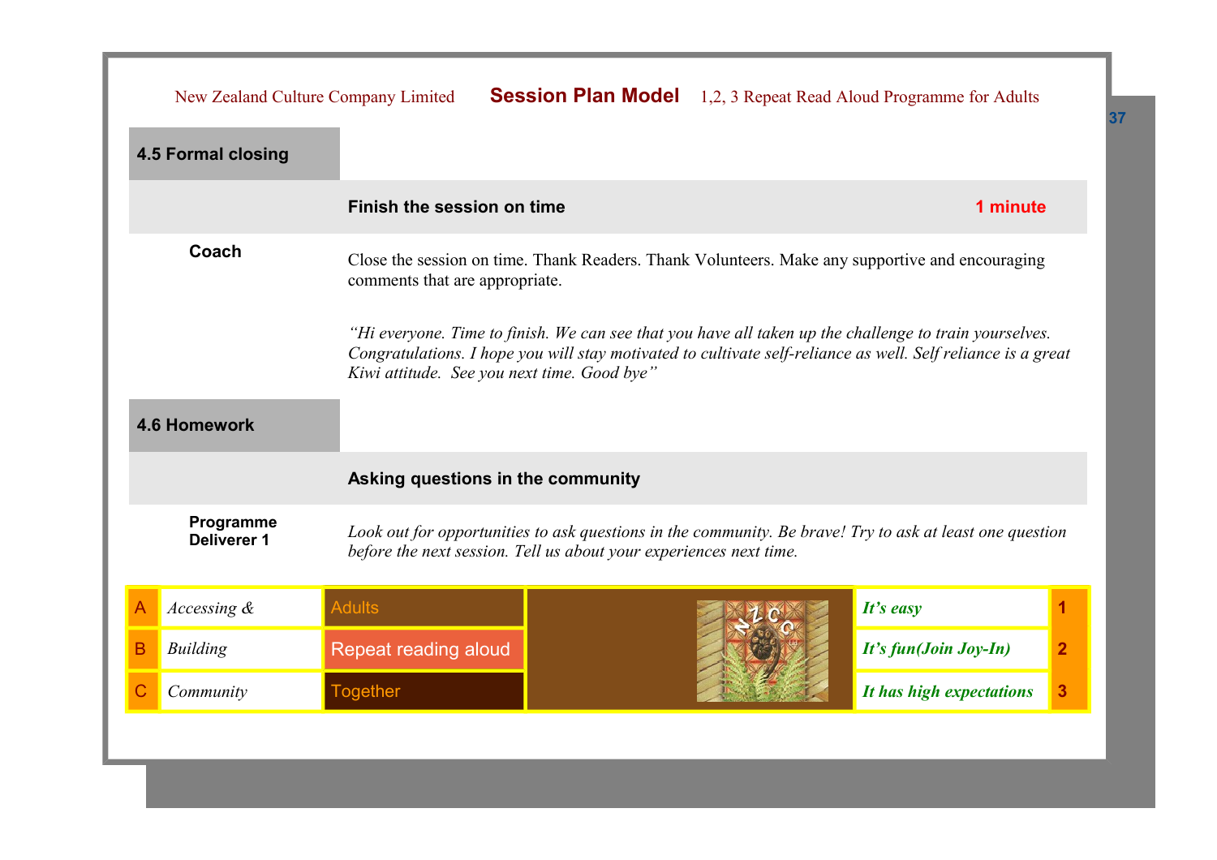## 4.5 Formal closing

**Finish the session on time** — **1 minute**

**Coach**

Close the session on time. Thank Readers. Thank Volunteers. Make any supportive and encouraging comments that are appropriate.

*"Hi everyone. Time to finish. We can see that you have all taken up the challenge to train yourselves. Congratulations. I hope you will stay motivated to cultivate self-reliance as well. Self reliance is a great Kiwi attitude. See you next time. Good bye"*

## 4.6 Homework

**Asking questions in the community**

**Programme Deliverer 1**

*Look out for opportunities to ask questions in the community. Be brave! Try to ask at least one question before the next session. Tell us about your experiences next time.*

| | | | | |
|---|---|---|---|---|
| A | *Accessing &* | Adults | ***It's easy*** | 1 |
| B | *Building* | Repeat reading aloud | ***It's fun(Join Joy-In)*** | 2 |
| C | *Community* | Together | ***It has high expectations*** | 3 |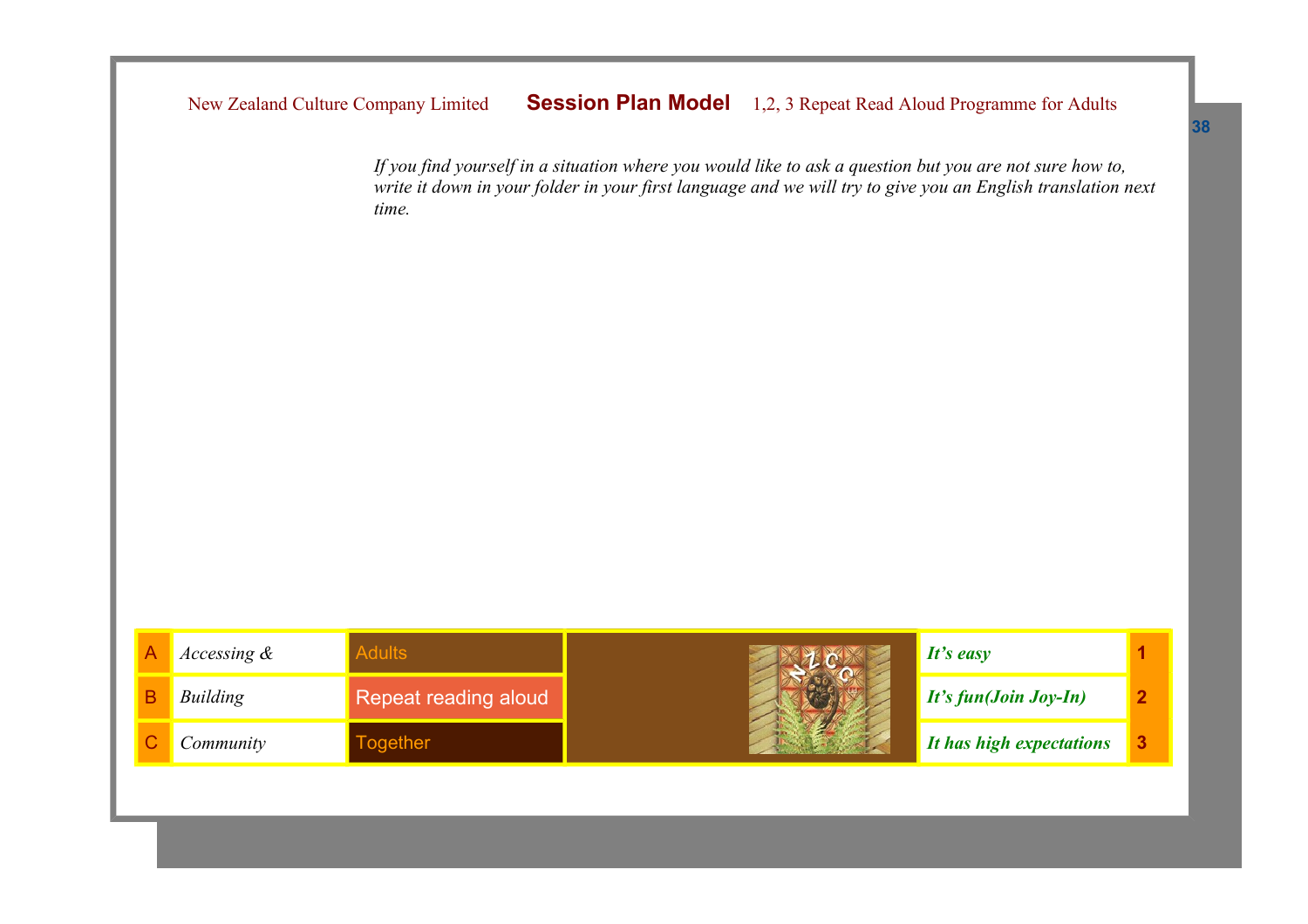*If you find yourself in a situation where you would like to ask a question but you are not sure how to, write it down in your folder in your first language and we will try to give you an English translation next time.*

| | | | | | |
|---|---|---|---|---|---|
| A | *Accessing &* | Adults | | ***It's easy*** | **1** |
| B | *Building* | Repeat reading aloud | | ***It's fun(Join Joy-In)*** | **2** |
| C | *Community* | Together | | ***It has high expectations*** | **3** |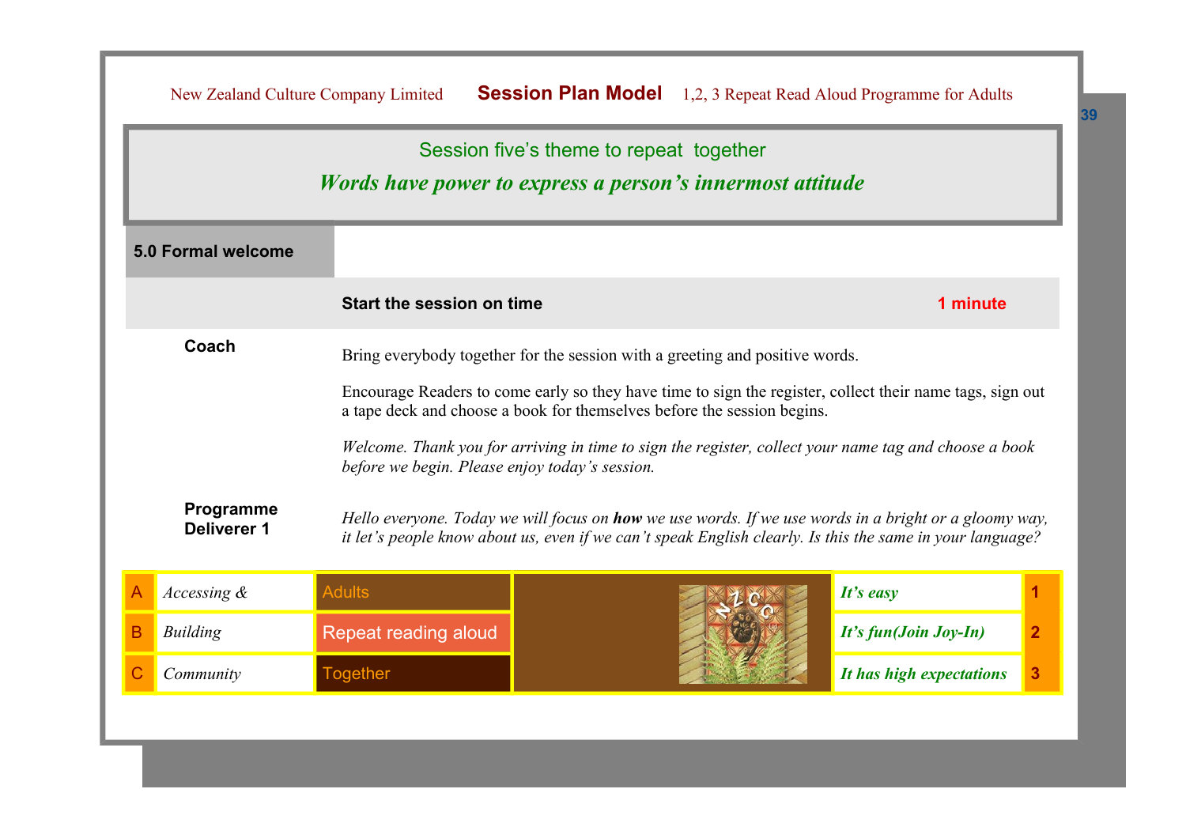## Session five's theme to repeat together

***Words have power to express a person's innermost attitude***

### 5.0 Formal welcome

**Start the session on time** — **1 minute**

**Coach**

Bring everybody together for the session with a greeting and positive words.

Encourage Readers to come early so they have time to sign the register, collect their name tags, sign out a tape deck and choose a book for themselves before the session begins.

*Welcome. Thank you for arriving in time to sign the register, collect your name tag and choose a book before we begin. Please enjoy today's session.*

**Programme Deliverer 1**

*Hello everyone. Today we will focus on **how** we use words. If we use words in a bright or a gloomy way, it let's people know about us, even if we can't speak English clearly. Is this the same in your language?*

| | | | | |
|---|---|---|---|---|
| A | *Accessing &* | Adults | ***It's easy*** | 1 |
| B | *Building* | Repeat reading aloud | ***It's fun(Join Joy-In)*** | 2 |
| C | *Community* | Together | ***It has high expectations*** | 3 |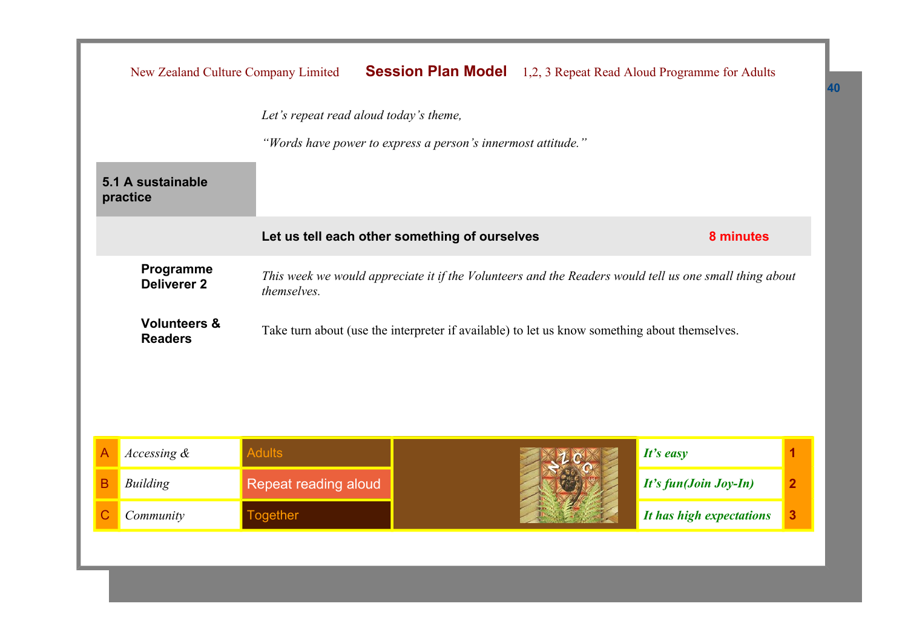*Let's repeat read aloud today's theme,*

*"Words have power to express a person's innermost attitude."*

## 5.1 A sustainable practice

| | | |
|---|---|---|
| | **Let us tell each other something of ourselves** | **8 minutes** |

**Programme Deliverer 2**

*This week we would appreciate it if the Volunteers and the Readers would tell us one small thing about themselves.*

**Volunteers & Readers**

Take turn about (use the interpreter if available) to let us know something about themselves.

| | | | |
|---|---|---|---|
| A | *Accessing &* | Adults | ***It's easy*** | **1** |
| B | *Building* | Repeat reading aloud | ***It's fun(Join Joy-In)*** | **2** |
| C | *Community* | Together | ***It has high expectations*** | **3** |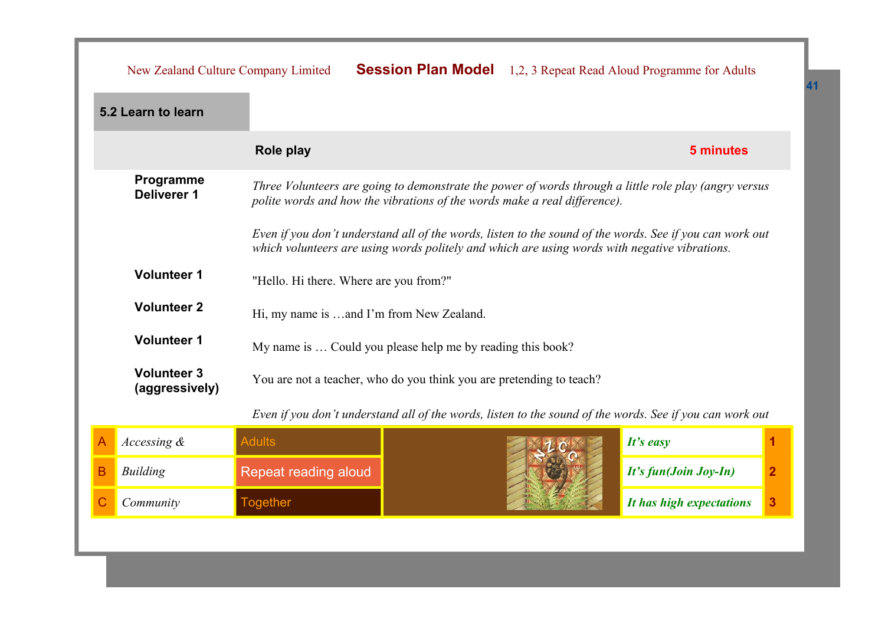## 5.2 Learn to learn

**Role play** — **5 minutes**

**Programme Deliverer 1**

*Three Volunteers are going to demonstrate the power of words through a little role play (angry versus polite words and how the vibrations of the words make a real difference).*

*Even if you don't understand all of the words, listen to the sound of the words. See if you can work out which volunteers are using words politely and which are using words with negative vibrations.*

**Volunteer 1**

"Hello. Hi there. Where are you from?"

**Volunteer 2**

Hi, my name is …and I'm from New Zealand.

**Volunteer 1**

My name is … Could you please help me by reading this book?

**Volunteer 3 (aggressively)**

You are not a teacher, who do you think you are pretending to teach?

*Even if you don't understand all of the words, listen to the sound of the words. See if you can work out*

| | | | | |
|---|---|---|---|---|
| A | *Accessing &* | Adults | *It's easy* | 1 |
| B | *Building* | Repeat reading aloud | *It's fun(Join Joy-In)* | 2 |
| C | *Community* | Together | *It has high expectations* | 3 |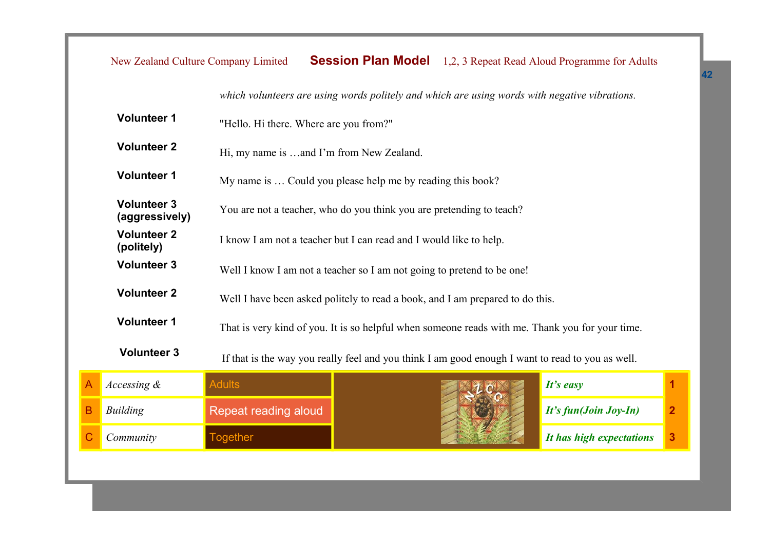*which volunteers are using words politely and which are using words with negative vibrations.*

| | |
|---|---|
| **Volunteer 1** | "Hello. Hi there. Where are you from?" |
| **Volunteer 2** | Hi, my name is …and I'm from New Zealand. |
| **Volunteer 1** | My name is … Could you please help me by reading this book? |
| **Volunteer 3 (aggressively)** | You are not a teacher, who do you think you are pretending to teach? |
| **Volunteer 2 (politely)** | I know I am not a teacher but I can read and I would like to help. |
| **Volunteer 3** | Well I know I am not a teacher so I am not going to pretend to be one! |
| **Volunteer 2** | Well I have been asked politely to read a book, and I am prepared to do this. |
| **Volunteer 1** | That is very kind of you. It is so helpful when someone reads with me. Thank you for your time. |
| **Volunteer 3** | If that is the way you really feel and you think I am good enough I want to read to you as well. |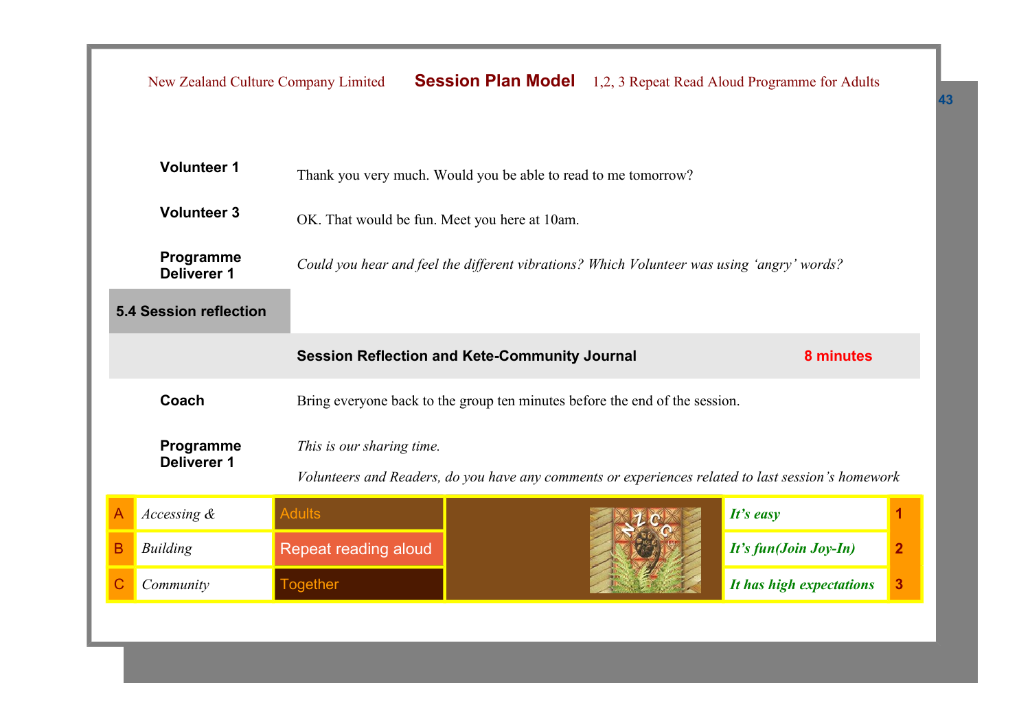| | |
|---|---|
| **Volunteer 1** | Thank you very much. Would you be able to read to me tomorrow? |
| **Volunteer 3** | OK. That would be fun. Meet you here at 10am. |
| **Programme Deliverer 1** | *Could you hear and feel the different vibrations? Which Volunteer was using 'angry' words?* |

## 5.4 Session reflection

| | | |
|---|---|---|
| | **Session Reflection and Kete-Community Journal** | **8 minutes** |

| | |
|---|---|
| **Coach** | Bring everyone back to the group ten minutes before the end of the session. |
| **Programme Deliverer 1** | *This is our sharing time.*<br><br>*Volunteers and Readers, do you have any comments or experiences related to last session's homework* |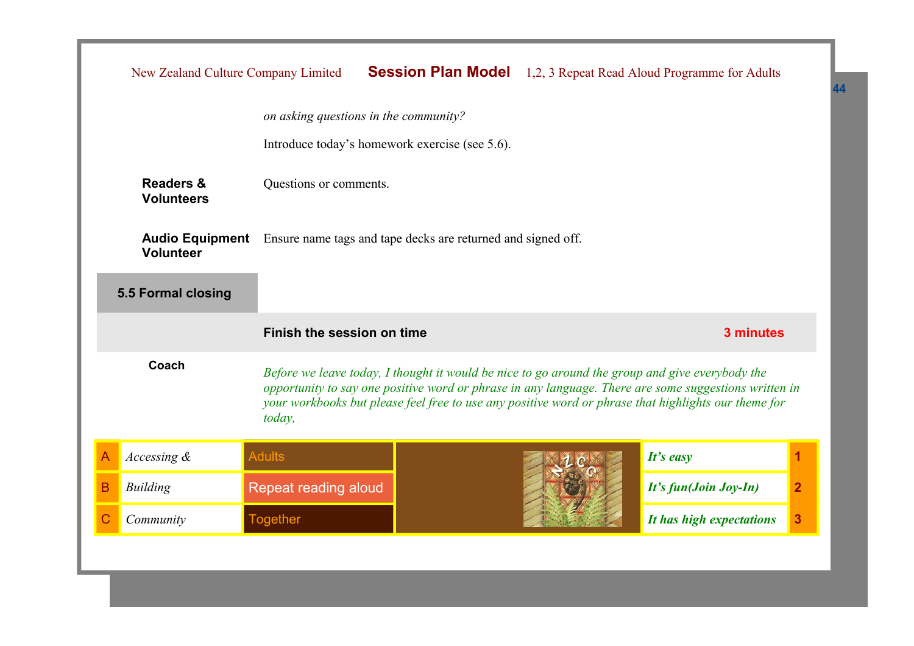*on asking questions in the community?*

Introduce today's homework exercise (see 5.6).

**Readers & Volunteers** Questions or comments.

**Audio Equipment Volunteer** Ensure name tags and tape decks are returned and signed off.

## 5.5 Formal closing

**Finish the session on time** **3 minutes**

**Coach**

*Before we leave today, I thought it would be nice to go around the group and give everybody the opportunity to say one positive word or phrase in any language. There are some suggestions written in your workbooks but please feel free to use any positive word or phrase that highlights our theme for today,*

| | | | | |
|---|---|---|---|---|
| A | *Accessing &* | Adults | ***It's easy*** | 1 |
| B | *Building* | Repeat reading aloud | ***It's fun(Join Joy-In)*** | 2 |
| C | *Community* | Together | ***It has high expectations*** | 3 |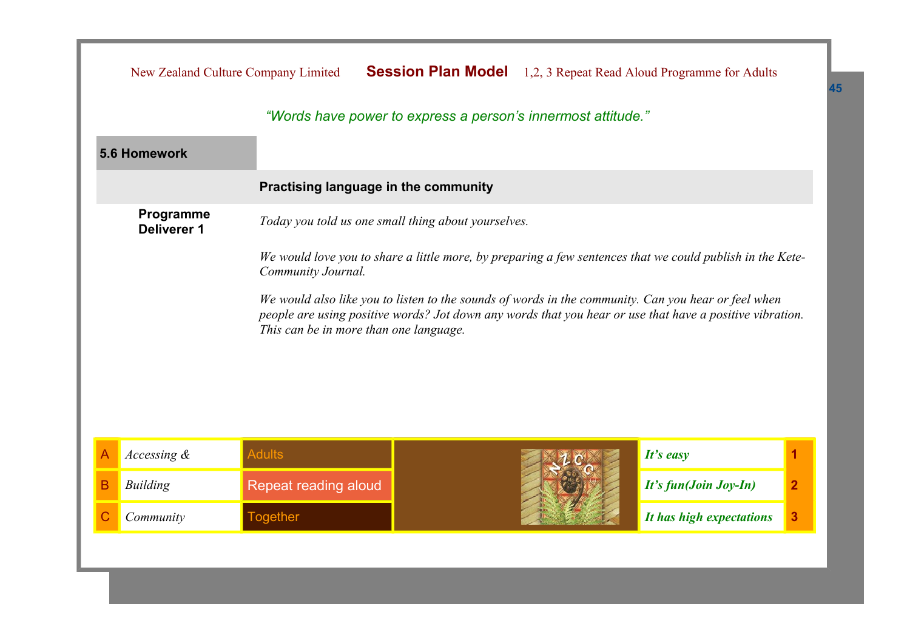*“Words have power to express a person’s innermost attitude.”*

## 5.6 Homework

### Practising language in the community

**Programme Deliverer 1**

*Today you told us one small thing about yourselves.*

*We would love you to share a little more, by preparing a few sentences that we could publish in the Kete-Community Journal.*

*We would also like you to listen to the sounds of words in the community. Can you hear or feel when people are using positive words? Jot down any words that you hear or use that have a positive vibration. This can be in more than one language.*

| | | | | | |
|---|---|---|---|---|---|
| A | *Accessing &* | Adults | | ***It’s easy*** | 1 |
| B | *Building* | Repeat reading aloud | | ***It’s fun(Join Joy-In)*** | 2 |
| C | *Community* | Together | | ***It has high expectations*** | 3 |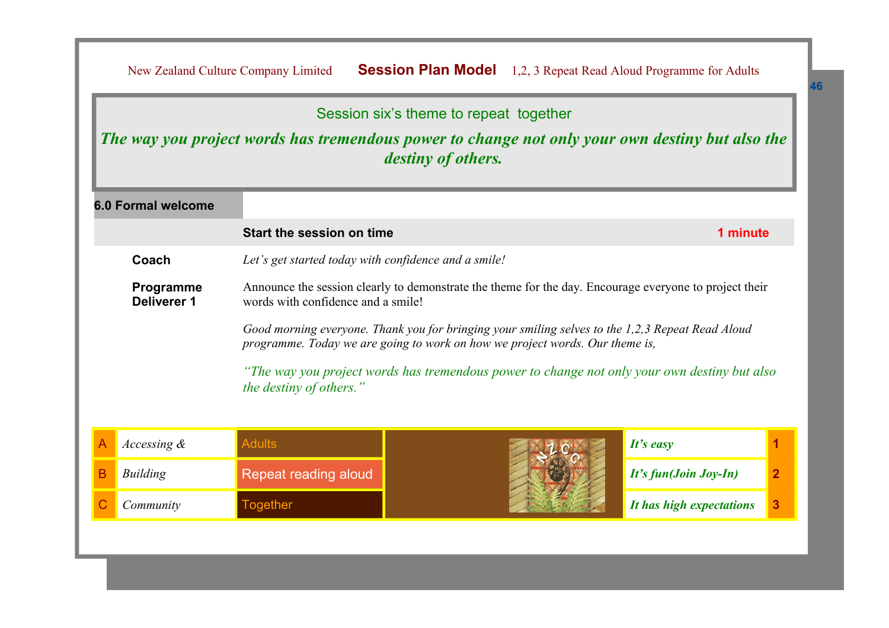## Session six's theme to repeat together

***The way you project words has tremendous power to change not only your own destiny but also the destiny of others.***

### 6.0 Formal welcome

| | **Start the session on time** | **1 minute** |
|---|---|---|
| **Coach** | *Let's get started today with confidence and a smile!* | |
| **Programme Deliverer 1** | Announce the session clearly to demonstrate the theme for the day. Encourage everyone to project their words with confidence and a smile! | |
| | *Good morning everyone. Thank you for bringing your smiling selves to the 1,2,3 Repeat Read Aloud programme. Today we are going to work on how we project words. Our theme is,* | |
| | *"The way you project words has tremendous power to change not only your own destiny but also the destiny of others."* | |

| | | | | |
|---|---|---|---|---|
| A | *Accessing &* | Adults | ***It's easy*** | 1 |
| B | *Building* | Repeat reading aloud | ***It's fun(Join Joy-In)*** | 2 |
| C | *Community* | Together | ***It has high expectations*** | 3 |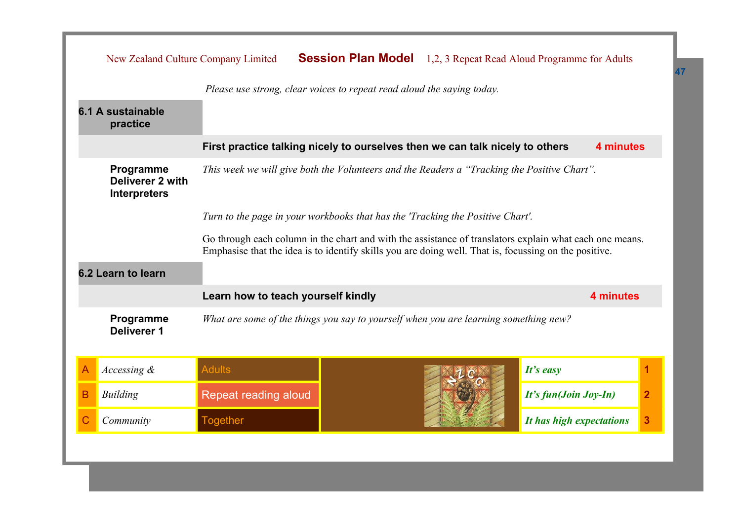*Please use strong, clear voices to repeat read aloud the saying today.*

## 6.1 A sustainable practice

**First practice talking nicely to ourselves then we can talk nicely to others** **4 minutes**

**Programme Deliverer 2 with Interpreters**

*This week we will give both the Volunteers and the Readers a "Tracking the Positive Chart".*

*Turn to the page in your workbooks that has the 'Tracking the Positive Chart'.*

Go through each column in the chart and with the assistance of translators explain what each one means. Emphasise that the idea is to identify skills you are doing well. That is, focussing on the positive.

## 6.2 Learn to learn

**Learn how to teach yourself kindly** **4 minutes**

**Programme Deliverer 1**

*What are some of the things you say to yourself when you are learning something new?*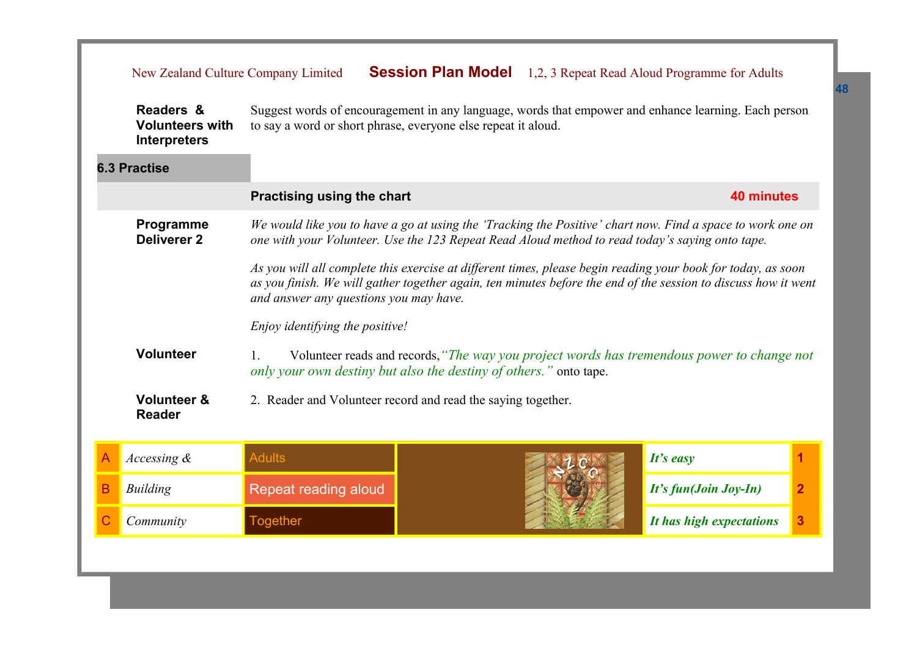**Readers & Volunteers with Interpreters**

Suggest words of encouragement in any language, words that empower and enhance learning. Each person to say a word or short phrase, everyone else repeat it aloud.

## 6.3 Practise

### Practising using the chart — 40 minutes

**Programme Deliverer 2**

*We would like you to have a go at using the 'Tracking the Positive' chart now. Find a space to work one on one with your Volunteer. Use the 123 Repeat Read Aloud method to read today's saying onto tape.*

*As you will all complete this exercise at different times, please begin reading your book for today, as soon as you finish. We will gather together again, ten minutes before the end of the session to discuss how it went and answer any questions you may have.*

*Enjoy identifying the positive!*

**Volunteer**

1. Volunteer reads and records, *"The way you project words has tremendous power to change not only your own destiny but also the destiny of others."* onto tape.

**Volunteer & Reader**

2. Reader and Volunteer record and read the saying together.

| | | | |
|---|---|---|---|
| A | *Accessing &* | Adults | *It's easy* | 1 |
| B | *Building* | Repeat reading aloud | *It's fun(Join Joy-In)* | 2 |
| C | *Community* | Together | *It has high expectations* | 3 |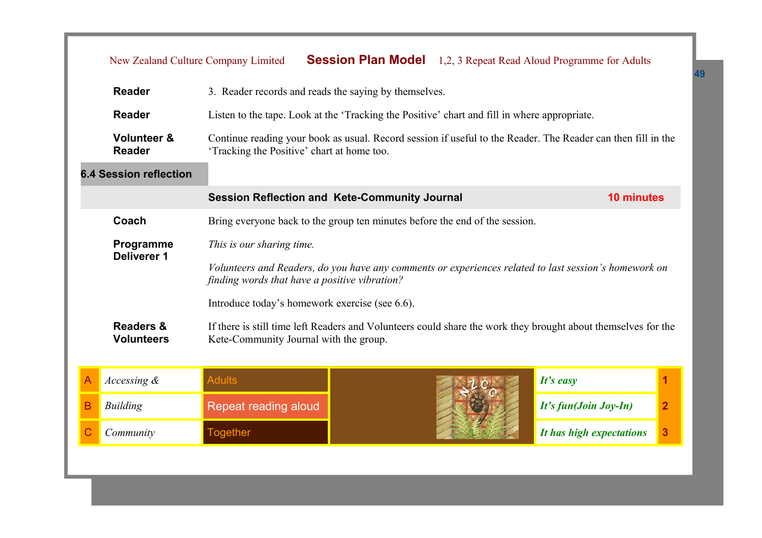**Reader** 3. Reader records and reads the saying by themselves.

**Reader** Listen to the tape. Look at the 'Tracking the Positive' chart and fill in where appropriate.

**Volunteer & Reader** Continue reading your book as usual. Record session if useful to the Reader. The Reader can then fill in the 'Tracking the Positive' chart at home too.

## 6.4 Session reflection

### Session Reflection and Kete-Community Journal — 10 minutes

**Coach** Bring everyone back to the group ten minutes before the end of the session.

**Programme Deliverer 1** *This is our sharing time.*

*Volunteers and Readers, do you have any comments or experiences related to last session's homework on finding words that have a positive vibration?*

Introduce today's homework exercise (see 6.6).

**Readers & Volunteers** If there is still time left Readers and Volunteers could share the work they brought about themselves for the Kete-Community Journal with the group.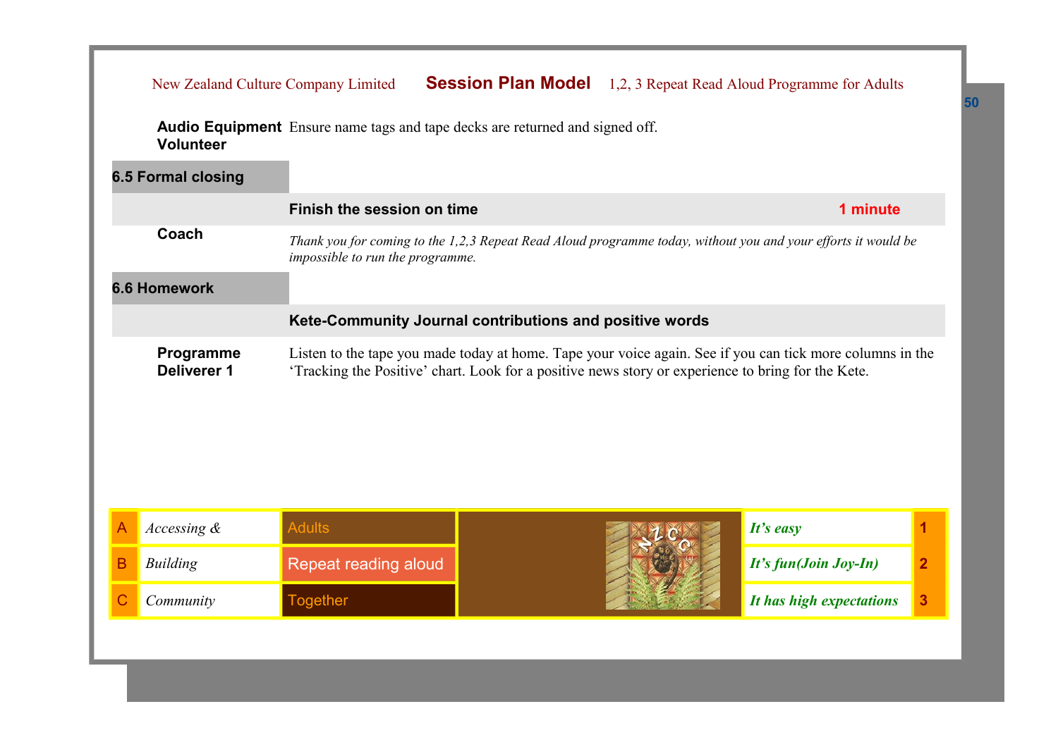**Audio Equipment Volunteer** Ensure name tags and tape decks are returned and signed off.

## 6.5 Formal closing

**Finish the session on time** **1 minute**

**Coach**

*Thank you for coming to the 1,2,3 Repeat Read Aloud programme today, without you and your efforts it would be impossible to run the programme.*

## 6.6 Homework

**Kete-Community Journal contributions and positive words**

**Programme Deliverer 1**

Listen to the tape you made today at home. Tape your voice again. See if you can tick more columns in the 'Tracking the Positive' chart. Look for a positive news story or experience to bring for the Kete.

| | | | | | |
|---|---|---|---|---|---|
| A | *Accessing &* | Adults | | ***It's easy*** | **1** |
| B | *Building* | Repeat reading aloud | | ***It's fun(Join Joy-In)*** | **2** |
| C | *Community* | Together | | ***It has high expectations*** | **3** |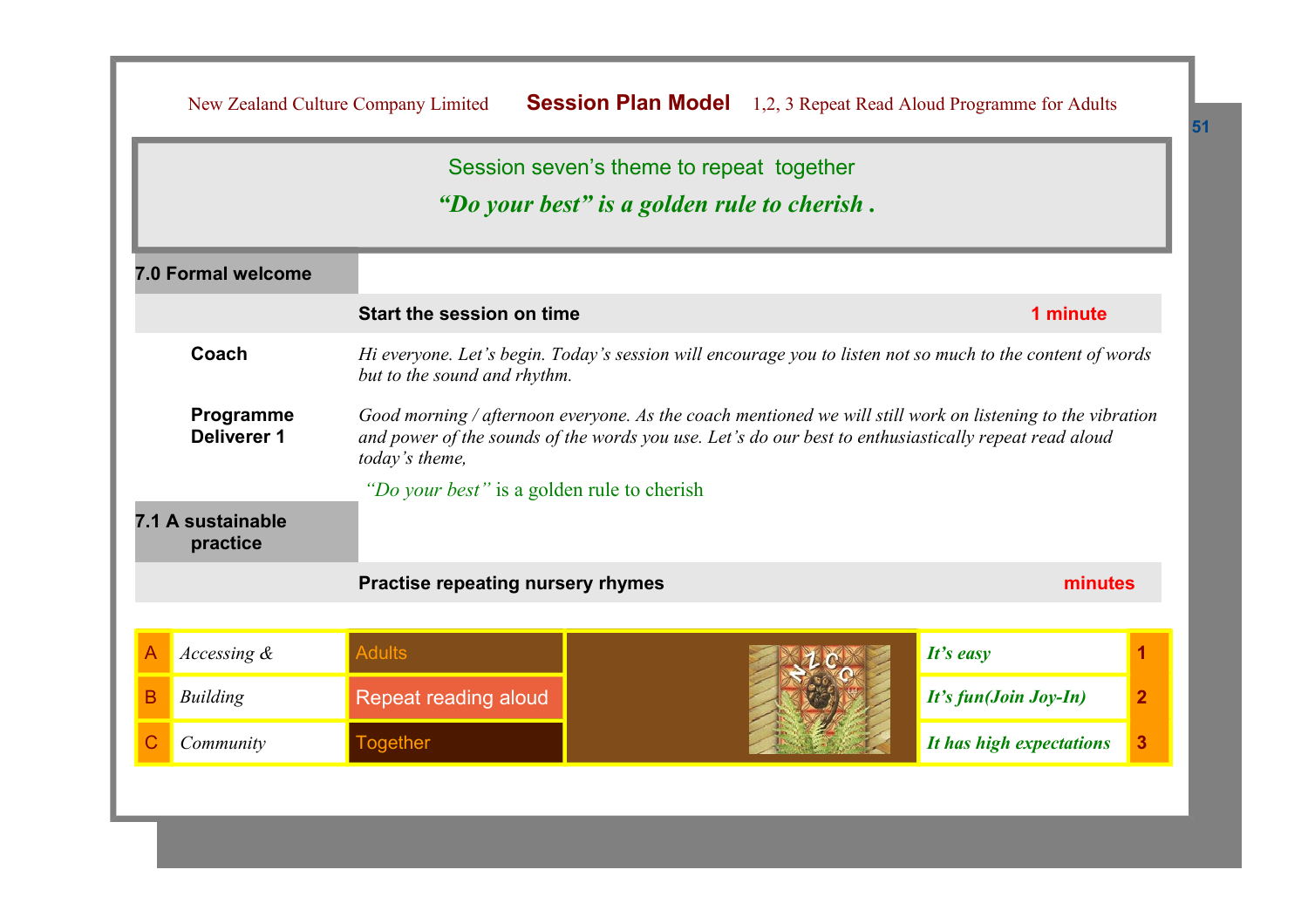Session seven's theme to repeat together

***"Do your best" is a golden rule to cherish .***

## 7.0 Formal welcome

| | **Start the session on time** | **1 minute** |
|---|---|---|
| **Coach** | *Hi everyone. Let's begin. Today's session will encourage you to listen not so much to the content of words but to the sound and rhythm.* | |
| **Programme Deliverer 1** | *Good morning / afternoon everyone. As the coach mentioned we will still work on listening to the vibration and power of the sounds of the words you use. Let's do our best to enthusiastically repeat read aloud today's theme,* | |
| | *"Do your best"* is a golden rule to cherish | |

## 7.1 A sustainable practice

| | **Practise repeating nursery rhymes** | **minutes** |
|---|---|---|

| | | | | |
|---|---|---|---|---|
| A | *Accessing &* | Adults | ***It's easy*** | **1** |
| B | *Building* | Repeat reading aloud | ***It's fun(Join Joy-In)*** | **2** |
| C | *Community* | Together | ***It has high expectations*** | **3** |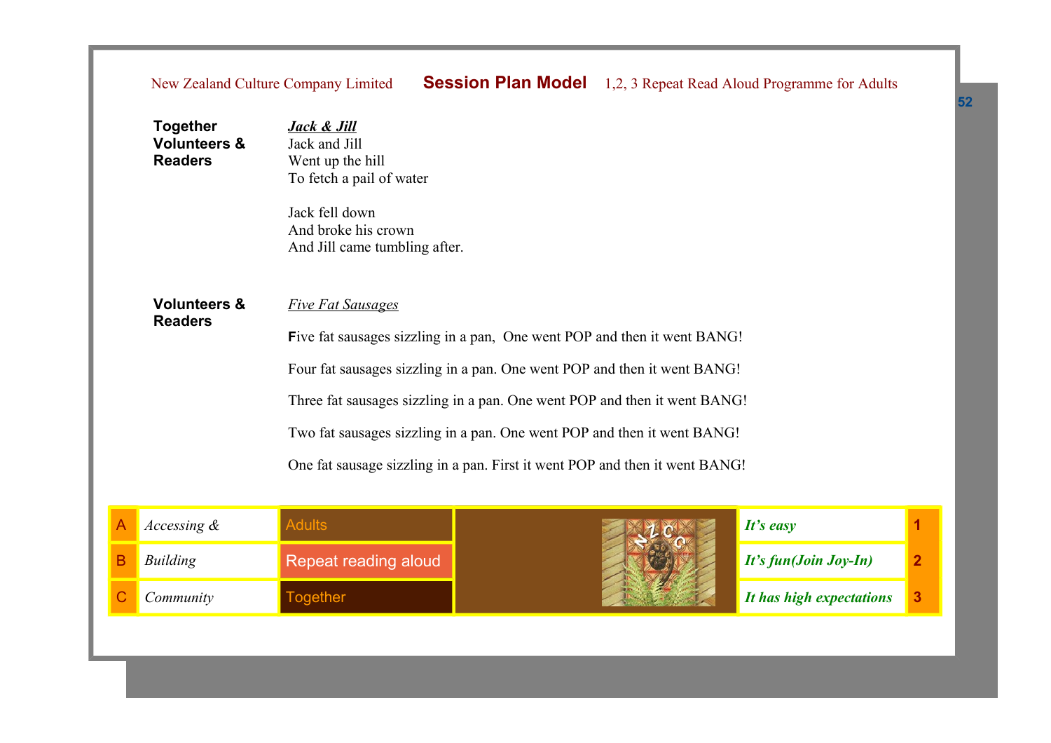**Together Volunteers & Readers**

***Jack & Jill***

Jack and Jill
Went up the hill
To fetch a pail of water

Jack fell down
And broke his crown
And Jill came tumbling after.

**Volunteers & Readers**

*Five Fat Sausages*

Five fat sausages sizzling in a pan, One went POP and then it went BANG!

Four fat sausages sizzling in a pan. One went POP and then it went BANG!

Three fat sausages sizzling in a pan. One went POP and then it went BANG!

Two fat sausages sizzling in a pan. One went POP and then it went BANG!

One fat sausage sizzling in a pan. First it went POP and then it went BANG!

| | | | | | |
|---|---|---|---|---|---|
| A | *Accessing &* | Adults | | ***It's easy*** | **1** |
| B | *Building* | Repeat reading aloud | | ***It's fun(Join Joy-In)*** | **2** |
| C | *Community* | Together | | ***It has high expectations*** | **3** |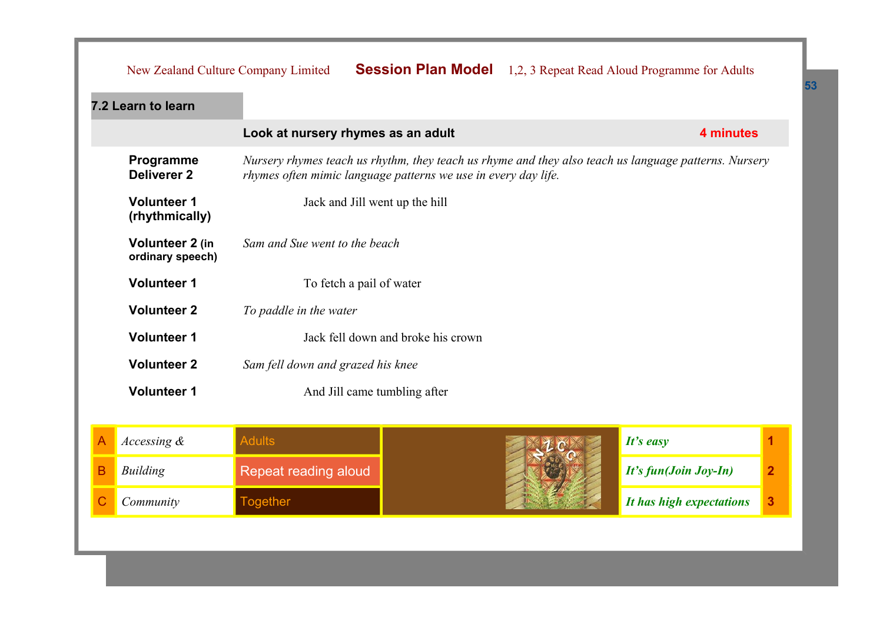## 7.2 Learn to learn

**Look at nursery rhymes as an adult** — **4 minutes**

| | |
|---|---|
| **Programme Deliverer 2** | *Nursery rhymes teach us rhythm, they teach us rhyme and they also teach us language patterns. Nursery rhymes often mimic language patterns we use in every day life.* |
| **Volunteer 1 (rhythmically)** | Jack and Jill went up the hill |
| **Volunteer 2 (in ordinary speech)** | *Sam and Sue went to the beach* |
| **Volunteer 1** | To fetch a pail of water |
| **Volunteer 2** | *To paddle in the water* |
| **Volunteer 1** | Jack fell down and broke his crown |
| **Volunteer 2** | *Sam fell down and grazed his knee* |
| **Volunteer 1** | And Jill came tumbling after |

| | | | | |
|---|---|---|---|---|
| A | *Accessing &* | Adults | ***It's easy*** | 1 |
| B | *Building* | Repeat reading aloud | ***It's fun(Join Joy-In)*** | 2 |
| C | *Community* | Together | ***It has high expectations*** | 3 |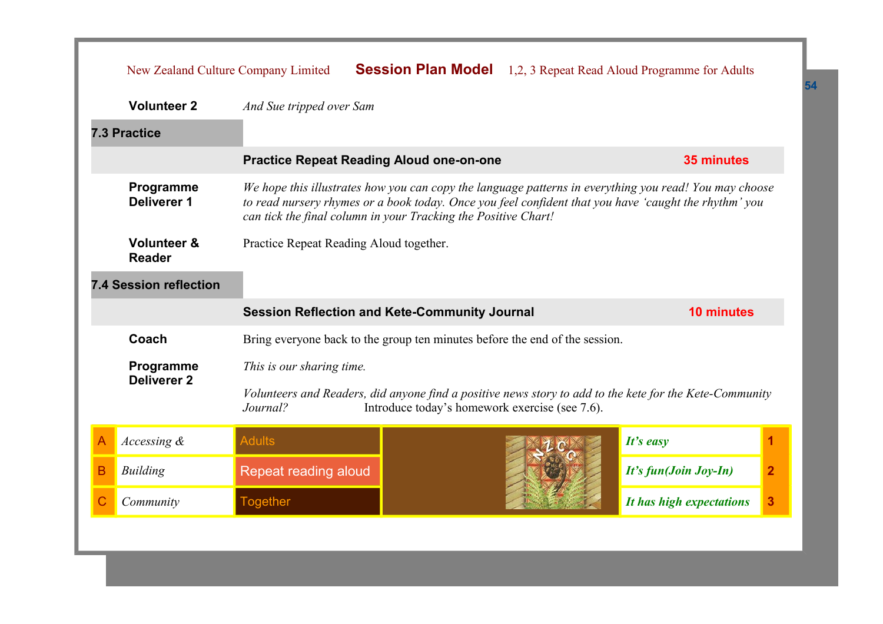**Volunteer 2** *And Sue tripped over Sam*

## 7.3 Practice

| | **Practice Repeat Reading Aloud one-on-one** | **35 minutes** |
|---|---|---|

**Programme Deliverer 1**
*We hope this illustrates how you can copy the language patterns in everything you read! You may choose to read nursery rhymes or a book today. Once you feel confident that you have 'caught the rhythm' you can tick the final column in your Tracking the Positive Chart!*

**Volunteer & Reader**
Practice Repeat Reading Aloud together.

## 7.4 Session reflection

| | **Session Reflection and Kete-Community Journal** | **10 minutes** |
|---|---|---|

**Coach**
Bring everyone back to the group ten minutes before the end of the session.

**Programme Deliverer 2**
*This is our sharing time.*

*Volunteers and Readers, did anyone find a positive news story to add to the kete for the Kete-Community Journal?* Introduce today's homework exercise (see 7.6).

| | | | | |
|---|---|---|---|---|
| A | *Accessing &* | Adults | *It's easy* | 1 |
| B | *Building* | Repeat reading aloud | *It's fun(Join Joy-In)* | 2 |
| C | *Community* | Together | *It has high expectations* | 3 |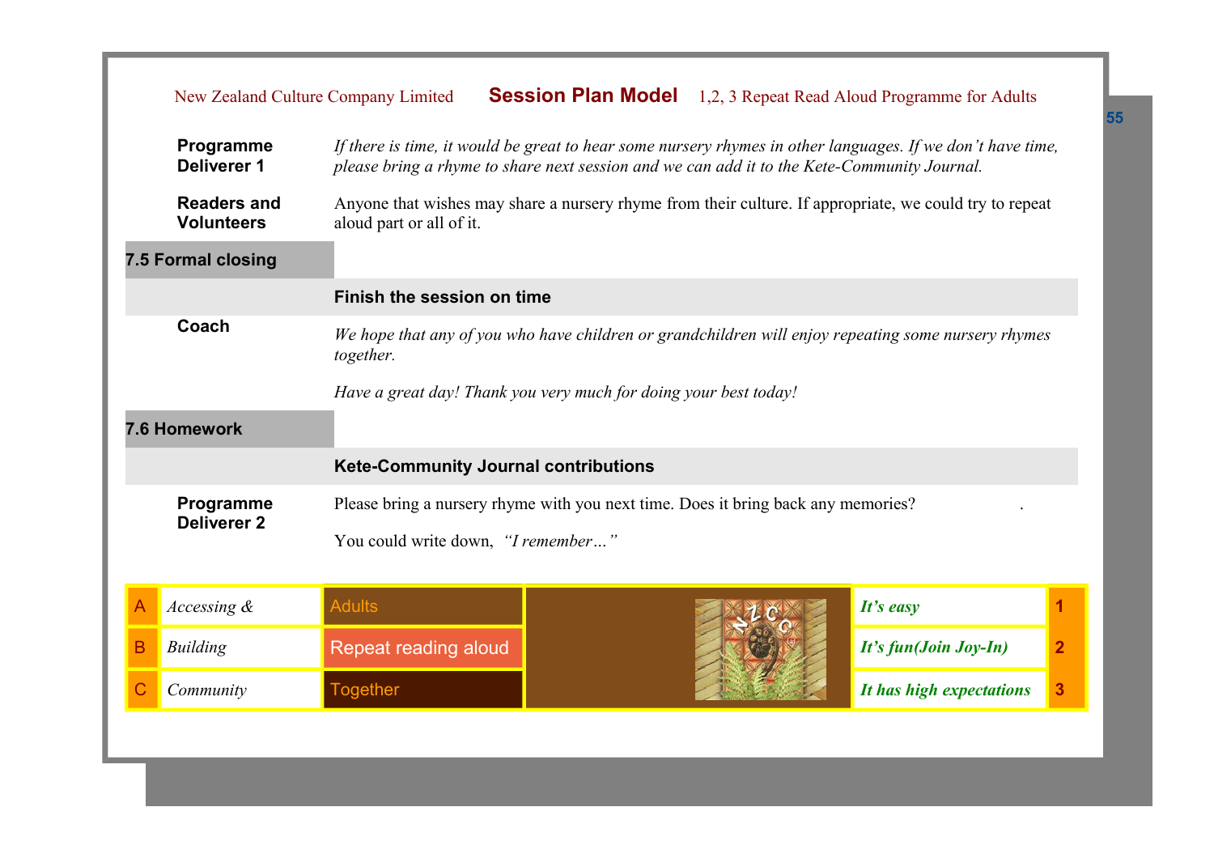**Programme Deliverer 1**

*If there is time, it would be great to hear some nursery rhymes in other languages. If we don't have time, please bring a rhyme to share next session and we can add it to the Kete-Community Journal.*

**Readers and Volunteers**

Anyone that wishes may share a nursery rhyme from their culture. If appropriate, we could try to repeat aloud part or all of it.

## 7.5 Formal closing

**Finish the session on time**

**Coach**

*We hope that any of you who have children or grandchildren will enjoy repeating some nursery rhymes together.*

*Have a great day! Thank you very much for doing your best today!*

## 7.6 Homework

**Kete-Community Journal contributions**

**Programme Deliverer 2**

Please bring a nursery rhyme with you next time. Does it bring back any memories?

You could write down, *"I remember…"*

| | | | | |
|---|---|---|---|---|
| A | *Accessing &* | Adults | ***It's easy*** | **1** |
| B | *Building* | Repeat reading aloud | ***It's fun(Join Joy-In)*** | **2** |
| C | *Community* | Together | ***It has high expectations*** | **3** |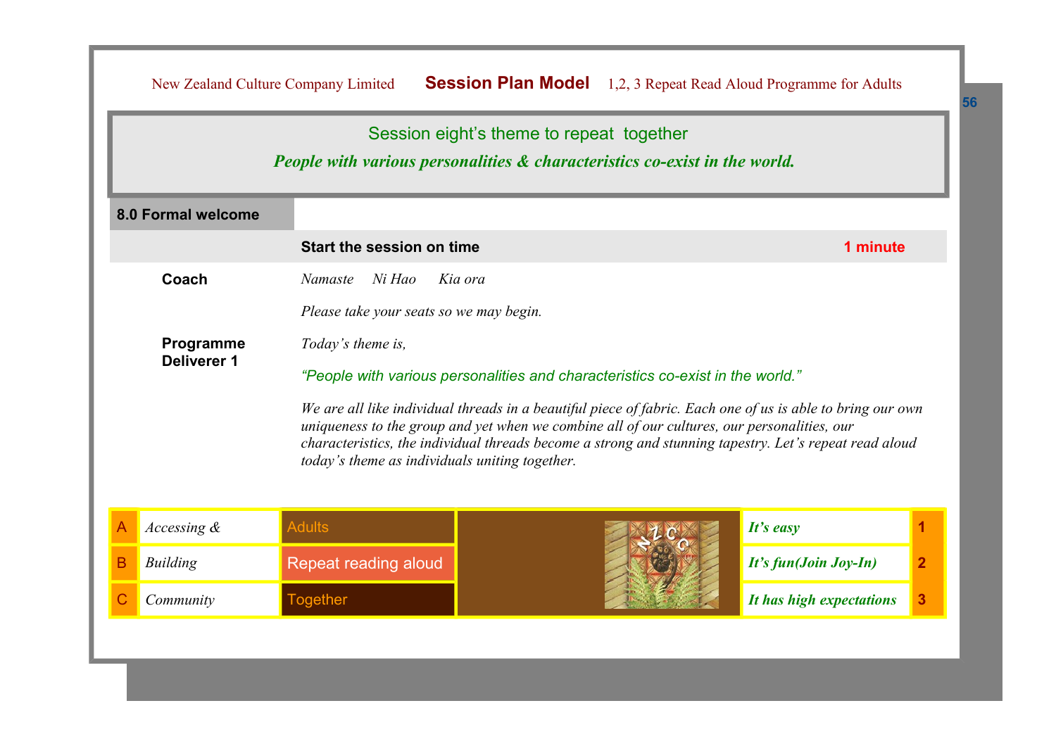## Session eight's theme to repeat together

***People with various personalities & characteristics co-exist in the world.***

### 8.0 Formal welcome

**Start the session on time** — **1 minute**

**Coach**

*Namaste Ni Hao Kia ora*

*Please take your seats so we may begin.*

**Programme Deliverer 1**

*Today's theme is,*

"People with various personalities and characteristics co-exist in the world."

*We are all like individual threads in a beautiful piece of fabric. Each one of us is able to bring our own uniqueness to the group and yet when we combine all of our cultures, our personalities, our characteristics, the individual threads become a strong and stunning tapestry. Let's repeat read aloud today's theme as individuals uniting together.*

| | | | | |
|---|---|---|---|---|
| A | *Accessing &* | Adults | ***It's easy*** | 1 |
| B | *Building* | Repeat reading aloud | ***It's fun(Join Joy-In)*** | 2 |
| C | *Community* | Together | ***It has high expectations*** | 3 |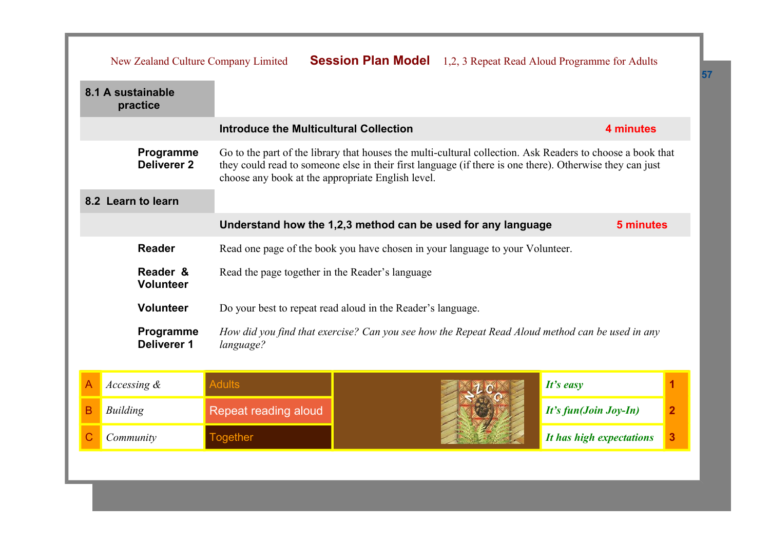## 8.1 A sustainable practice

### Introduce the Multicultural Collection — 4 minutes

**Programme Deliverer 2**
Go to the part of the library that houses the multi-cultural collection. Ask Readers to choose a book that they could read to someone else in their first language (if there is one there). Otherwise they can just choose any book at the appropriate English level.

## 8.2 Learn to learn

### Understand how the 1,2,3 method can be used for any language — 5 minutes

**Reader**
Read one page of the book you have chosen in your language to your Volunteer.

**Reader & Volunteer**
Read the page together in the Reader's language

**Volunteer**
Do your best to repeat read aloud in the Reader's language.

**Programme Deliverer 1**
*How did you find that exercise? Can you see how the Repeat Read Aloud method can be used in any language?*

| | | | | |
|---|---|---|---|---|
| A | *Accessing &* | Adults | ***It's easy*** | 1 |
| B | *Building* | Repeat reading aloud | ***It's fun(Join Joy-In)*** | 2 |
| C | *Community* | Together | ***It has high expectations*** | 3 |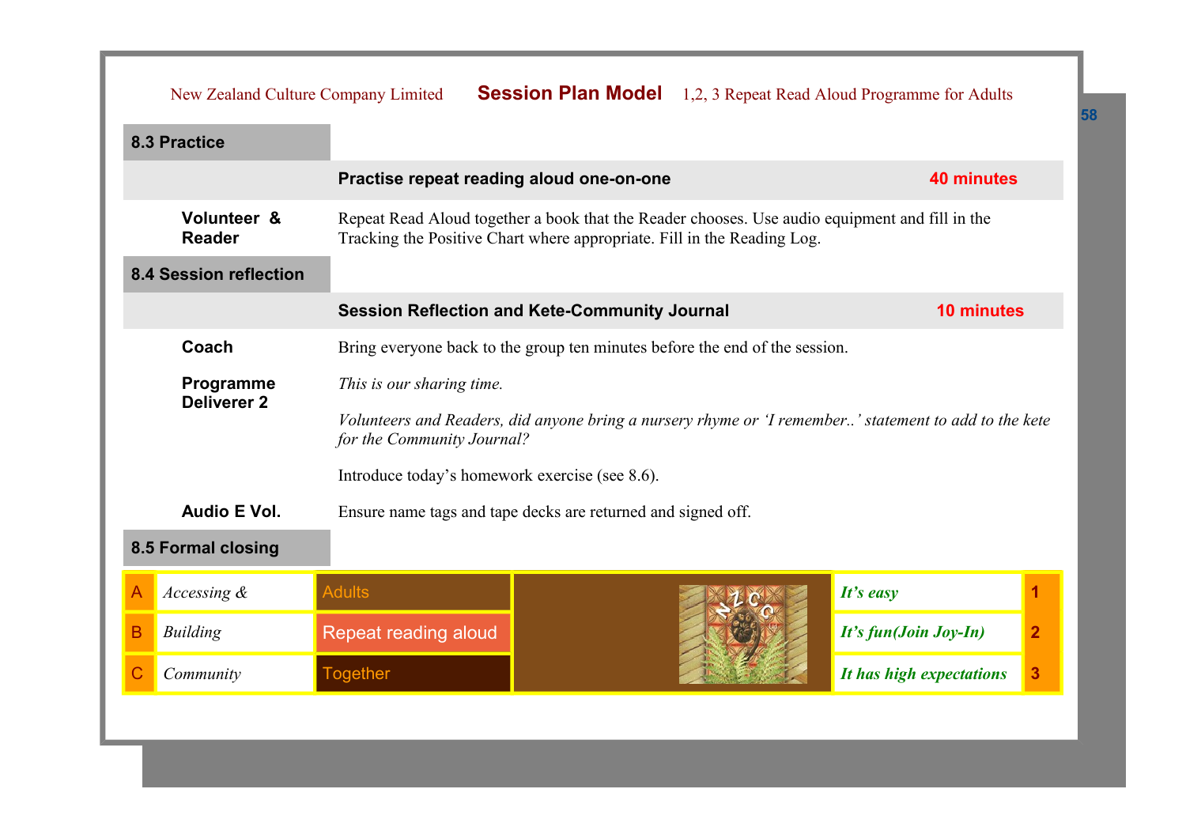## 8.3 Practice

**Practise repeat reading aloud one-on-one** — **40 minutes**

**Volunteer & Reader**
Repeat Read Aloud together a book that the Reader chooses. Use audio equipment and fill in the Tracking the Positive Chart where appropriate. Fill in the Reading Log.

## 8.4 Session reflection

**Session Reflection and Kete-Community Journal** — **10 minutes**

**Coach**
Bring everyone back to the group ten minutes before the end of the session.

**Programme Deliverer 2**
*This is our sharing time.*

*Volunteers and Readers, did anyone bring a nursery rhyme or 'I remember..' statement to add to the kete for the Community Journal?*

Introduce today's homework exercise (see 8.6).

**Audio E Vol.**
Ensure name tags and tape decks are returned and signed off.

## 8.5 Formal closing

| | | | | |
|---|---|---|---|---|
| A | *Accessing &* | Adults | *It's easy* | 1 |
| B | *Building* | Repeat reading aloud | *It's fun(Join Joy-In)* | 2 |
| C | *Community* | Together | *It has high expectations* | 3 |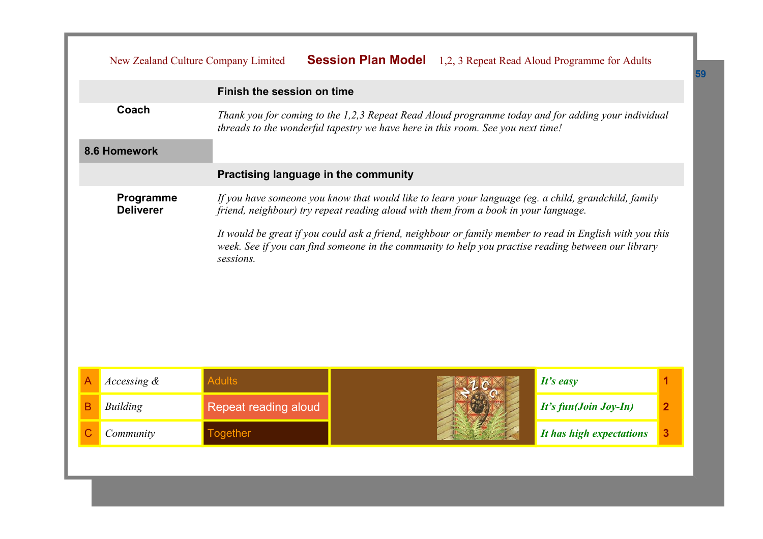| | Finish the session on time |
|---|---|
| **Coach** | *Thank you for coming to the 1,2,3 Repeat Read Aloud programme today and for adding your individual threads to the wonderful tapestry we have here in this room. See you next time!* |

## 8.6 Homework

| | Practising language in the community |
|---|---|
| **Programme Deliverer** | *If you have someone you know that would like to learn your language (eg. a child, grandchild, family friend, neighbour) try repeat reading aloud with them from a book in your language.*<br><br>*It would be great if you could ask a friend, neighbour or family member to read in English with you this week. See if you can find someone in the community to help you practise reading between our library sessions.* |

| | | | | | |
|---|---|---|---|---|---|
| A | *Accessing &* | Adults | | ***It's easy*** | **1** |
| B | *Building* | Repeat reading aloud | | ***It's fun(Join Joy-In)*** | **2** |
| C | *Community* | Together | | ***It has high expectations*** | **3** |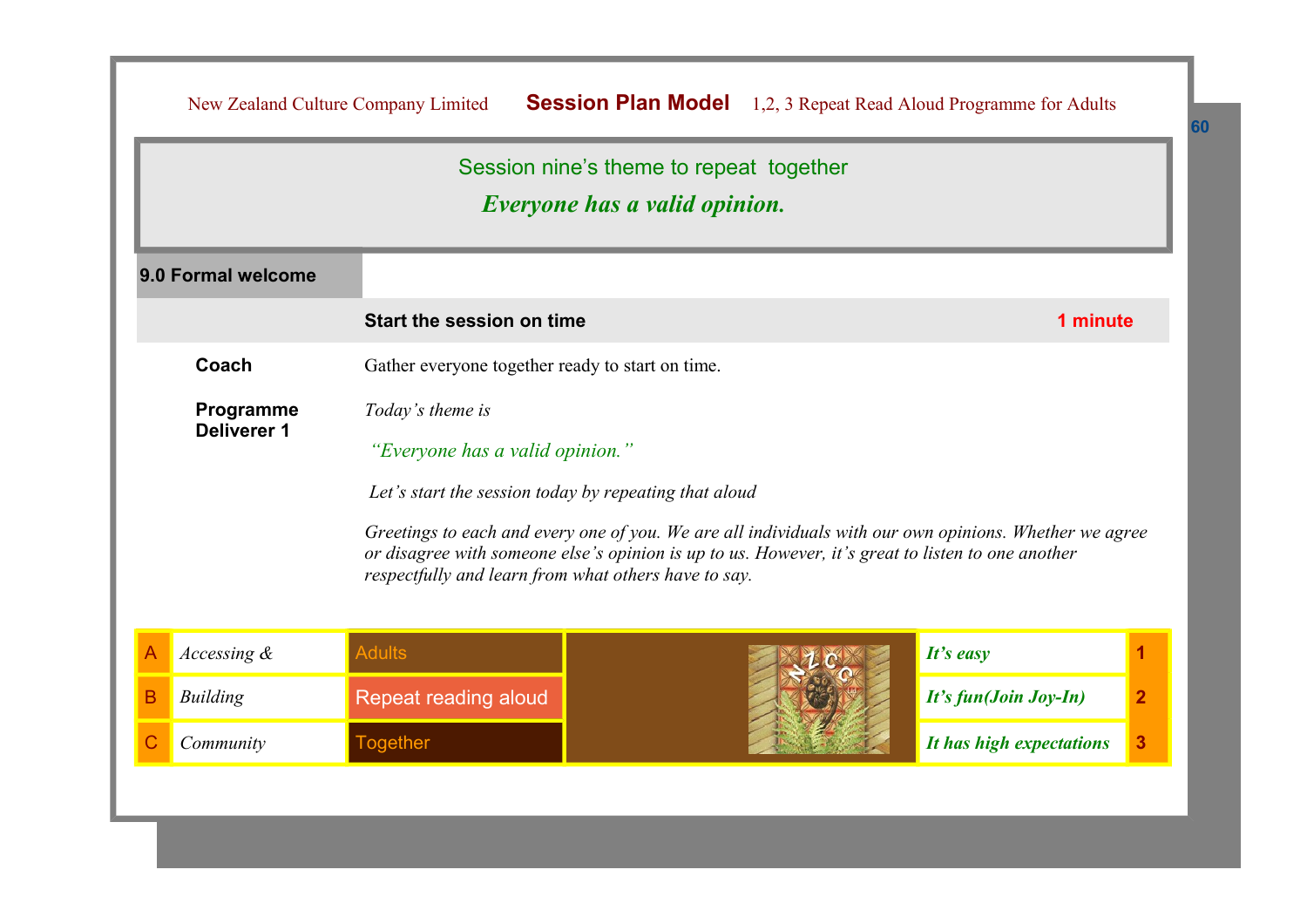## Session nine's theme to repeat together

### *Everyone has a valid opinion.*

### 9.0 Formal welcome

| | **Start the session on time** | **1 minute** |
|---|---|---|
| **Coach** | Gather everyone together ready to start on time. | |
| **Programme Deliverer 1** | *Today's theme is*<br><br>*"Everyone has a valid opinion."*<br><br>*Let's start the session today by repeating that aloud*<br><br>*Greetings to each and every one of you. We are all individuals with our own opinions. Whether we agree or disagree with someone else's opinion is up to us. However, it's great to listen to one another respectfully and learn from what others have to say.* | |

| | | | | |
|---|---|---|---|---|
| A | *Accessing &* | Adults | *It's easy* | 1 |
| B | *Building* | Repeat reading aloud | *It's fun(Join Joy-In)* | 2 |
| C | *Community* | Together | *It has high expectations* | 3 |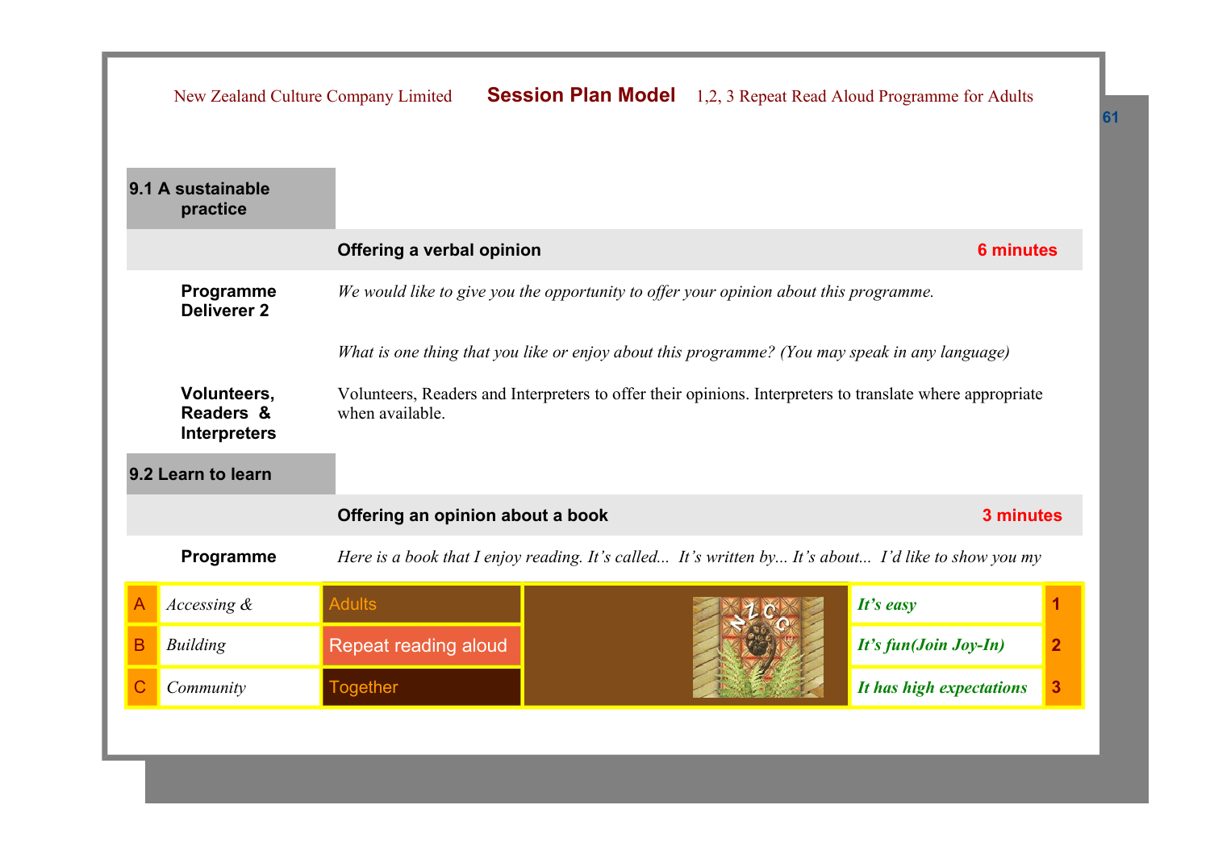## 9.1 A sustainable practice

**Offering a verbal opinion** **6 minutes**

**Programme Deliverer 2**

*We would like to give you the opportunity to offer your opinion about this programme.*

*What is one thing that you like or enjoy about this programme? (You may speak in any language)*

**Volunteers, Readers & Interpreters**

Volunteers, Readers and Interpreters to offer their opinions. Interpreters to translate where appropriate when available.

## 9.2 Learn to learn

**Offering an opinion about a book** **3 minutes**

**Programme**

*Here is a book that I enjoy reading. It's called... It's written by... It's about... I'd like to show you my*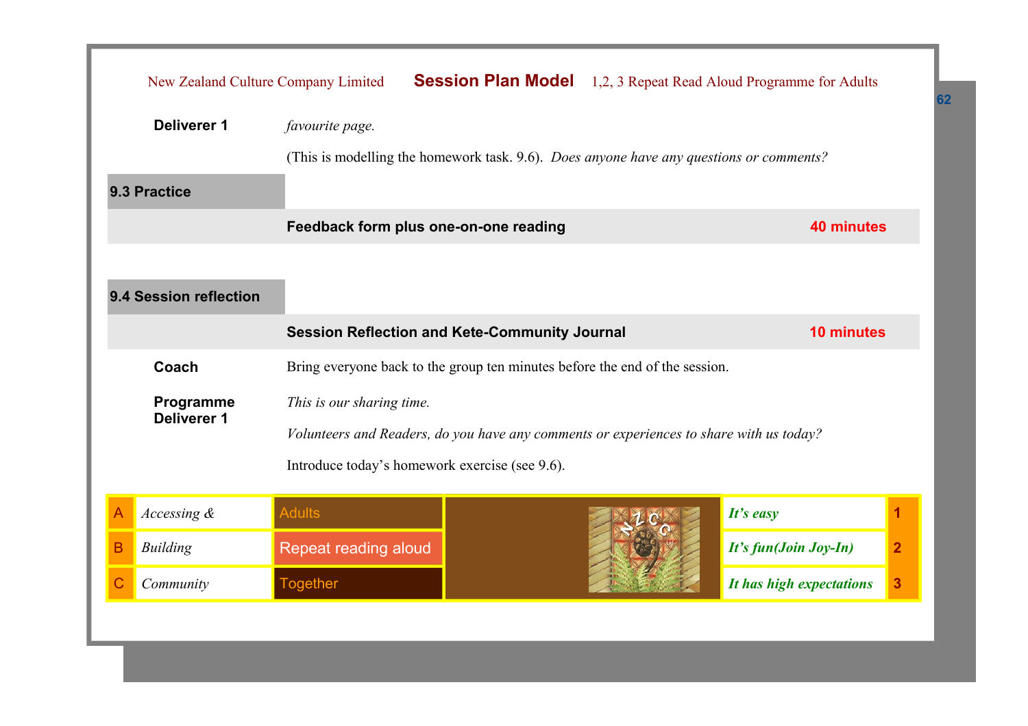**Deliverer 1** *favourite page.*

(This is modelling the homework task. 9.6). *Does anyone have any questions or comments?*

## 9.3 Practice

**Feedback form plus one-on-one reading** **40 minutes**

## 9.4 Session reflection

**Session Reflection and Kete-Community Journal** **10 minutes**

**Coach** Bring everyone back to the group ten minutes before the end of the session.

**Programme Deliverer 1** *This is our sharing time.*

*Volunteers and Readers, do you have any comments or experiences to share with us today?*

Introduce today's homework exercise (see 9.6).

| | | | | | |
|---|---|---|---|---|---|
| A | *Accessing &* | Adults | | *It's easy* | 1 |
| B | *Building* | Repeat reading aloud | | *It's fun(Join Joy-In)* | 2 |
| C | *Community* | Together | | *It has high expectations* | 3 |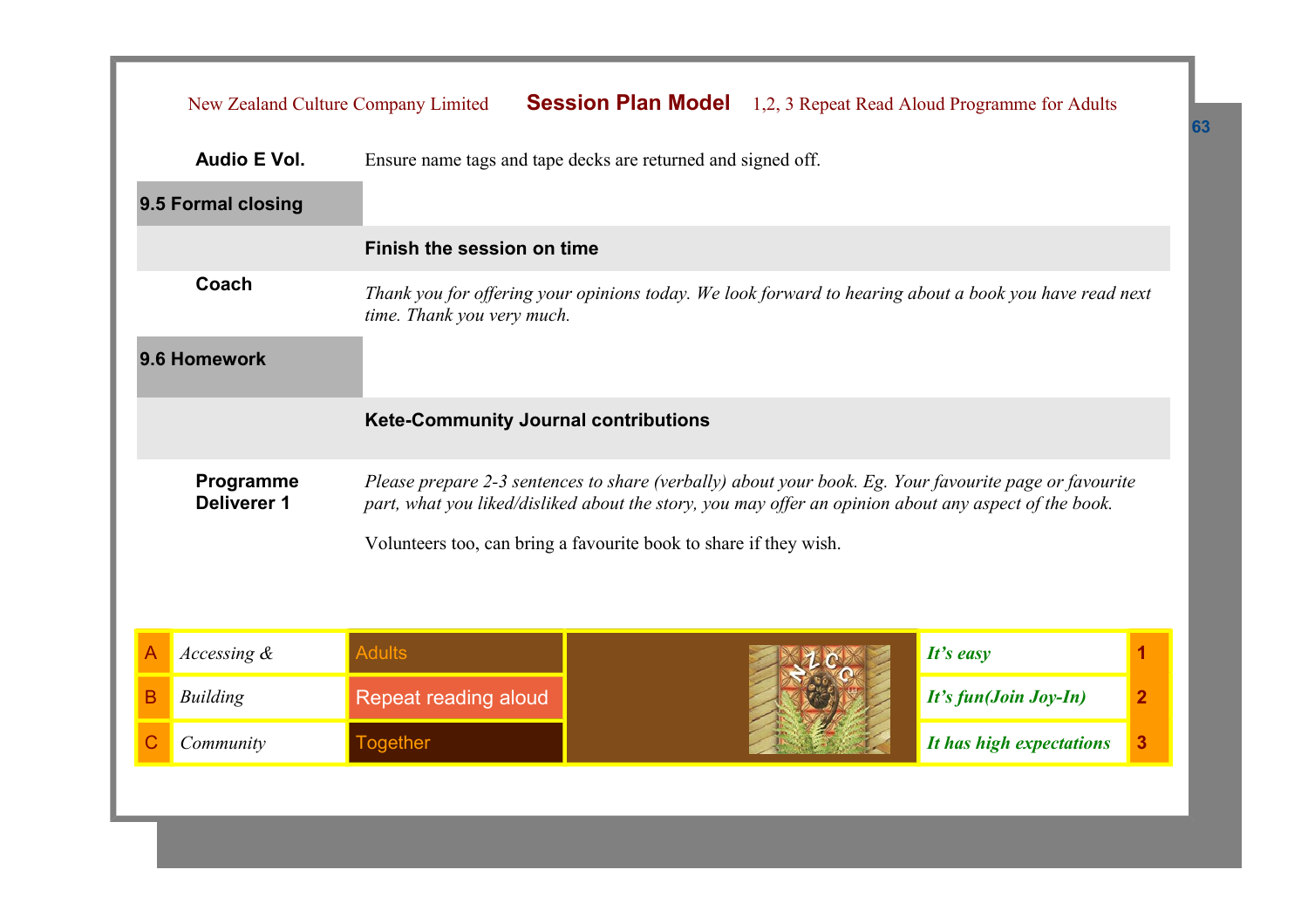**Audio E Vol.** Ensure name tags and tape decks are returned and signed off.

## 9.5 Formal closing

**Finish the session on time**

**Coach**

*Thank you for offering your opinions today. We look forward to hearing about a book you have read next time. Thank you very much.*

## 9.6 Homework

**Kete-Community Journal contributions**

**Programme Deliverer 1**

*Please prepare 2-3 sentences to share (verbally) about your book. Eg. Your favourite page or favourite part, what you liked/disliked about the story, you may offer an opinion about any aspect of the book.*

Volunteers too, can bring a favourite book to share if they wish.

| | | | | |
|---|---|---|---|---|
| A | *Accessing &* | Adults | *It's easy* | 1 |
| B | *Building* | Repeat reading aloud | *It's fun(Join Joy-In)* | 2 |
| C | *Community* | Together | *It has high expectations* | 3 |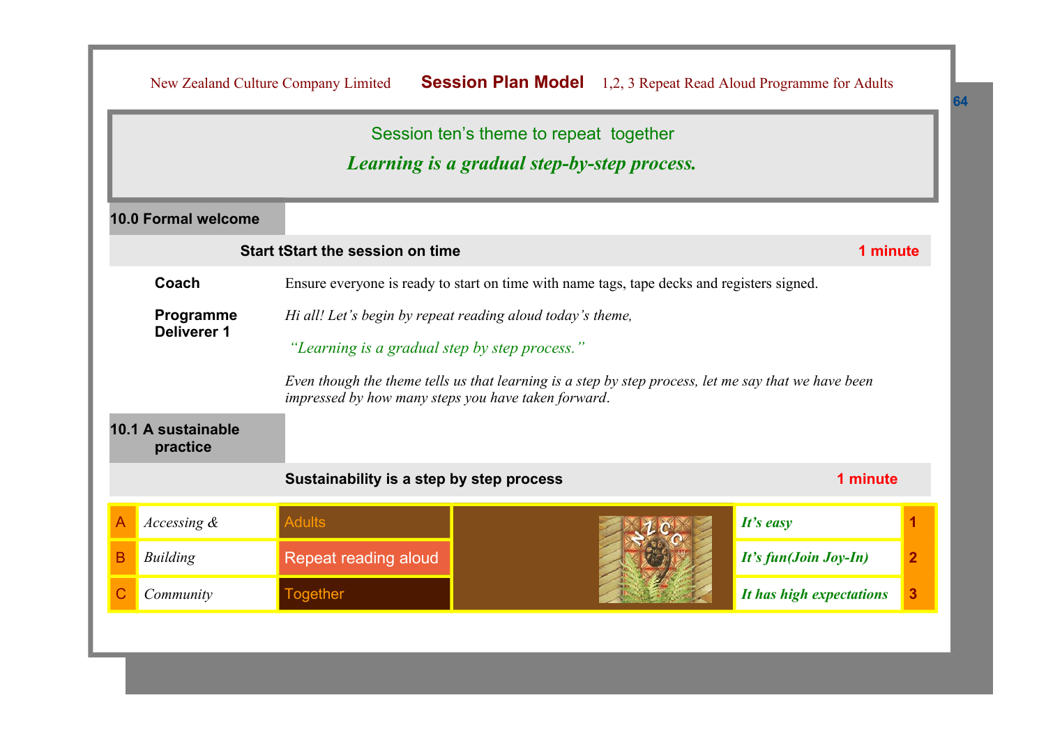Session ten's theme to repeat together

***Learning is a gradual step-by-step process.***

## 10.0 Formal welcome

**Start tStart the session on time** **1 minute**

**Coach** Ensure everyone is ready to start on time with name tags, tape decks and registers signed.

**Programme Deliverer 1** *Hi all! Let's begin by repeat reading aloud today's theme,*

*"Learning is a gradual step by step process."*

*Even though the theme tells us that learning is a step by step process, let me say that we have been impressed by how many steps you have taken forward.*

## 10.1 A sustainable practice

**Sustainability is a step by step process** **1 minute**

| | | | | |
|---|---|---|---|---|
| A | *Accessing &* | Adults | ***It's easy*** | 1 |
| B | *Building* | Repeat reading aloud | ***It's fun(Join Joy-In)*** | 2 |
| C | *Community* | Together | ***It has high expectations*** | 3 |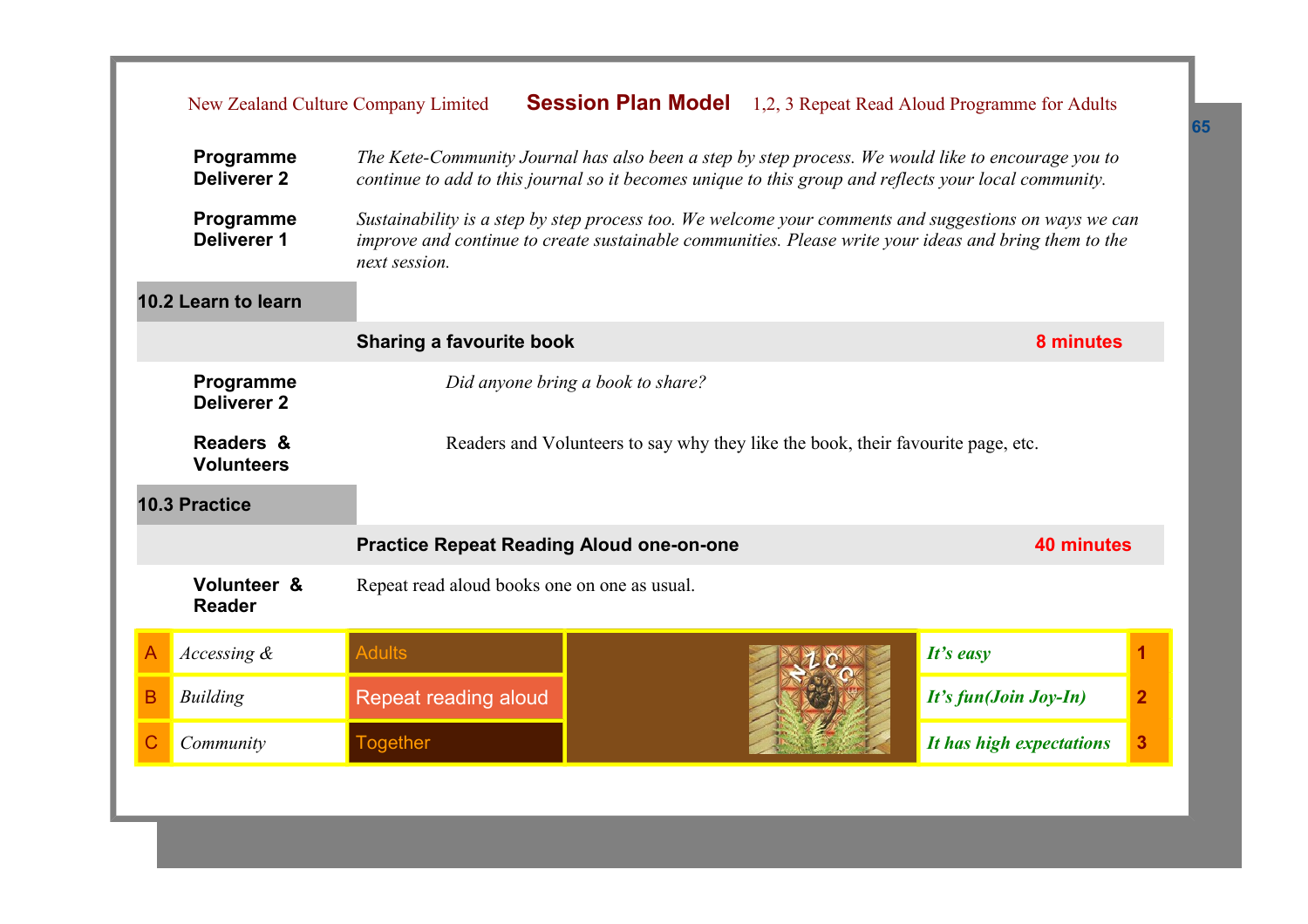**Programme Deliverer 2**

*The Kete-Community Journal has also been a step by step process. We would like to encourage you to continue to add to this journal so it becomes unique to this group and reflects your local community.*

**Programme Deliverer 1**

*Sustainability is a step by step process too. We welcome your comments and suggestions on ways we can improve and continue to create sustainable communities. Please write your ideas and bring them to the next session.*

## 10.2 Learn to learn

### Sharing a favourite book — 8 minutes

**Programme Deliverer 2**

*Did anyone bring a book to share?*

**Readers & Volunteers**

Readers and Volunteers to say why they like the book, their favourite page, etc.

## 10.3 Practice

### Practice Repeat Reading Aloud one-on-one — 40 minutes

**Volunteer & Reader**

Repeat read aloud books one on one as usual.

| | | | | |
|---|---|---|---|---|
| A | *Accessing &* | Adults | ***It's easy*** | 1 |
| B | *Building* | Repeat reading aloud | ***It's fun(Join Joy-In)*** | 2 |
| C | *Community* | Together | ***It has high expectations*** | 3 |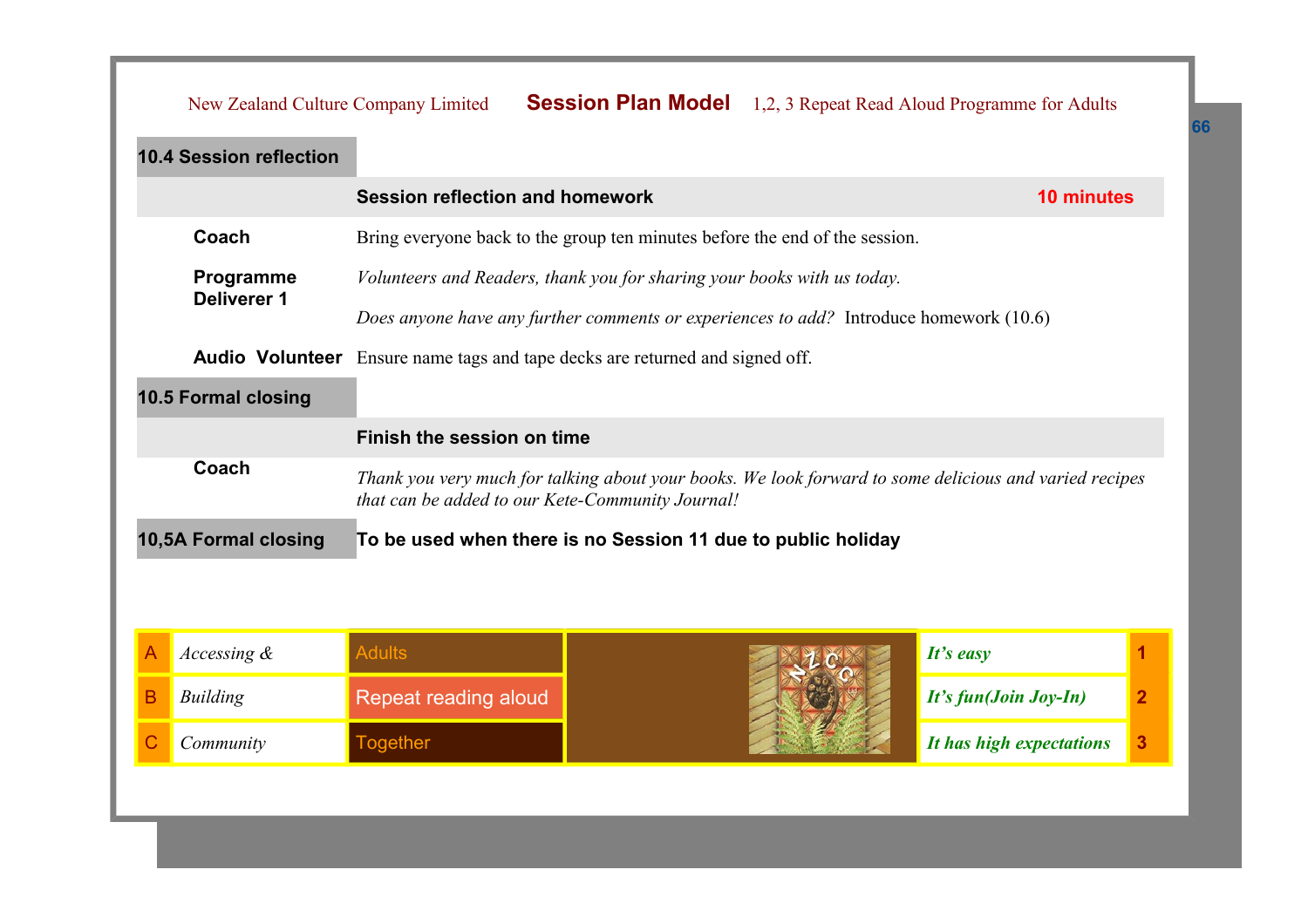## 10.4 Session reflection

| | **Session reflection and homework** | **10 minutes** |
|---|---|---|
| **Coach** | Bring everyone back to the group ten minutes before the end of the session. | |
| **Programme Deliverer 1** | *Volunteers and Readers, thank you for sharing your books with us today.*<br><br>*Does anyone have any further comments or experiences to add?* Introduce homework (10.6) | |
| **Audio Volunteer** | Ensure name tags and tape decks are returned and signed off. | |

## 10.5 Formal closing

| | **Finish the session on time** |
|---|---|
| **Coach** | *Thank you very much for talking about your books. We look forward to some delicious and varied recipes that can be added to our Kete-Community Journal!* |

## 10,5A Formal closing

**To be used when there is no Session 11 due to public holiday**

| | | | | |
|---|---|---|---|---|
| A | *Accessing &* | Adults | *It's easy* | 1 |
| B | *Building* | Repeat reading aloud | *It's fun(Join Joy-In)* | 2 |
| C | *Community* | Together | *It has high expectations* | 3 |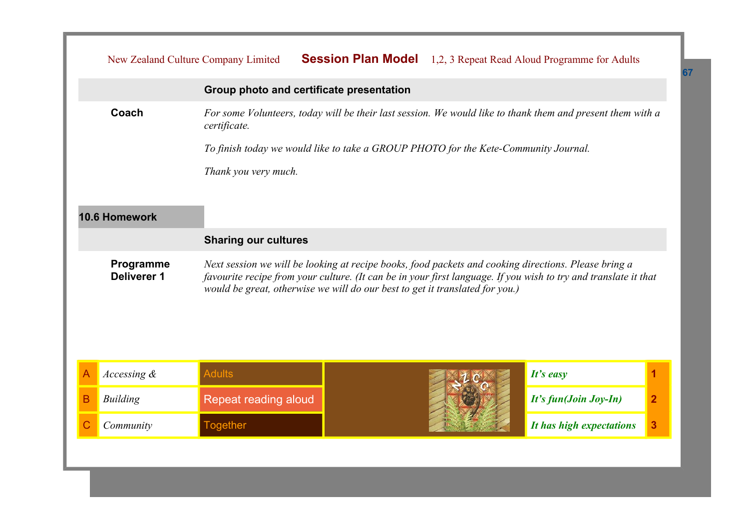### Group photo and certificate presentation

**Coach**

*For some Volunteers, today will be their last session. We would like to thank them and present them with a certificate.*

*To finish today we would like to take a GROUP PHOTO for the Kete-Community Journal.*

*Thank you very much.*

## 10.6 Homework

### Sharing our cultures

**Programme Deliverer 1**

*Next session we will be looking at recipe books, food packets and cooking directions. Please bring a favourite recipe from your culture. (It can be in your first language. If you wish to try and translate it that would be great, otherwise we will do our best to get it translated for you.)*

| | | | | | |
|---|---|---|---|---|---|
| A | *Accessing &* | Adults | | ***It's easy*** | 1 |
| B | *Building* | Repeat reading aloud | | ***It's fun(Join Joy-In)*** | 2 |
| C | *Community* | Together | | ***It has high expectations*** | 3 |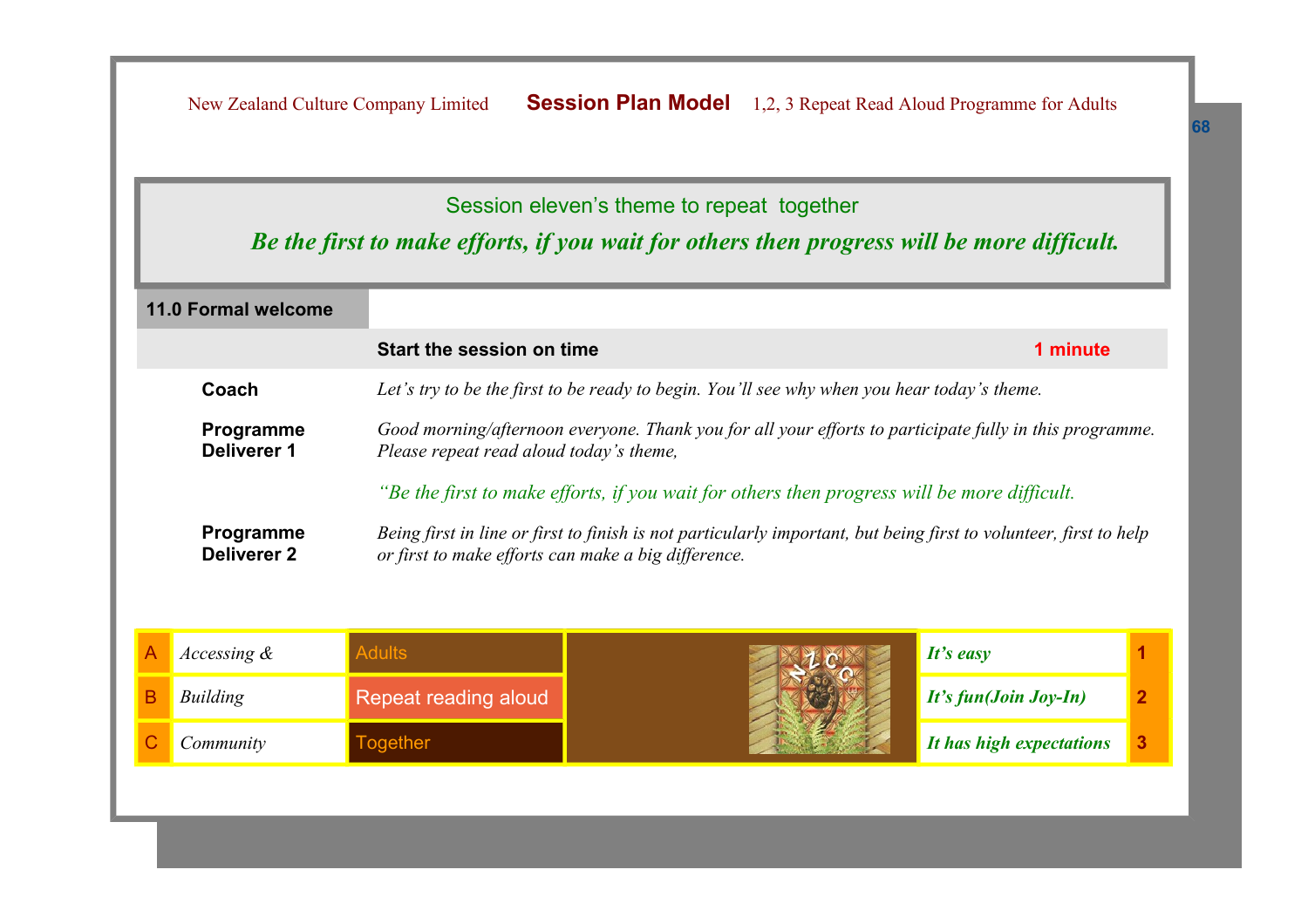Session eleven's theme to repeat together

***Be the first to make efforts, if you wait for others then progress will be more difficult.***

## 11.0 Formal welcome

| | **Start the session on time** | **1 minute** |
|---|---|---|
| **Coach** | *Let's try to be the first to be ready to begin. You'll see why when you hear today's theme.* | |
| **Programme Deliverer 1** | *Good morning/afternoon everyone. Thank you for all your efforts to participate fully in this programme. Please repeat read aloud today's theme,*<br><br>*"Be the first to make efforts, if you wait for others then progress will be more difficult.* | |
| **Programme Deliverer 2** | *Being first in line or first to finish is not particularly important, but being first to volunteer, first to help or first to make efforts can make a big difference.* | |

| | | | | |
|---|---|---|---|---|
| A | *Accessing &* | Adults | ***It's easy*** | 1 |
| B | *Building* | Repeat reading aloud | ***It's fun(Join Joy-In)*** | 2 |
| C | *Community* | Together | ***It has high expectations*** | 3 |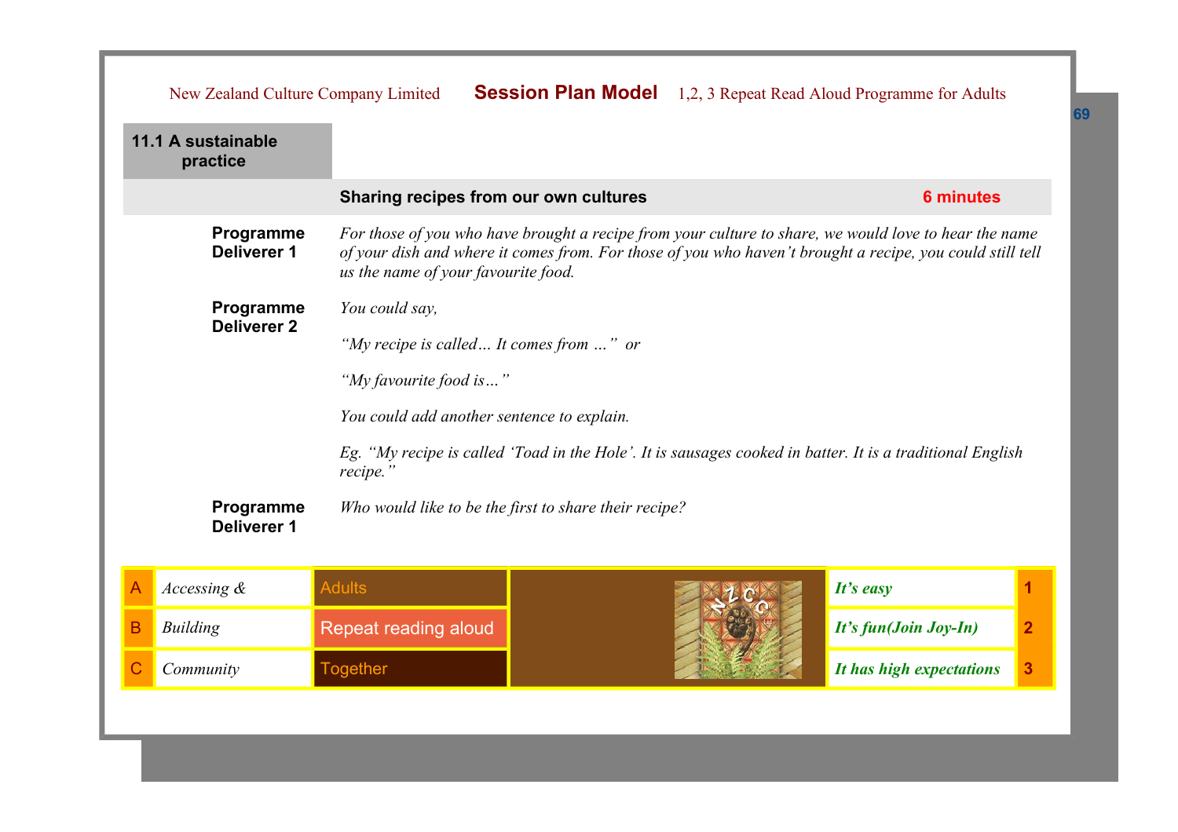## 11.1 A sustainable practice

| | **Sharing recipes from our own cultures** | **6 minutes** |
|---|---|---|
| **Programme Deliverer 1** | *For those of you who have brought a recipe from your culture to share, we would love to hear the name of your dish and where it comes from. For those of you who haven't brought a recipe, you could still tell us the name of your favourite food.* | |
| **Programme Deliverer 2** | *You could say,*<br><br>*"My recipe is called… It comes from …" or*<br><br>*"My favourite food is…"*<br><br>*You could add another sentence to explain.*<br><br>*Eg. "My recipe is called 'Toad in the Hole'. It is sausages cooked in batter. It is a traditional English recipe."* | |
| **Programme Deliverer 1** | *Who would like to be the first to share their recipe?* | |

| | | | |
|---|---|---|---|
| A | *Accessing &* | Adults | ***It's easy*** | 1 |
| B | *Building* | Repeat reading aloud | ***It's fun(Join Joy-In)*** | 2 |
| C | *Community* | Together | ***It has high expectations*** | 3 |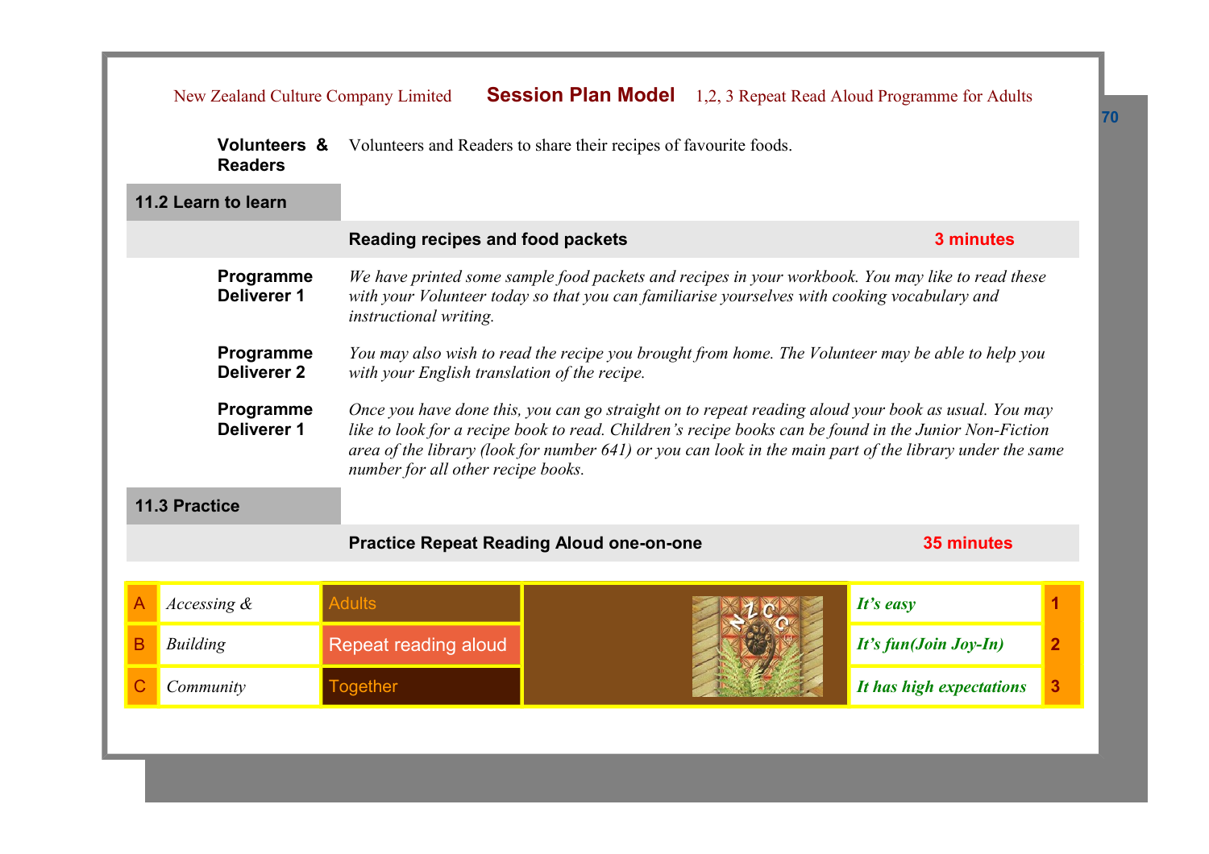| | |
|---|---|
| **Volunteers & Readers** | Volunteers and Readers to share their recipes of favourite foods. |

## 11.2 Learn to learn

**Reading recipes and food packets** — **3 minutes**

| | |
|---|---|
| **Programme Deliverer 1** | *We have printed some sample food packets and recipes in your workbook. You may like to read these with your Volunteer today so that you can familiarise yourselves with cooking vocabulary and instructional writing.* |
| **Programme Deliverer 2** | *You may also wish to read the recipe you brought from home. The Volunteer may be able to help you with your English translation of the recipe.* |
| **Programme Deliverer 1** | *Once you have done this, you can go straight on to repeat reading aloud your book as usual. You may like to look for a recipe book to read. Children's recipe books can be found in the Junior Non-Fiction area of the library (look for number 641) or you can look in the main part of the library under the same number for all other recipe books.* |

## 11.3 Practice

**Practice Repeat Reading Aloud one-on-one** — **35 minutes**

| | | | | |
|---|---|---|---|---|
| A | *Accessing &* | Adults | *It's easy* | 1 |
| B | *Building* | Repeat reading aloud | *It's fun(Join Joy-In)* | 2 |
| C | *Community* | Together | *It has high expectations* | 3 |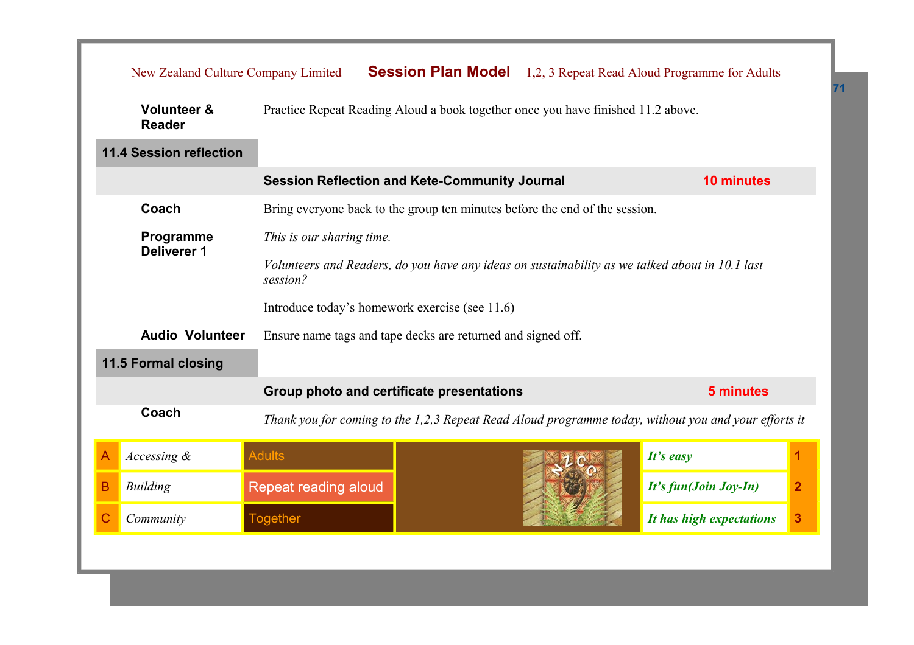| | |
|---|---|
| **Volunteer & Reader** | Practice Repeat Reading Aloud a book together once you have finished 11.2 above. |

## 11.4 Session reflection

| | | |
|---|---|---|
| | **Session Reflection and Kete-Community Journal** | **10 minutes** |
| **Coach** | Bring everyone back to the group ten minutes before the end of the session. | |
| **Programme Deliverer 1** | *This is our sharing time.*<br><br>*Volunteers and Readers, do you have any ideas on sustainability as we talked about in 10.1 last session?*<br><br>Introduce today's homework exercise (see 11.6) | |
| **Audio Volunteer** | Ensure name tags and tape decks are returned and signed off. | |

## 11.5 Formal closing

| | | |
|---|---|---|
| | **Group photo and certificate presentations** | **5 minutes** |
| **Coach** | *Thank you for coming to the 1,2,3 Repeat Read Aloud programme today, without you and your efforts it* | |

| | | | | |
|---|---|---|---|---|
| A | *Accessing &* | Adults | ***It's easy*** | **1** |
| B | *Building* | Repeat reading aloud | ***It's fun(Join Joy-In)*** | **2** |
| C | *Community* | Together | ***It has high expectations*** | **3** |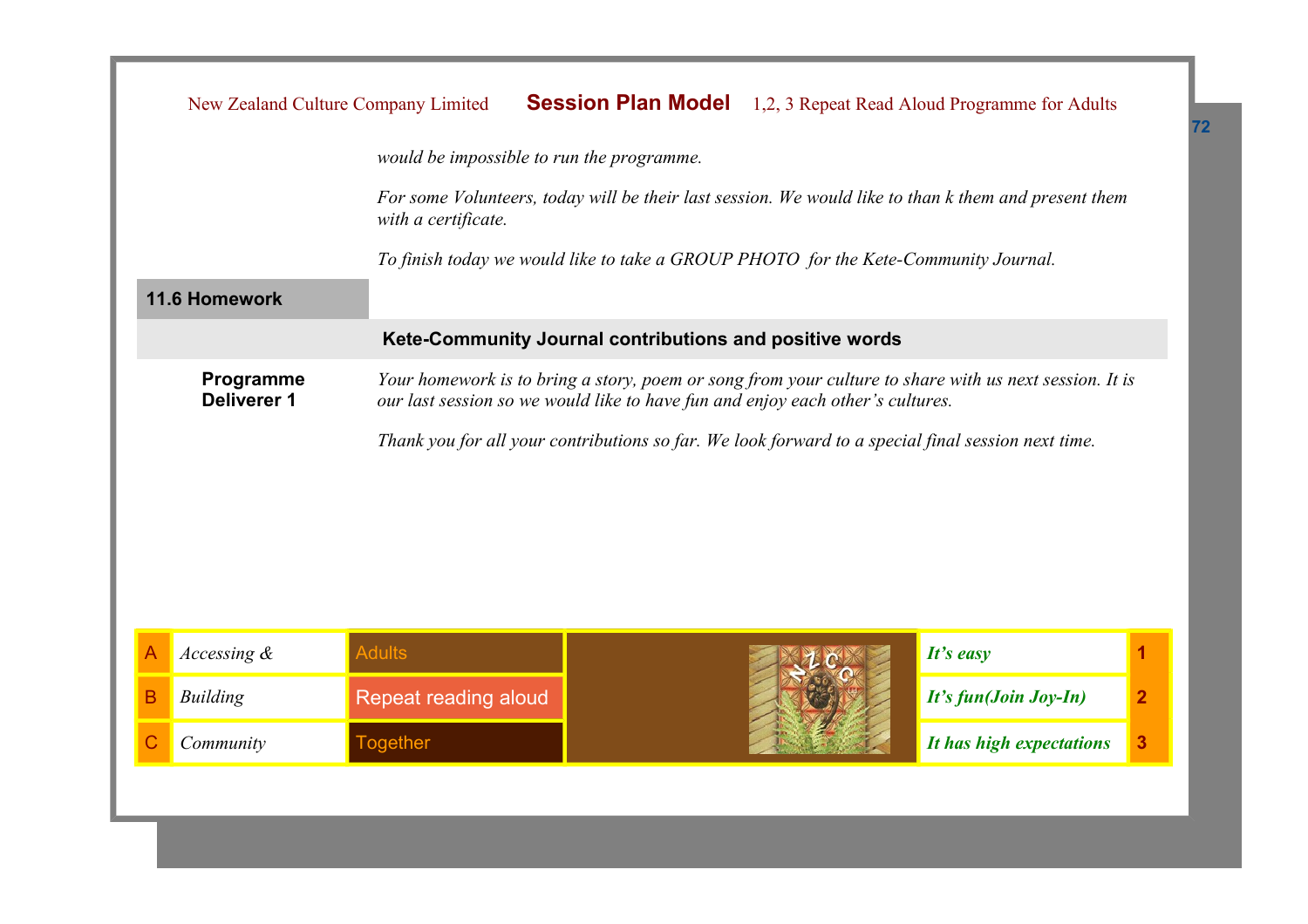*would be impossible to run the programme.*

*For some Volunteers, today will be their last session. We would like to than k them and present them with a certificate.*

*To finish today we would like to take a GROUP PHOTO for the Kete-Community Journal.*

## 11.6 Homework

### Kete-Community Journal contributions and positive words

**Programme Deliverer 1**

*Your homework is to bring a story, poem or song from your culture to share with us next session. It is our last session so we would like to have fun and enjoy each other's cultures.*

*Thank you for all your contributions so far. We look forward to a special final session next time.*

| | | | | |
|---|---|---|---|---|
| A | *Accessing &* | Adults | ***It's easy*** | 1 |
| B | *Building* | Repeat reading aloud | ***It's fun(Join Joy-In)*** | 2 |
| C | *Community* | Together | ***It has high expectations*** | 3 |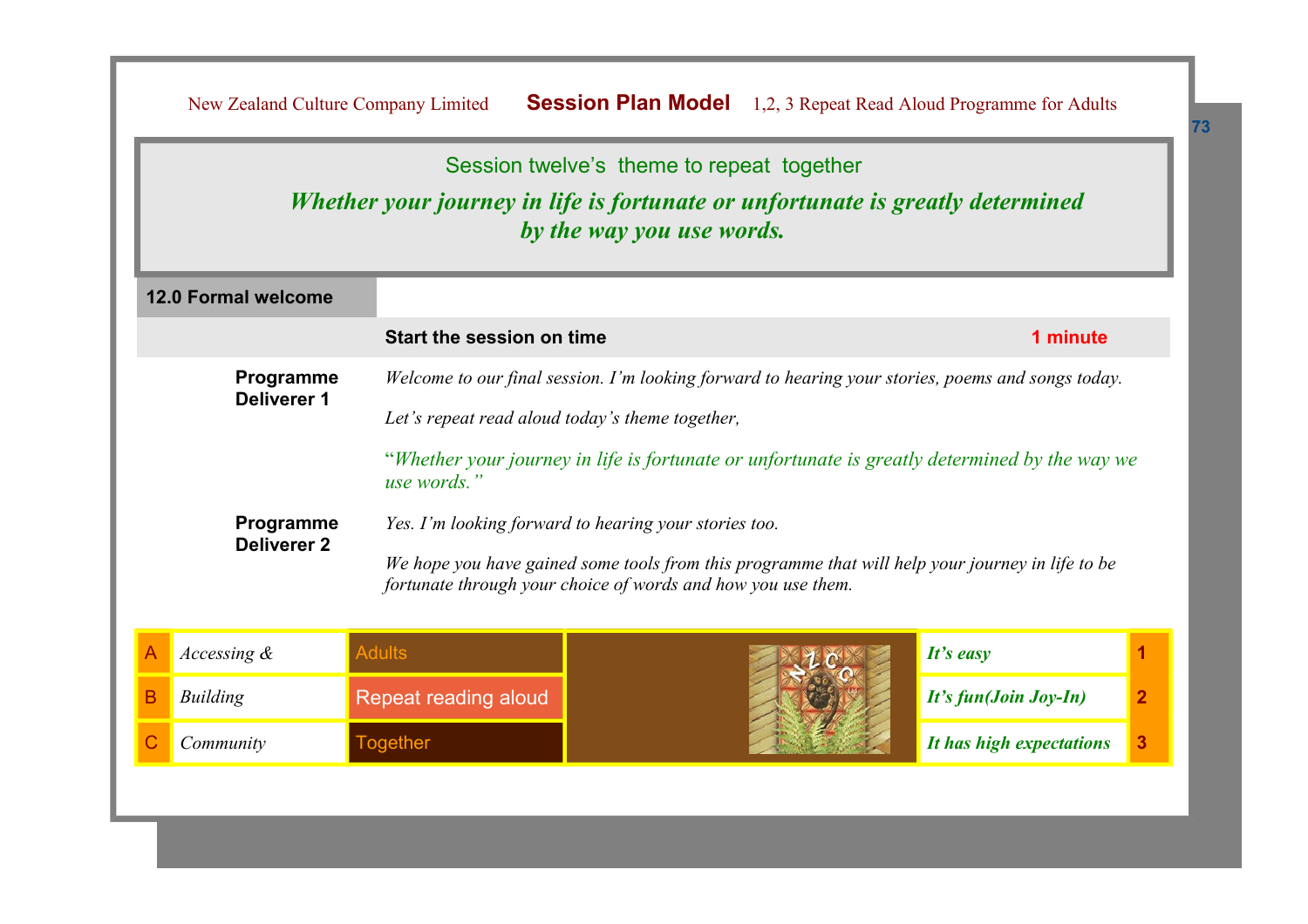Session twelve's theme to repeat together

***Whether your journey in life is fortunate or unfortunate is greatly determined by the way you use words.***

## 12.0 Formal welcome

| | Start the session on time | 1 minute |
|---|---|---|
| **Programme Deliverer 1** | *Welcome to our final session. I'm looking forward to hearing your stories, poems and songs today.* <br><br> *Let's repeat read aloud today's theme together,* <br><br> *"Whether your journey in life is fortunate or unfortunate is greatly determined by the way we use words."* | |
| **Programme Deliverer 2** | *Yes. I'm looking forward to hearing your stories too.* <br><br> *We hope you have gained some tools from this programme that will help your journey in life to be fortunate through your choice of words and how you use them.* | |

| | | | | | |
|---|---|---|---|---|---|
| A | *Accessing &* | Adults | | ***It's easy*** | 1 |
| B | *Building* | Repeat reading aloud | | ***It's fun(Join Joy-In)*** | 2 |
| C | *Community* | Together | | ***It has high expectations*** | 3 |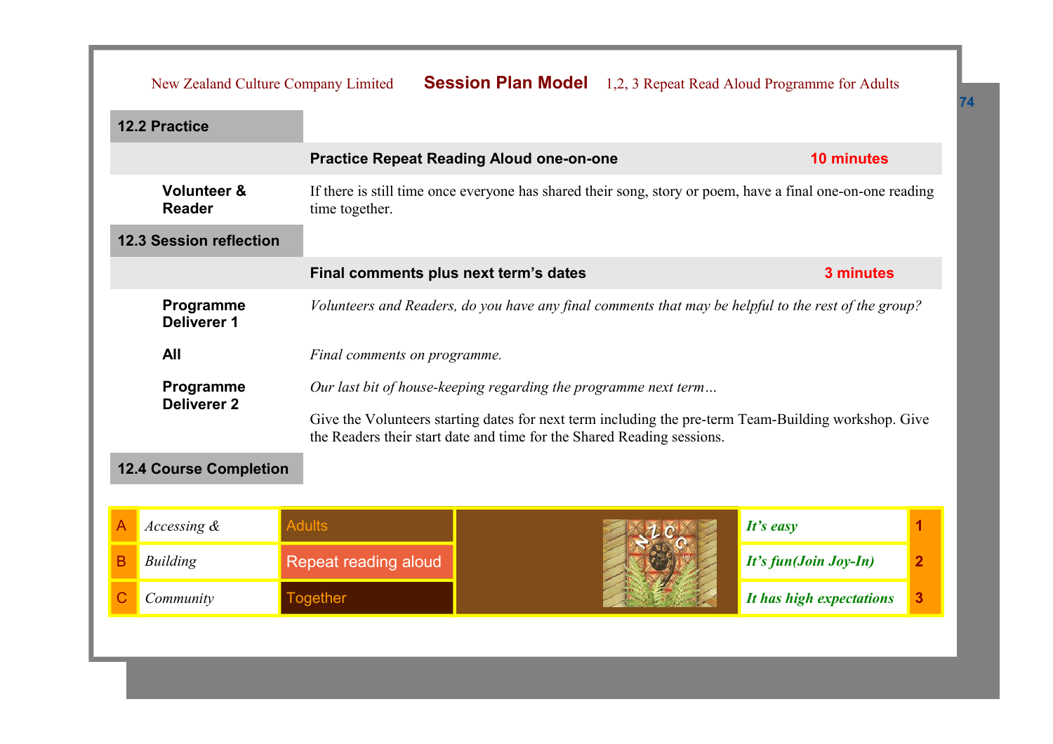## 12.2 Practice

| | **Practice Repeat Reading Aloud one-on-one** | **10 minutes** |
|---|---|---|
| **Volunteer & Reader** | If there is still time once everyone has shared their song, story or poem, have a final one-on-one reading time together. | |

## 12.3 Session reflection

| | **Final comments plus next term's dates** | **3 minutes** |
|---|---|---|
| **Programme Deliverer 1** | *Volunteers and Readers, do you have any final comments that may be helpful to the rest of the group?* | |
| **All** | *Final comments on programme.* | |
| **Programme Deliverer 2** | *Our last bit of house-keeping regarding the programme next term…*<br><br>Give the Volunteers starting dates for next term including the pre-term Team-Building workshop. Give the Readers their start date and time for the Shared Reading sessions. | |

## 12.4 Course Completion

| | | | | |
|---|---|---|---|---|
| A | *Accessing &* | Adults | *It's easy* | 1 |
| B | *Building* | Repeat reading aloud | *It's fun(Join Joy-In)* | 2 |
| C | *Community* | Together | *It has high expectations* | 3 |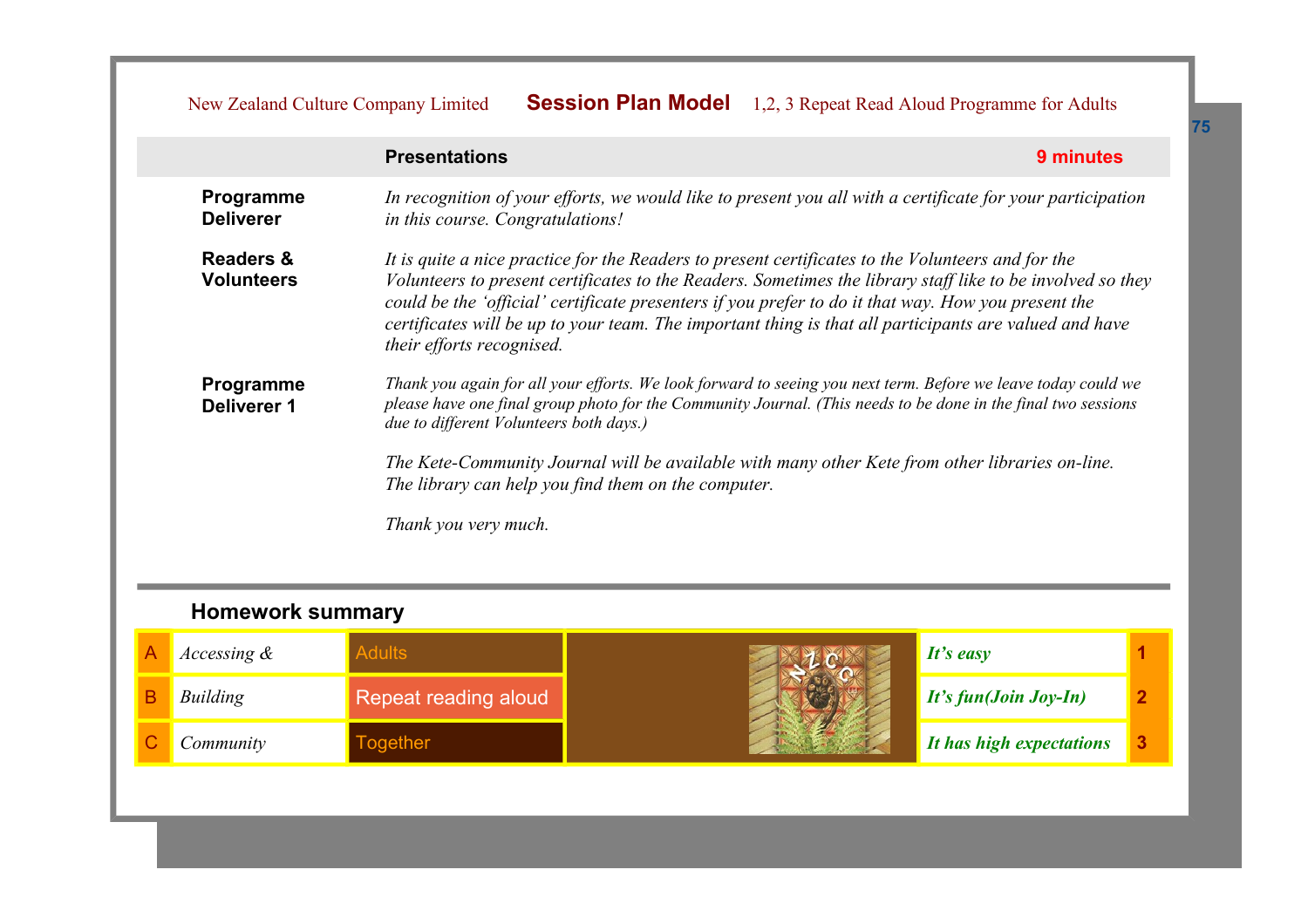## Presentations — 9 minutes

| | |
|---|---|
| **Programme Deliverer** | *In recognition of your efforts, we would like to present you all with a certificate for your participation in this course. Congratulations!* |
| **Readers & Volunteers** | *It is quite a nice practice for the Readers to present certificates to the Volunteers and for the Volunteers to present certificates to the Readers. Sometimes the library staff like to be involved so they could be the 'official' certificate presenters if you prefer to do it that way. How you present the certificates will be up to your team. The important thing is that all participants are valued and have their efforts recognised.* |
| **Programme Deliverer 1** | *Thank you again for all your efforts. We look forward to seeing you next term. Before we leave today could we please have one final group photo for the Community Journal. (This needs to be done in the final two sessions due to different Volunteers both days.)* <br><br> *The Kete-Community Journal will be available with many other Kete from other libraries on-line. The library can help you find them on the computer.* <br><br> *Thank you very much.* |

## Homework summary

| | | | | |
|---|---|---|---|---|
| A | *Accessing &* | Adults | ***It's easy*** | 1 |
| B | *Building* | Repeat reading aloud | ***It's fun(Join Joy-In)*** | 2 |
| C | *Community* | Together | ***It has high expectations*** | 3 |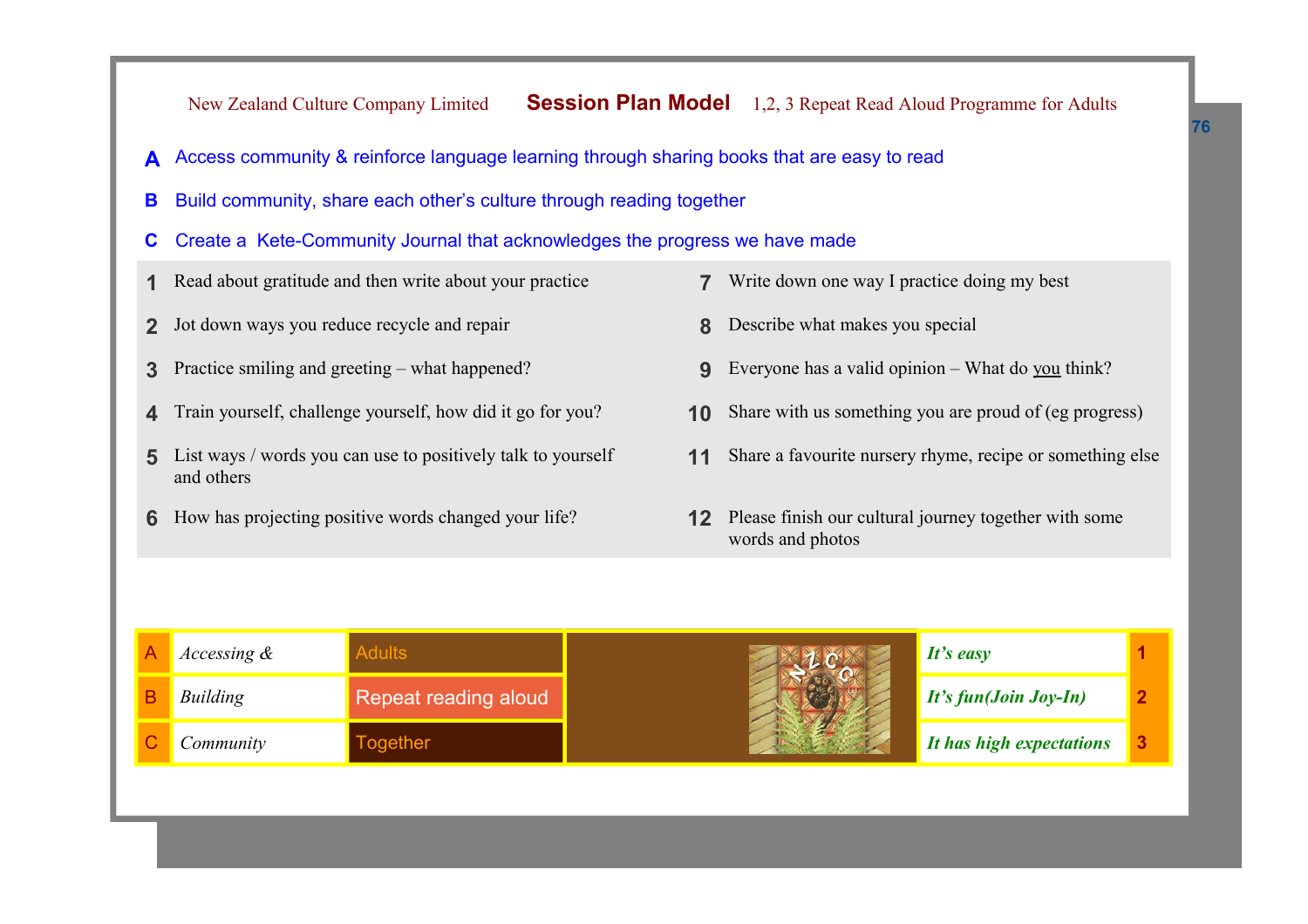New Zealand Culture Company Limited **Session Plan Model** 1,2, 3 Repeat Read Aloud Programme for Adults

**A** Access community & reinforce language learning through sharing books that are easy to read

**B** Build community, share each other's culture through reading together

**C** Create a Kete-Community Journal that acknowledges the progress we have made

1. Read about gratitude and then write about your practice
2. Jot down ways you reduce recycle and repair
3. Practice smiling and greeting – what happened?
4. Train yourself, challenge yourself, how did it go for you?
5. List ways / words you can use to positively talk to yourself and others
6. How has projecting positive words changed your life?
7. Write down one way I practice doing my best
8. Describe what makes you special
9. Everyone has a valid opinion – What do you think?
10. Share with us something you are proud of (eg progress)
11. Share a favourite nursery rhyme, recipe or something else
12. Please finish our cultural journey together with some words and photos

| | | | | |
|---|---|---|---|---|
| A | *Accessing &* | Adults | *It's easy* | 1 |
| B | *Building* | Repeat reading aloud | *It's fun(Join Joy-In)* | 2 |
| C | *Community* | Together | *It has high expectations* | 3 |